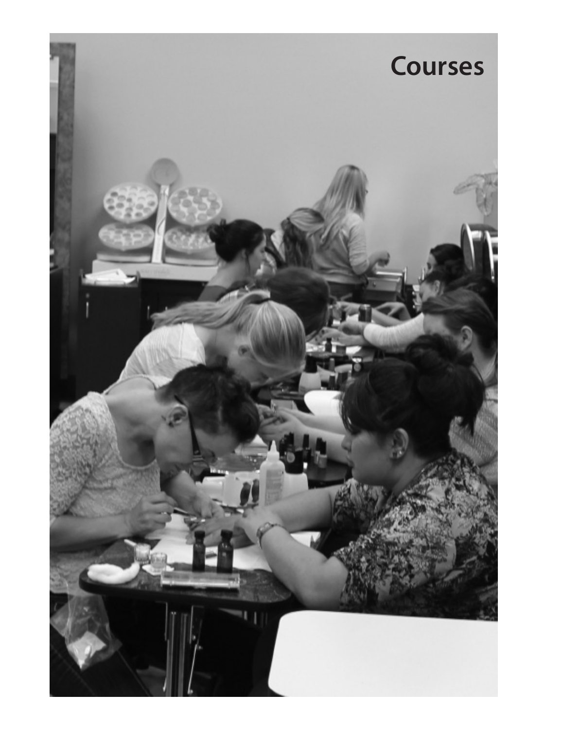# Courses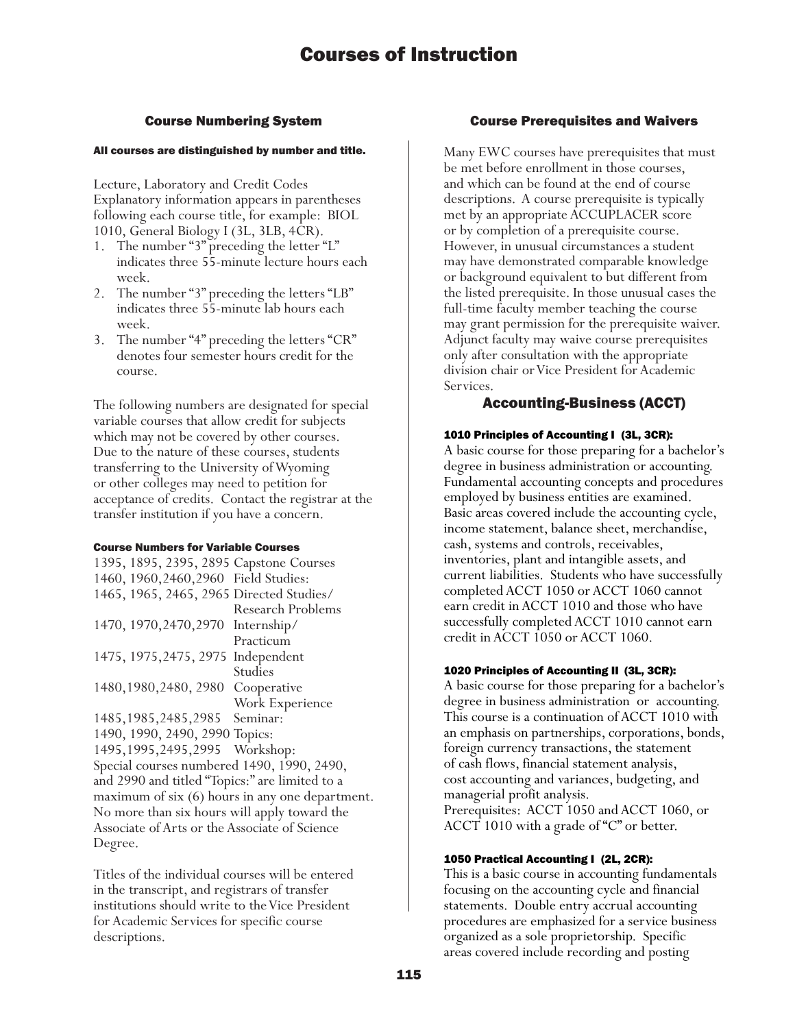# Courses of Instruction

## Course Numbering System

**All courses are distinguished by number and title.**

Lecture, Laboratory and Credit Codes
Explanatory information appears in parentheses following each course title, for example: BIOL 1010, General Biology I (3L, 3LB, 4CR).

1. The number "3" preceding the letter "L" indicates three 55-minute lecture hours each week.
2. The number "3" preceding the letters "LB" indicates three 55-minute lab hours each week.
3. The number "4" preceding the letters "CR" denotes four semester hours credit for the course.

The following numbers are designated for special variable courses that allow credit for subjects which may not be covered by other courses. Due to the nature of these courses, students transferring to the University of Wyoming or other colleges may need to petition for acceptance of credits. Contact the registrar at the transfer institution if you have a concern.

**Course Numbers for Variable Courses**

| | |
|---|---|
| 1395, 1895, 2395, 2895 | Capstone Courses |
| 1460, 1960,2460,2960 | Field Studies: |
| 1465, 1965, 2465, 2965 | Directed Studies/ Research Problems |
| 1470, 1970,2470,2970 | Internship/ Practicum |
| 1475, 1975,2475, 2975 | Independent Studies |
| 1480,1980,2480, 2980 | Cooperative Work Experience |
| 1485,1985,2485,2985 | Seminar: |
| 1490, 1990, 2490, 2990 | Topics: |
| 1495,1995,2495,2995 | Workshop: |

Special courses numbered 1490, 1990, 2490, and 2990 and titled "Topics:" are limited to a maximum of six (6) hours in any one department. No more than six hours will apply toward the Associate of Arts or the Associate of Science Degree.

Titles of the individual courses will be entered in the transcript, and registrars of transfer institutions should write to the Vice President for Academic Services for specific course descriptions.

## Course Prerequisites and Waivers

Many EWC courses have prerequisites that must be met before enrollment in those courses, and which can be found at the end of course descriptions. A course prerequisite is typically met by an appropriate ACCUPLACER score or by completion of a prerequisite course. However, in unusual circumstances a student may have demonstrated comparable knowledge or background equivalent to but different from the listed prerequisite. In those unusual cases the full-time faculty member teaching the course may grant permission for the prerequisite waiver. Adjunct faculty may waive course prerequisites only after consultation with the appropriate division chair or Vice President for Academic Services.

## Accounting-Business (ACCT)

**1010 Principles of Accounting I (3L, 3CR):**
A basic course for those preparing for a bachelor's degree in business administration or accounting. Fundamental accounting concepts and procedures employed by business entities are examined. Basic areas covered include the accounting cycle, income statement, balance sheet, merchandise, cash, systems and controls, receivables, inventories, plant and intangible assets, and current liabilities. Students who have successfully completed ACCT 1050 or ACCT 1060 cannot earn credit in ACCT 1010 and those who have successfully completed ACCT 1010 cannot earn credit in ACCT 1050 or ACCT 1060.

**1020 Principles of Accounting II (3L, 3CR):**
A basic course for those preparing for a bachelor's degree in business administration or accounting. This course is a continuation of ACCT 1010 with an emphasis on partnerships, corporations, bonds, foreign currency transactions, the statement of cash flows, financial statement analysis, cost accounting and variances, budgeting, and managerial profit analysis.
Prerequisites: ACCT 1050 and ACCT 1060, or ACCT 1010 with a grade of "C" or better.

**1050 Practical Accounting I (2L, 2CR):**
This is a basic course in accounting fundamentals focusing on the accounting cycle and financial statements. Double entry accrual accounting procedures are emphasized for a service business organized as a sole proprietorship. Specific areas covered include recording and posting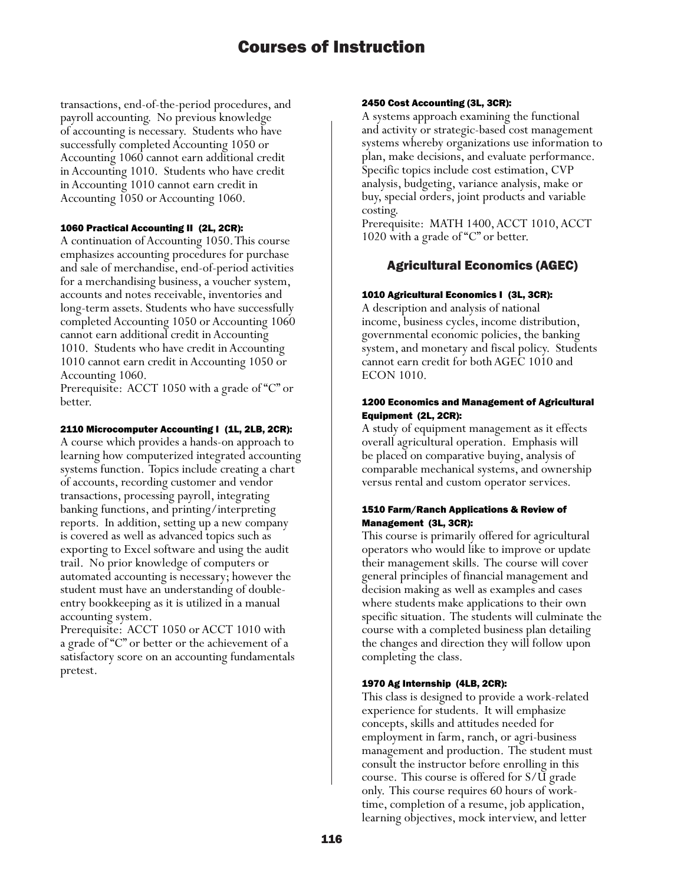transactions, end-of-the-period procedures, and payroll accounting. No previous knowledge of accounting is necessary. Students who have successfully completed Accounting 1050 or Accounting 1060 cannot earn additional credit in Accounting 1010. Students who have credit in Accounting 1010 cannot earn credit in Accounting 1050 or Accounting 1060.

#### 1060 Practical Accounting II (2L, 2CR):

A continuation of Accounting 1050. This course emphasizes accounting procedures for purchase and sale of merchandise, end-of-period activities for a merchandising business, a voucher system, accounts and notes receivable, inventories and long-term assets. Students who have successfully completed Accounting 1050 or Accounting 1060 cannot earn additional credit in Accounting 1010. Students who have credit in Accounting 1010 cannot earn credit in Accounting 1050 or Accounting 1060.
Prerequisite: ACCT 1050 with a grade of "C" or better.

#### 2110 Microcomputer Accounting I (1L, 2LB, 2CR):

A course which provides a hands-on approach to learning how computerized integrated accounting systems function. Topics include creating a chart of accounts, recording customer and vendor transactions, processing payroll, integrating banking functions, and printing/interpreting reports. In addition, setting up a new company is covered as well as advanced topics such as exporting to Excel software and using the audit trail. No prior knowledge of computers or automated accounting is necessary; however the student must have an understanding of double-entry bookkeeping as it is utilized in a manual accounting system.
Prerequisite: ACCT 1050 or ACCT 1010 with a grade of "C" or better or the achievement of a satisfactory score on an accounting fundamentals pretest.

#### 2450 Cost Accounting (3L, 3CR):

A systems approach examining the functional and activity or strategic-based cost management systems whereby organizations use information to plan, make decisions, and evaluate performance. Specific topics include cost estimation, CVP analysis, budgeting, variance analysis, make or buy, special orders, joint products and variable costing.
Prerequisite: MATH 1400, ACCT 1010, ACCT 1020 with a grade of "C" or better.

### Agricultural Economics (AGEC)

#### 1010 Agricultural Economics I (3L, 3CR):

A description and analysis of national income, business cycles, income distribution, governmental economic policies, the banking system, and monetary and fiscal policy. Students cannot earn credit for both AGEC 1010 and ECON 1010.

#### 1200 Economics and Management of Agricultural Equipment (2L, 2CR):

A study of equipment management as it effects overall agricultural operation. Emphasis will be placed on comparative buying, analysis of comparable mechanical systems, and ownership versus rental and custom operator services.

#### 1510 Farm/Ranch Applications & Review of Management (3L, 3CR):

This course is primarily offered for agricultural operators who would like to improve or update their management skills. The course will cover general principles of financial management and decision making as well as examples and cases where students make applications to their own specific situation. The students will culminate the course with a completed business plan detailing the changes and direction they will follow upon completing the class.

#### 1970 Ag Internship (4LB, 2CR):

This class is designed to provide a work-related experience for students. It will emphasize concepts, skills and attitudes needed for employment in farm, ranch, or agri-business management and production. The student must consult the instructor before enrolling in this course. This course is offered for S/U grade only. This course requires 60 hours of work-time, completion of a resume, job application, learning objectives, mock interview, and letter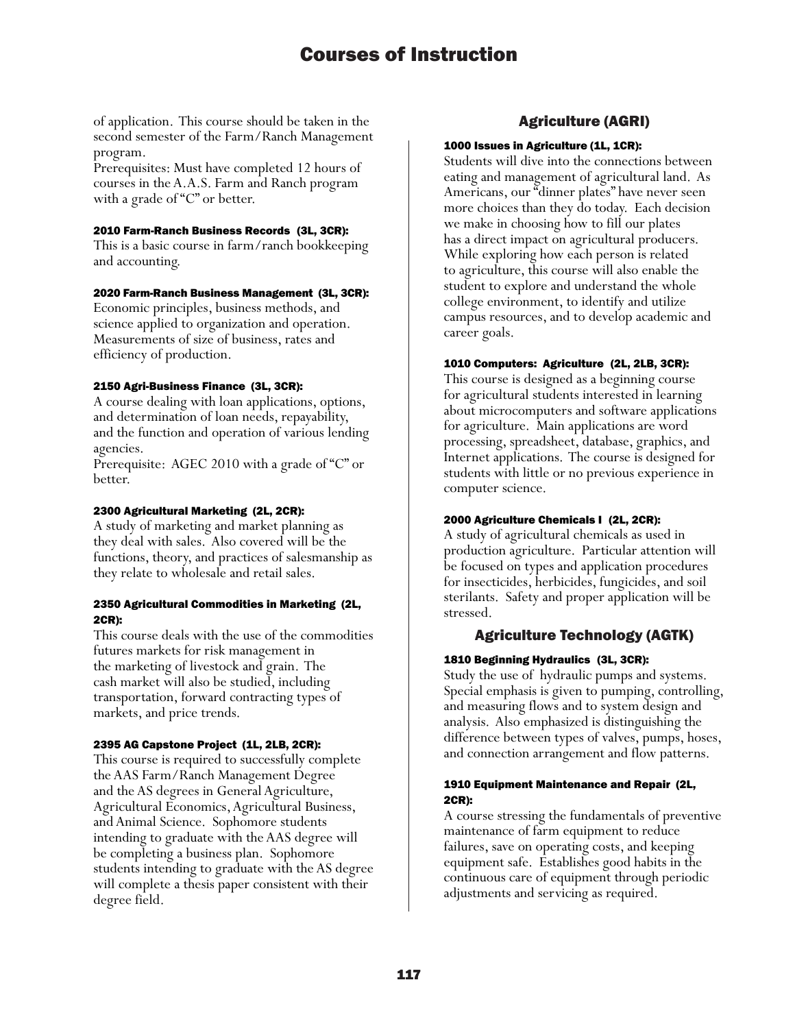of application. This course should be taken in the second semester of the Farm/Ranch Management program.
Prerequisites: Must have completed 12 hours of courses in the A.A.S. Farm and Ranch program with a grade of "C" or better.

#### 2010 Farm-Ranch Business Records (3L, 3CR):

This is a basic course in farm/ranch bookkeeping and accounting.

#### 2020 Farm-Ranch Business Management (3L, 3CR):

Economic principles, business methods, and science applied to organization and operation. Measurements of size of business, rates and efficiency of production.

#### 2150 Agri-Business Finance (3L, 3CR):

A course dealing with loan applications, options, and determination of loan needs, repayability, and the function and operation of various lending agencies.
Prerequisite: AGEC 2010 with a grade of "C" or better.

#### 2300 Agricultural Marketing (2L, 2CR):

A study of marketing and market planning as they deal with sales. Also covered will be the functions, theory, and practices of salesmanship as they relate to wholesale and retail sales.

#### 2350 Agricultural Commodities in Marketing (2L, 2CR):

This course deals with the use of the commodities futures markets for risk management in the marketing of livestock and grain. The cash market will also be studied, including transportation, forward contracting types of markets, and price trends.

#### 2395 AG Capstone Project (1L, 2LB, 2CR):

This course is required to successfully complete the AAS Farm/Ranch Management Degree and the AS degrees in General Agriculture, Agricultural Economics, Agricultural Business, and Animal Science. Sophomore students intending to graduate with the AAS degree will be completing a business plan. Sophomore students intending to graduate with the AS degree will complete a thesis paper consistent with their degree field.

## Agriculture (AGRI)

#### 1000 Issues in Agriculture (1L, 1CR):

Students will dive into the connections between eating and management of agricultural land. As Americans, our "dinner plates" have never seen more choices than they do today. Each decision we make in choosing how to fill our plates has a direct impact on agricultural producers. While exploring how each person is related to agriculture, this course will also enable the student to explore and understand the whole college environment, to identify and utilize campus resources, and to develop academic and career goals.

#### 1010 Computers: Agriculture (2L, 2LB, 3CR):

This course is designed as a beginning course for agricultural students interested in learning about microcomputers and software applications for agriculture. Main applications are word processing, spreadsheet, database, graphics, and Internet applications. The course is designed for students with little or no previous experience in computer science.

#### 2000 Agriculture Chemicals I (2L, 2CR):

A study of agricultural chemicals as used in production agriculture. Particular attention will be focused on types and application procedures for insecticides, herbicides, fungicides, and soil sterilants. Safety and proper application will be stressed.

## Agriculture Technology (AGTK)

#### 1810 Beginning Hydraulics (3L, 3CR):

Study the use of hydraulic pumps and systems. Special emphasis is given to pumping, controlling, and measuring flows and to system design and analysis. Also emphasized is distinguishing the difference between types of valves, pumps, hoses, and connection arrangement and flow patterns.

#### 1910 Equipment Maintenance and Repair (2L, 2CR):

A course stressing the fundamentals of preventive maintenance of farm equipment to reduce failures, save on operating costs, and keeping equipment safe. Establishes good habits in the continuous care of equipment through periodic adjustments and servicing as required.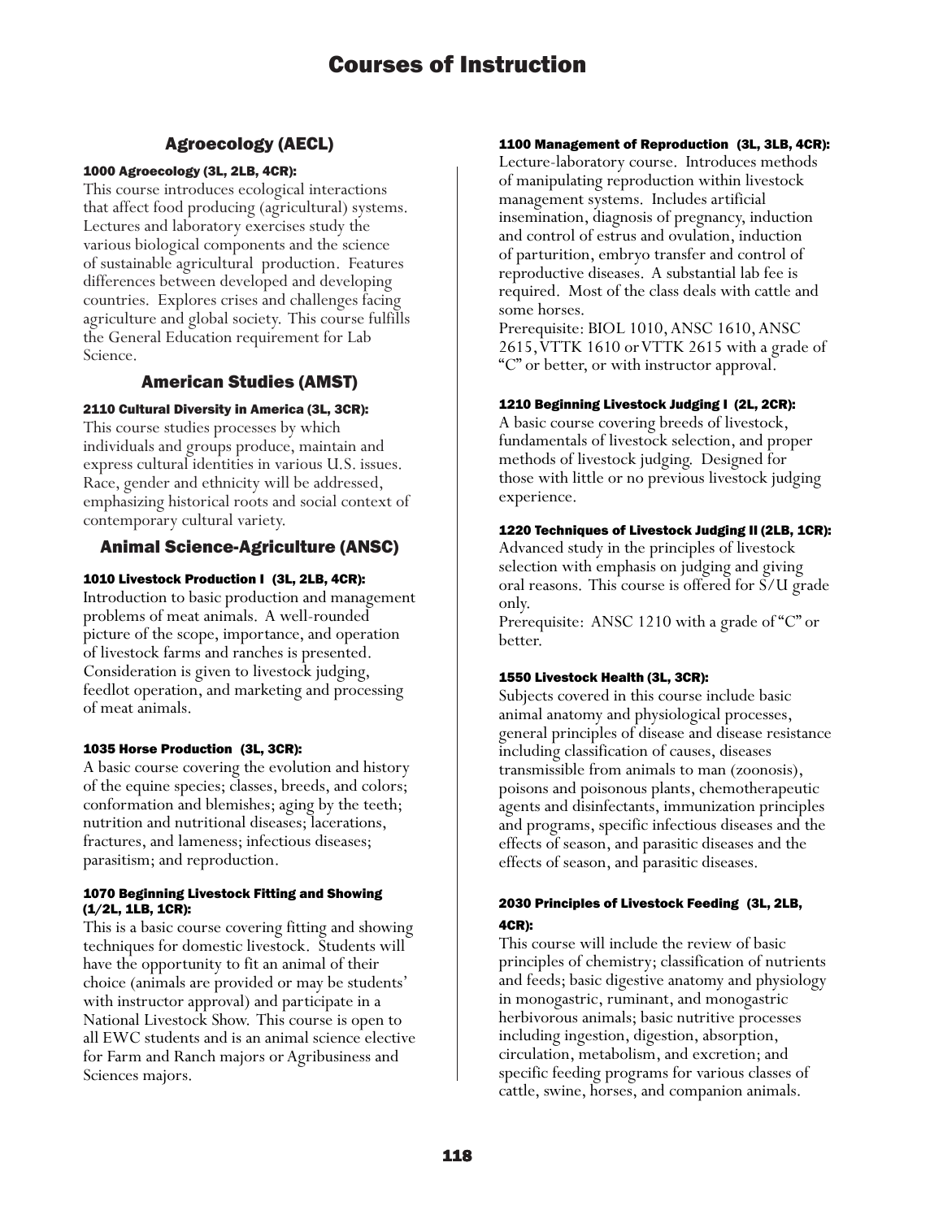# Courses of Instruction

## Agroecology (AECL)

### 1000 Agroecology (3L, 2LB, 4CR):

This course introduces ecological interactions that affect food producing (agricultural) systems. Lectures and laboratory exercises study the various biological components and the science of sustainable agricultural production. Features differences between developed and developing countries. Explores crises and challenges facing agriculture and global society. This course fulfills the General Education requirement for Lab Science.

## American Studies (AMST)

### 2110 Cultural Diversity in America (3L, 3CR):

This course studies processes by which individuals and groups produce, maintain and express cultural identities in various U.S. issues. Race, gender and ethnicity will be addressed, emphasizing historical roots and social context of contemporary cultural variety.

## Animal Science-Agriculture (ANSC)

### 1010 Livestock Production I (3L, 2LB, 4CR):

Introduction to basic production and management problems of meat animals. A well-rounded picture of the scope, importance, and operation of livestock farms and ranches is presented. Consideration is given to livestock judging, feedlot operation, and marketing and processing of meat animals.

### 1035 Horse Production (3L, 3CR):

A basic course covering the evolution and history of the equine species; classes, breeds, and colors; conformation and blemishes; aging by the teeth; nutrition and nutritional diseases; lacerations, fractures, and lameness; infectious diseases; parasitism; and reproduction.

### 1070 Beginning Livestock Fitting and Showing (1/2L, 1LB, 1CR):

This is a basic course covering fitting and showing techniques for domestic livestock. Students will have the opportunity to fit an animal of their choice (animals are provided or may be students' with instructor approval) and participate in a National Livestock Show. This course is open to all EWC students and is an animal science elective for Farm and Ranch majors or Agribusiness and Sciences majors.

### 1100 Management of Reproduction (3L, 3LB, 4CR):

Lecture-laboratory course. Introduces methods of manipulating reproduction within livestock management systems. Includes artificial insemination, diagnosis of pregnancy, induction and control of estrus and ovulation, induction of parturition, embryo transfer and control of reproductive diseases. A substantial lab fee is required. Most of the class deals with cattle and some horses.

Prerequisite: BIOL 1010, ANSC 1610, ANSC 2615, VTTK 1610 or VTTK 2615 with a grade of "C" or better, or with instructor approval.

### 1210 Beginning Livestock Judging I (2L, 2CR):

A basic course covering breeds of livestock, fundamentals of livestock selection, and proper methods of livestock judging. Designed for those with little or no previous livestock judging experience.

### 1220 Techniques of Livestock Judging II (2LB, 1CR):

Advanced study in the principles of livestock selection with emphasis on judging and giving oral reasons. This course is offered for S/U grade only.

Prerequisite: ANSC 1210 with a grade of "C" or better.

### 1550 Livestock Health (3L, 3CR):

Subjects covered in this course include basic animal anatomy and physiological processes, general principles of disease and disease resistance including classification of causes, diseases transmissible from animals to man (zoonosis), poisons and poisonous plants, chemotherapeutic agents and disinfectants, immunization principles and programs, specific infectious diseases and the effects of season, and parasitic diseases and the effects of season, and parasitic diseases.

### 2030 Principles of Livestock Feeding (3L, 2LB, 4CR):

This course will include the review of basic principles of chemistry; classification of nutrients and feeds; basic digestive anatomy and physiology in monogastric, ruminant, and monogastric herbivorous animals; basic nutritive processes including ingestion, digestion, absorption, circulation, metabolism, and excretion; and specific feeding programs for various classes of cattle, swine, horses, and companion animals.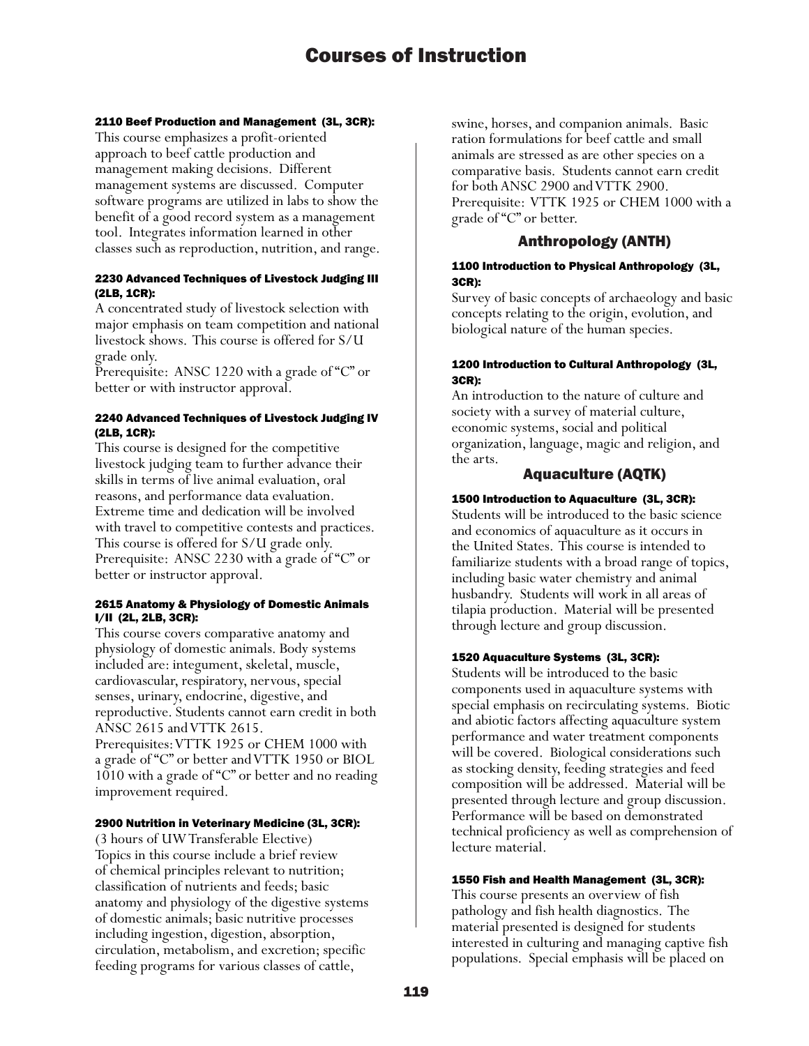#### 2110 Beef Production and Management (3L, 3CR):

This course emphasizes a profit-oriented approach to beef cattle production and management making decisions. Different management systems are discussed. Computer software programs are utilized in labs to show the benefit of a good record system as a management tool. Integrates information learned in other classes such as reproduction, nutrition, and range.

#### 2230 Advanced Techniques of Livestock Judging III (2LB, 1CR):

A concentrated study of livestock selection with major emphasis on team competition and national livestock shows. This course is offered for S/U grade only.
Prerequisite: ANSC 1220 with a grade of "C" or better or with instructor approval.

#### 2240 Advanced Techniques of Livestock Judging IV (2LB, 1CR):

This course is designed for the competitive livestock judging team to further advance their skills in terms of live animal evaluation, oral reasons, and performance data evaluation. Extreme time and dedication will be involved with travel to competitive contests and practices. This course is offered for S/U grade only.
Prerequisite: ANSC 2230 with a grade of "C" or better or instructor approval.

#### 2615 Anatomy & Physiology of Domestic Animals I/II (2L, 2LB, 3CR):

This course covers comparative anatomy and physiology of domestic animals. Body systems included are: integument, skeletal, muscle, cardiovascular, respiratory, nervous, special senses, urinary, endocrine, digestive, and reproductive. Students cannot earn credit in both ANSC 2615 and VTTK 2615.
Prerequisites: VTTK 1925 or CHEM 1000 with a grade of "C" or better and VTTK 1950 or BIOL 1010 with a grade of "C" or better and no reading improvement required.

#### 2900 Nutrition in Veterinary Medicine (3L, 3CR):

(3 hours of UW Transferable Elective)
Topics in this course include a brief review of chemical principles relevant to nutrition; classification of nutrients and feeds; basic anatomy and physiology of the digestive systems of domestic animals; basic nutritive processes including ingestion, digestion, absorption, circulation, metabolism, and excretion; specific feeding programs for various classes of cattle, swine, horses, and companion animals. Basic ration formulations for beef cattle and small animals are stressed as are other species on a comparative basis. Students cannot earn credit for both ANSC 2900 and VTTK 2900.
Prerequisite: VTTK 1925 or CHEM 1000 with a grade of "C" or better.

### Anthropology (ANTH)

#### 1100 Introduction to Physical Anthropology (3L, 3CR):

Survey of basic concepts of archaeology and basic concepts relating to the origin, evolution, and biological nature of the human species.

#### 1200 Introduction to Cultural Anthropology (3L, 3CR):

An introduction to the nature of culture and society with a survey of material culture, economic systems, social and political organization, language, magic and religion, and the arts.

### Aquaculture (AQTK)

#### 1500 Introduction to Aquaculture (3L, 3CR):

Students will be introduced to the basic science and economics of aquaculture as it occurs in the United States. This course is intended to familiarize students with a broad range of topics, including basic water chemistry and animal husbandry. Students will work in all areas of tilapia production. Material will be presented through lecture and group discussion.

#### 1520 Aquaculture Systems (3L, 3CR):

Students will be introduced to the basic components used in aquaculture systems with special emphasis on recirculating systems. Biotic and abiotic factors affecting aquaculture system performance and water treatment components will be covered. Biological considerations such as stocking density, feeding strategies and feed composition will be addressed. Material will be presented through lecture and group discussion. Performance will be based on demonstrated technical proficiency as well as comprehension of lecture material.

#### 1550 Fish and Health Management (3L, 3CR):

This course presents an overview of fish pathology and fish health diagnostics. The material presented is designed for students interested in culturing and managing captive fish populations. Special emphasis will be placed on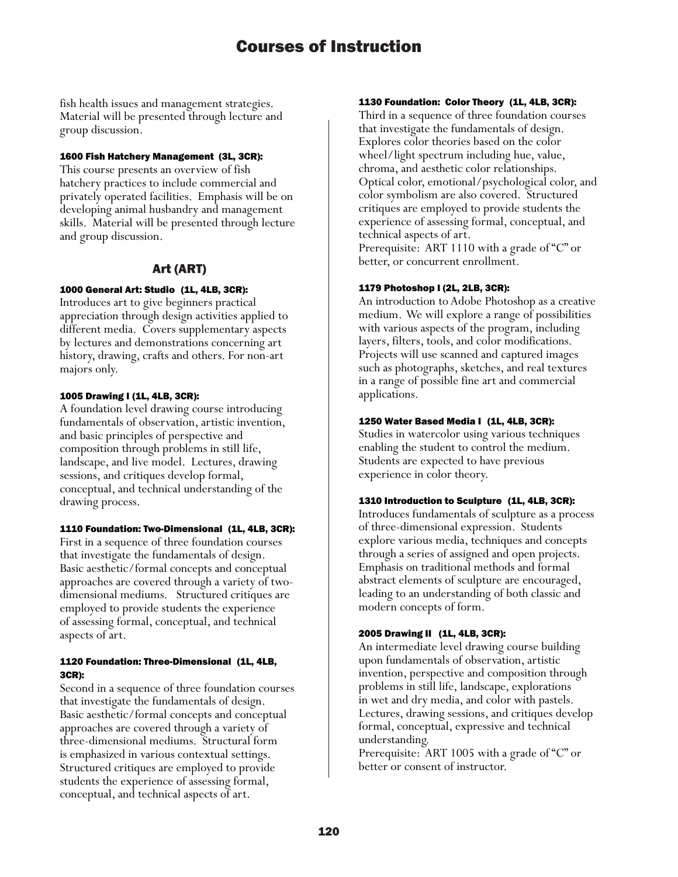fish health issues and management strategies. Material will be presented through lecture and group discussion.

#### 1600 Fish Hatchery Management (3L, 3CR):

This course presents an overview of fish hatchery practices to include commercial and privately operated facilities. Emphasis will be on developing animal husbandry and management skills. Material will be presented through lecture and group discussion.

## Art (ART)

#### 1000 General Art: Studio (1L, 4LB, 3CR):

Introduces art to give beginners practical appreciation through design activities applied to different media. Covers supplementary aspects by lectures and demonstrations concerning art history, drawing, crafts and others. For non-art majors only.

#### 1005 Drawing I (1L, 4LB, 3CR):

A foundation level drawing course introducing fundamentals of observation, artistic invention, and basic principles of perspective and composition through problems in still life, landscape, and live model. Lectures, drawing sessions, and critiques develop formal, conceptual, and technical understanding of the drawing process.

#### 1110 Foundation: Two-Dimensional (1L, 4LB, 3CR):

First in a sequence of three foundation courses that investigate the fundamentals of design. Basic aesthetic/formal concepts and conceptual approaches are covered through a variety of two-dimensional mediums. Structured critiques are employed to provide students the experience of assessing formal, conceptual, and technical aspects of art.

#### 1120 Foundation: Three-Dimensional (1L, 4LB, 3CR):

Second in a sequence of three foundation courses that investigate the fundamentals of design. Basic aesthetic/formal concepts and conceptual approaches are covered through a variety of three-dimensional mediums. Structural form is emphasized in various contextual settings. Structured critiques are employed to provide students the experience of assessing formal, conceptual, and technical aspects of art.

#### 1130 Foundation: Color Theory (1L, 4LB, 3CR):

Third in a sequence of three foundation courses that investigate the fundamentals of design. Explores color theories based on the color wheel/light spectrum including hue, value, chroma, and aesthetic color relationships. Optical color, emotional/psychological color, and color symbolism are also covered. Structured critiques are employed to provide students the experience of assessing formal, conceptual, and technical aspects of art.
Prerequisite: ART 1110 with a grade of "C" or better, or concurrent enrollment.

#### 1179 Photoshop I (2L, 2LB, 3CR):

An introduction to Adobe Photoshop as a creative medium. We will explore a range of possibilities with various aspects of the program, including layers, filters, tools, and color modifications. Projects will use scanned and captured images such as photographs, sketches, and real textures in a range of possible fine art and commercial applications.

#### 1250 Water Based Media I (1L, 4LB, 3CR):

Studies in watercolor using various techniques enabling the student to control the medium. Students are expected to have previous experience in color theory.

#### 1310 Introduction to Sculpture (1L, 4LB, 3CR):

Introduces fundamentals of sculpture as a process of three-dimensional expression. Students explore various media, techniques and concepts through a series of assigned and open projects. Emphasis on traditional methods and formal abstract elements of sculpture are encouraged, leading to an understanding of both classic and modern concepts of form.

#### 2005 Drawing II (1L, 4LB, 3CR):

An intermediate level drawing course building upon fundamentals of observation, artistic invention, perspective and composition through problems in still life, landscape, explorations in wet and dry media, and color with pastels. Lectures, drawing sessions, and critiques develop formal, conceptual, expressive and technical understanding.
Prerequisite: ART 1005 with a grade of "C" or better or consent of instructor.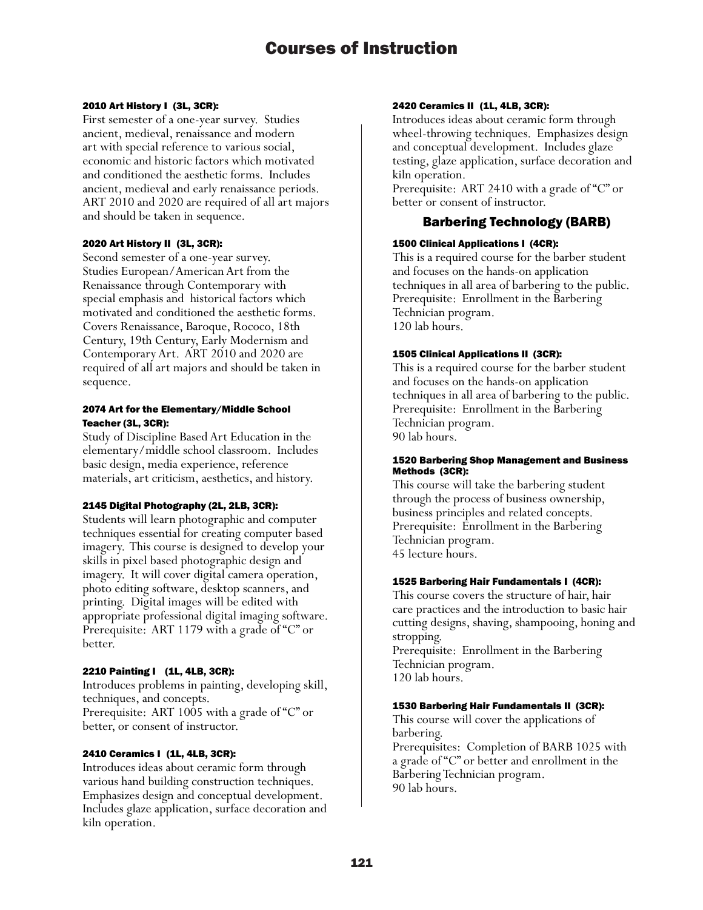# Courses of Instruction

**2010 Art History I (3L, 3CR):**
First semester of a one-year survey. Studies ancient, medieval, renaissance and modern art with special reference to various social, economic and historic factors which motivated and conditioned the aesthetic forms. Includes ancient, medieval and early renaissance periods. ART 2010 and 2020 are required of all art majors and should be taken in sequence.

**2020 Art History II (3L, 3CR):**
Second semester of a one-year survey. Studies European/American Art from the Renaissance through Contemporary with special emphasis and historical factors which motivated and conditioned the aesthetic forms. Covers Renaissance, Baroque, Rococo, 18th Century, 19th Century, Early Modernism and Contemporary Art. ART 2010 and 2020 are required of all art majors and should be taken in sequence.

**2074 Art for the Elementary/Middle School Teacher (3L, 3CR):**
Study of Discipline Based Art Education in the elementary/middle school classroom. Includes basic design, media experience, reference materials, art criticism, aesthetics, and history.

**2145 Digital Photography (2L, 2LB, 3CR):**
Students will learn photographic and computer techniques essential for creating computer based imagery. This course is designed to develop your skills in pixel based photographic design and imagery. It will cover digital camera operation, photo editing software, desktop scanners, and printing. Digital images will be edited with appropriate professional digital imaging software.
Prerequisite: ART 1179 with a grade of "C" or better.

**2210 Painting I (1L, 4LB, 3CR):**
Introduces problems in painting, developing skill, techniques, and concepts.
Prerequisite: ART 1005 with a grade of "C" or better, or consent of instructor.

**2410 Ceramics I (1L, 4LB, 3CR):**
Introduces ideas about ceramic form through various hand building construction techniques. Emphasizes design and conceptual development. Includes glaze application, surface decoration and kiln operation.

**2420 Ceramics II (1L, 4LB, 3CR):**
Introduces ideas about ceramic form through wheel-throwing techniques. Emphasizes design and conceptual development. Includes glaze testing, glaze application, surface decoration and kiln operation.
Prerequisite: ART 2410 with a grade of "C" or better or consent of instructor.

## Barbering Technology (BARB)

**1500 Clinical Applications I (4CR):**
This is a required course for the barber student and focuses on the hands-on application techniques in all area of barbering to the public.
Prerequisite: Enrollment in the Barbering Technician program.
120 lab hours.

**1505 Clinical Applications II (3CR):**
This is a required course for the barber student and focuses on the hands-on application techniques in all area of barbering to the public.
Prerequisite: Enrollment in the Barbering Technician program.
90 lab hours.

**1520 Barbering Shop Management and Business Methods (3CR):**
This course will take the barbering student through the process of business ownership, business principles and related concepts.
Prerequisite: Enrollment in the Barbering Technician program.
45 lecture hours.

**1525 Barbering Hair Fundamentals I (4CR):**
This course covers the structure of hair, hair care practices and the introduction to basic hair cutting designs, shaving, shampooing, honing and stropping.
Prerequisite: Enrollment in the Barbering Technician program.
120 lab hours.

**1530 Barbering Hair Fundamentals II (3CR):**
This course will cover the applications of barbering.
Prerequisites: Completion of BARB 1025 with a grade of "C" or better and enrollment in the Barbering Technician program.
90 lab hours.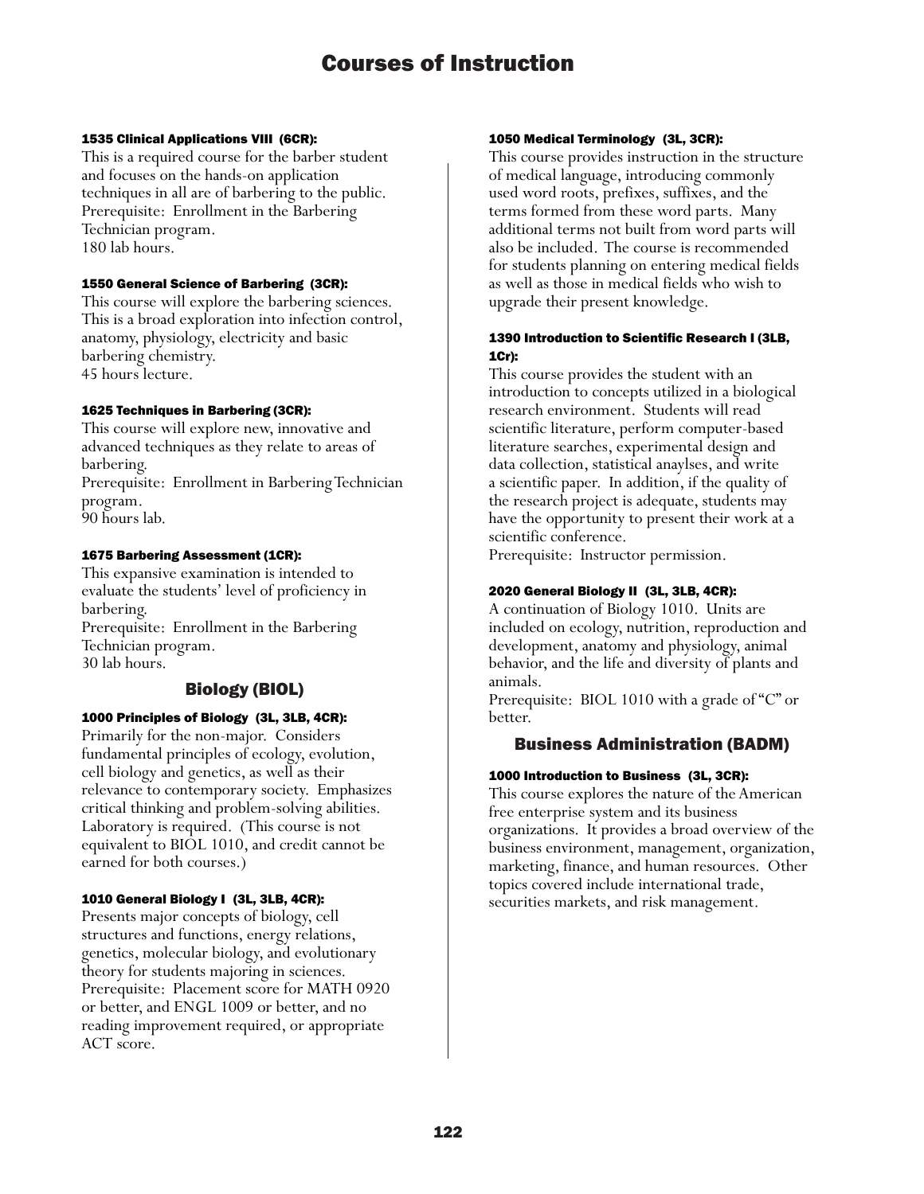# Courses of Instruction

#### 1535 Clinical Applications VIII (6CR):

This is a required course for the barber student and focuses on the hands-on application techniques in all are of barbering to the public.
Prerequisite: Enrollment in the Barbering Technician program.
180 lab hours.

#### 1550 General Science of Barbering (3CR):

This course will explore the barbering sciences. This is a broad exploration into infection control, anatomy, physiology, electricity and basic barbering chemistry.
45 hours lecture.

#### 1625 Techniques in Barbering (3CR):

This course will explore new, innovative and advanced techniques as they relate to areas of barbering.
Prerequisite: Enrollment in Barbering Technician program.
90 hours lab.

#### 1675 Barbering Assessment (1CR):

This expansive examination is intended to evaluate the students' level of proficiency in barbering.
Prerequisite: Enrollment in the Barbering Technician program.
30 lab hours.

## Biology (BIOL)

#### 1000 Principles of Biology (3L, 3LB, 4CR):

Primarily for the non-major. Considers fundamental principles of ecology, evolution, cell biology and genetics, as well as their relevance to contemporary society. Emphasizes critical thinking and problem-solving abilities. Laboratory is required. (This course is not equivalent to BIOL 1010, and credit cannot be earned for both courses.)

#### 1010 General Biology I (3L, 3LB, 4CR):

Presents major concepts of biology, cell structures and functions, energy relations, genetics, molecular biology, and evolutionary theory for students majoring in sciences.
Prerequisite: Placement score for MATH 0920 or better, and ENGL 1009 or better, and no reading improvement required, or appropriate ACT score.

#### 1050 Medical Terminology (3L, 3CR):

This course provides instruction in the structure of medical language, introducing commonly used word roots, prefixes, suffixes, and the terms formed from these word parts. Many additional terms not built from word parts will also be included. The course is recommended for students planning on entering medical fields as well as those in medical fields who wish to upgrade their present knowledge.

#### 1390 Introduction to Scientific Research I (3LB, 1Cr):

This course provides the student with an introduction to concepts utilized in a biological research environment. Students will read scientific literature, perform computer-based literature searches, experimental design and data collection, statistical anaylses, and write a scientific paper. In addition, if the quality of the research project is adequate, students may have the opportunity to present their work at a scientific conference.
Prerequisite: Instructor permission.

#### 2020 General Biology II (3L, 3LB, 4CR):

A continuation of Biology 1010. Units are included on ecology, nutrition, reproduction and development, anatomy and physiology, animal behavior, and the life and diversity of plants and animals.
Prerequisite: BIOL 1010 with a grade of "C" or better.

## Business Administration (BADM)

#### 1000 Introduction to Business (3L, 3CR):

This course explores the nature of the American free enterprise system and its business organizations. It provides a broad overview of the business environment, management, organization, marketing, finance, and human resources. Other topics covered include international trade, securities markets, and risk management.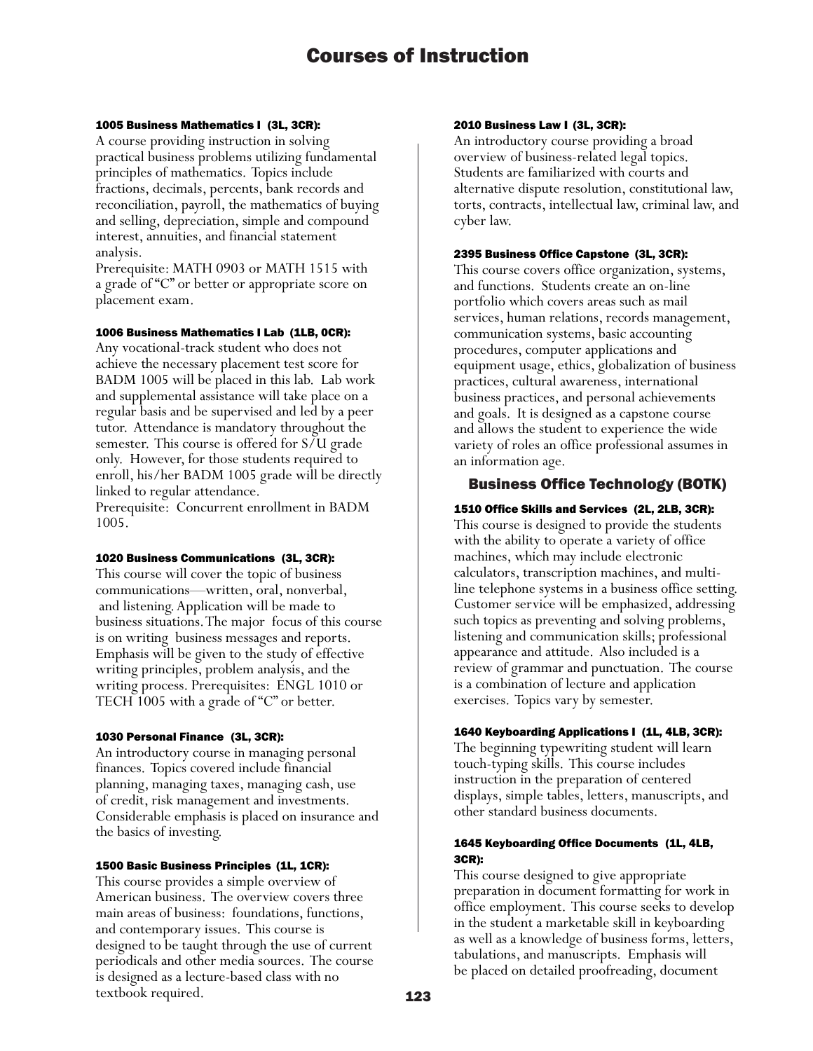# Courses of Instruction

#### 1005 Business Mathematics I (3L, 3CR):

A course providing instruction in solving practical business problems utilizing fundamental principles of mathematics. Topics include fractions, decimals, percents, bank records and reconciliation, payroll, the mathematics of buying and selling, depreciation, simple and compound interest, annuities, and financial statement analysis.

Prerequisite: MATH 0903 or MATH 1515 with a grade of "C" or better or appropriate score on placement exam.

#### 1006 Business Mathematics I Lab (1LB, 0CR):

Any vocational-track student who does not achieve the necessary placement test score for BADM 1005 will be placed in this lab. Lab work and supplemental assistance will take place on a regular basis and be supervised and led by a peer tutor. Attendance is mandatory throughout the semester. This course is offered for S/U grade only. However, for those students required to enroll, his/her BADM 1005 grade will be directly linked to regular attendance.

Prerequisite: Concurrent enrollment in BADM 1005.

#### 1020 Business Communications (3L, 3CR):

This course will cover the topic of business communications—written, oral, nonverbal, and listening. Application will be made to business situations. The major focus of this course is on writing business messages and reports. Emphasis will be given to the study of effective writing principles, problem analysis, and the writing process. Prerequisites: ENGL 1010 or TECH 1005 with a grade of "C" or better.

#### 1030 Personal Finance (3L, 3CR):

An introductory course in managing personal finances. Topics covered include financial planning, managing taxes, managing cash, use of credit, risk management and investments. Considerable emphasis is placed on insurance and the basics of investing.

#### 1500 Basic Business Principles (1L, 1CR):

This course provides a simple overview of American business. The overview covers three main areas of business: foundations, functions, and contemporary issues. This course is designed to be taught through the use of current periodicals and other media sources. The course is designed as a lecture-based class with no textbook required.

#### 2010 Business Law I (3L, 3CR):

An introductory course providing a broad overview of business-related legal topics. Students are familiarized with courts and alternative dispute resolution, constitutional law, torts, contracts, intellectual law, criminal law, and cyber law.

#### 2395 Business Office Capstone (3L, 3CR):

This course covers office organization, systems, and functions. Students create an on-line portfolio which covers areas such as mail services, human relations, records management, communication systems, basic accounting procedures, computer applications and equipment usage, ethics, globalization of business practices, cultural awareness, international business practices, and personal achievements and goals. It is designed as a capstone course and allows the student to experience the wide variety of roles an office professional assumes in an information age.

## Business Office Technology (BOTK)

#### 1510 Office Skills and Services (2L, 2LB, 3CR):

This course is designed to provide the students with the ability to operate a variety of office machines, which may include electronic calculators, transcription machines, and multi-line telephone systems in a business office setting. Customer service will be emphasized, addressing such topics as preventing and solving problems, listening and communication skills; professional appearance and attitude. Also included is a review of grammar and punctuation. The course is a combination of lecture and application exercises. Topics vary by semester.

#### 1640 Keyboarding Applications I (1L, 4LB, 3CR):

The beginning typewriting student will learn touch-typing skills. This course includes instruction in the preparation of centered displays, simple tables, letters, manuscripts, and other standard business documents.

#### 1645 Keyboarding Office Documents (1L, 4LB, 3CR):

This course designed to give appropriate preparation in document formatting for work in office employment. This course seeks to develop in the student a marketable skill in keyboarding as well as a knowledge of business forms, letters, tabulations, and manuscripts. Emphasis will be placed on detailed proofreading, document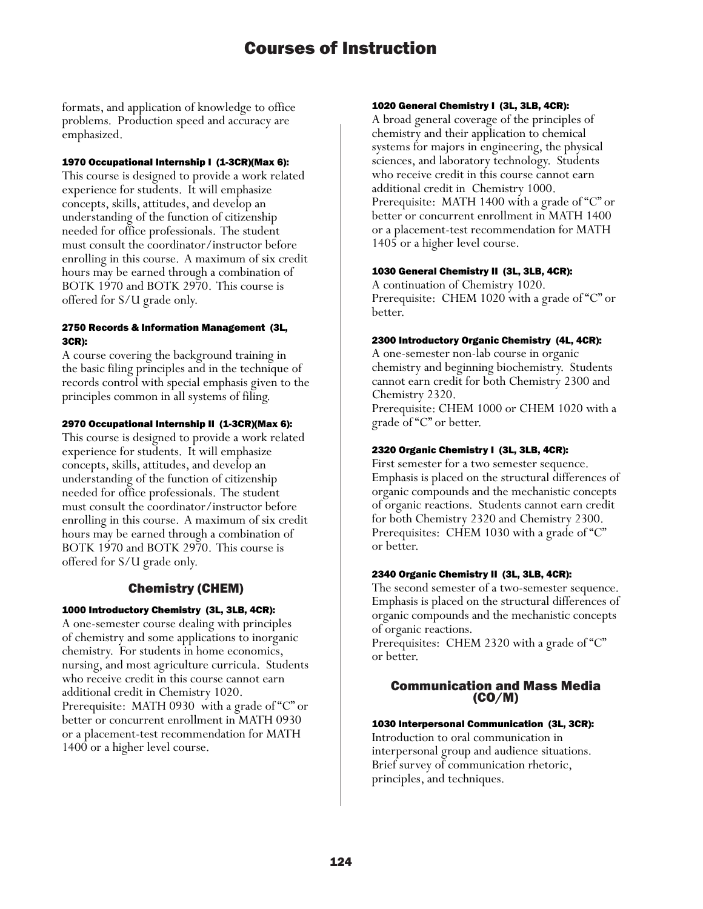formats, and application of knowledge to office problems. Production speed and accuracy are emphasized.

#### 1970 Occupational Internship I (1-3CR)(Max 6):

This course is designed to provide a work related experience for students. It will emphasize concepts, skills, attitudes, and develop an understanding of the function of citizenship needed for office professionals. The student must consult the coordinator/instructor before enrolling in this course. A maximum of six credit hours may be earned through a combination of BOTK 1970 and BOTK 2970. This course is offered for S/U grade only.

#### 2750 Records & Information Management (3L, 3CR):

A course covering the background training in the basic filing principles and in the technique of records control with special emphasis given to the principles common in all systems of filing.

#### 2970 Occupational Internship II (1-3CR)(Max 6):

This course is designed to provide a work related experience for students. It will emphasize concepts, skills, attitudes, and develop an understanding of the function of citizenship needed for office professionals. The student must consult the coordinator/instructor before enrolling in this course. A maximum of six credit hours may be earned through a combination of BOTK 1970 and BOTK 2970. This course is offered for S/U grade only.

## Chemistry (CHEM)

#### 1000 Introductory Chemistry (3L, 3LB, 4CR):

A one-semester course dealing with principles of chemistry and some applications to inorganic chemistry. For students in home economics, nursing, and most agriculture curricula. Students who receive credit in this course cannot earn additional credit in Chemistry 1020.
Prerequisite: MATH 0930 with a grade of "C" or better or concurrent enrollment in MATH 0930 or a placement-test recommendation for MATH 1400 or a higher level course.

#### 1020 General Chemistry I (3L, 3LB, 4CR):

A broad general coverage of the principles of chemistry and their application to chemical systems for majors in engineering, the physical sciences, and laboratory technology. Students who receive credit in this course cannot earn additional credit in Chemistry 1000.
Prerequisite: MATH 1400 with a grade of "C" or better or concurrent enrollment in MATH 1400 or a placement-test recommendation for MATH 1405 or a higher level course.

#### 1030 General Chemistry II (3L, 3LB, 4CR):

A continuation of Chemistry 1020.
Prerequisite: CHEM 1020 with a grade of "C" or better.

#### 2300 Introductory Organic Chemistry (4L, 4CR):

A one-semester non-lab course in organic chemistry and beginning biochemistry. Students cannot earn credit for both Chemistry 2300 and Chemistry 2320.
Prerequisite: CHEM 1000 or CHEM 1020 with a grade of "C" or better.

#### 2320 Organic Chemistry I (3L, 3LB, 4CR):

First semester for a two semester sequence. Emphasis is placed on the structural differences of organic compounds and the mechanistic concepts of organic reactions. Students cannot earn credit for both Chemistry 2320 and Chemistry 2300.
Prerequisites: CHEM 1030 with a grade of "C" or better.

#### 2340 Organic Chemistry II (3L, 3LB, 4CR):

The second semester of a two-semester sequence. Emphasis is placed on the structural differences of organic compounds and the mechanistic concepts of organic reactions.
Prerequisites: CHEM 2320 with a grade of "C" or better.

## Communication and Mass Media (CO/M)

#### 1030 Interpersonal Communication (3L, 3CR):

Introduction to oral communication in interpersonal group and audience situations. Brief survey of communication rhetoric, principles, and techniques.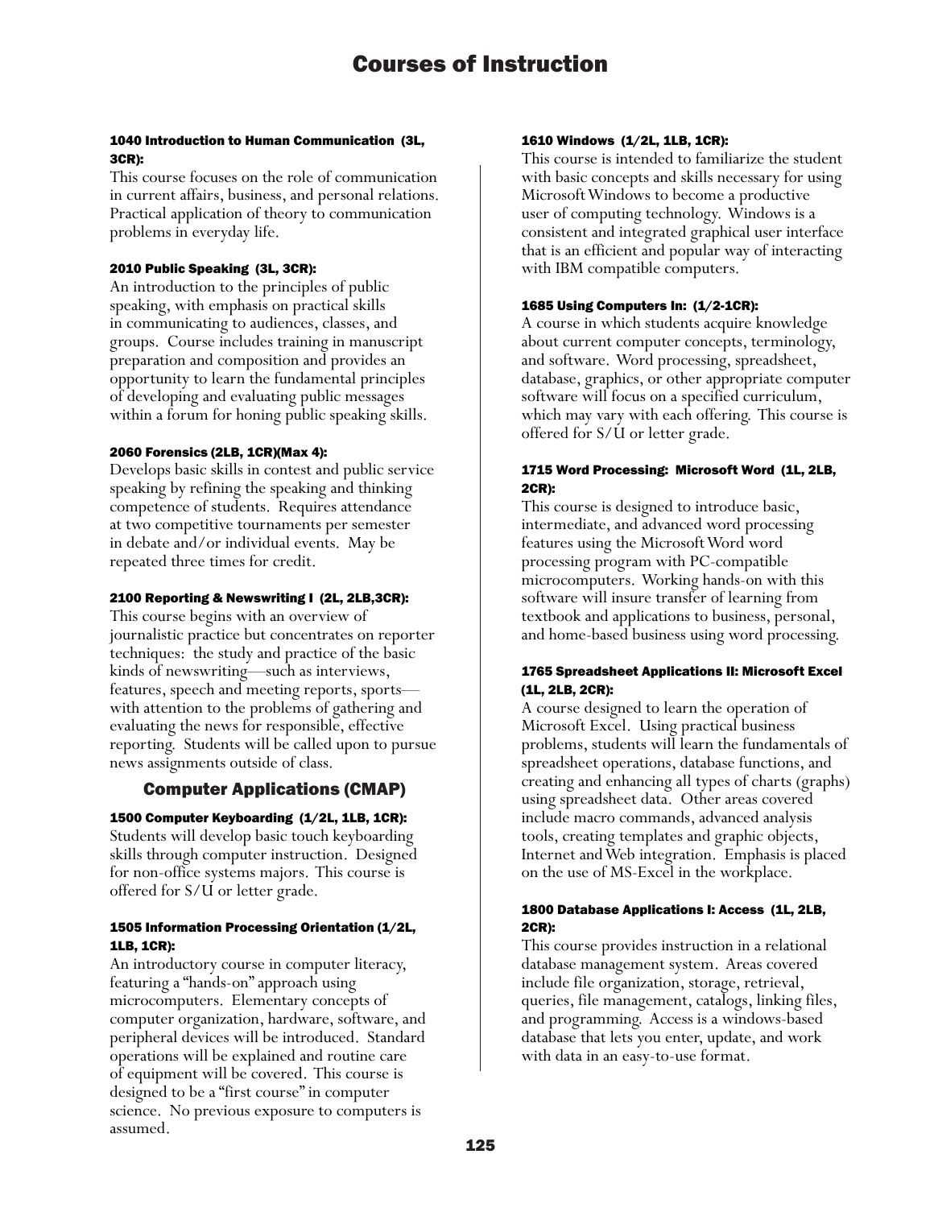# Courses of Instruction

#### 1040 Introduction to Human Communication (3L, 3CR):

This course focuses on the role of communication in current affairs, business, and personal relations. Practical application of theory to communication problems in everyday life.

#### 2010 Public Speaking (3L, 3CR):

An introduction to the principles of public speaking, with emphasis on practical skills in communicating to audiences, classes, and groups. Course includes training in manuscript preparation and composition and provides an opportunity to learn the fundamental principles of developing and evaluating public messages within a forum for honing public speaking skills.

#### 2060 Forensics (2LB, 1CR)(Max 4):

Develops basic skills in contest and public service speaking by refining the speaking and thinking competence of students. Requires attendance at two competitive tournaments per semester in debate and/or individual events. May be repeated three times for credit.

#### 2100 Reporting & Newswriting I (2L, 2LB,3CR):

This course begins with an overview of journalistic practice but concentrates on reporter techniques: the study and practice of the basic kinds of newswriting—such as interviews, features, speech and meeting reports, sports—with attention to the problems of gathering and evaluating the news for responsible, effective reporting. Students will be called upon to pursue news assignments outside of class.

## Computer Applications (CMAP)

#### 1500 Computer Keyboarding (1/2L, 1LB, 1CR):

Students will develop basic touch keyboarding skills through computer instruction. Designed for non-office systems majors. This course is offered for S/U or letter grade.

#### 1505 Information Processing Orientation (1/2L, 1LB, 1CR):

An introductory course in computer literacy, featuring a "hands-on" approach using microcomputers. Elementary concepts of computer organization, hardware, software, and peripheral devices will be introduced. Standard operations will be explained and routine care of equipment will be covered. This course is designed to be a "first course" in computer science. No previous exposure to computers is assumed.

#### 1610 Windows (1/2L, 1LB, 1CR):

This course is intended to familiarize the student with basic concepts and skills necessary for using Microsoft Windows to become a productive user of computing technology. Windows is a consistent and integrated graphical user interface that is an efficient and popular way of interacting with IBM compatible computers.

#### 1685 Using Computers In: (1/2-1CR):

A course in which students acquire knowledge about current computer concepts, terminology, and software. Word processing, spreadsheet, database, graphics, or other appropriate computer software will focus on a specified curriculum, which may vary with each offering. This course is offered for S/U or letter grade.

#### 1715 Word Processing: Microsoft Word (1L, 2LB, 2CR):

This course is designed to introduce basic, intermediate, and advanced word processing features using the Microsoft Word word processing program with PC-compatible microcomputers. Working hands-on with this software will insure transfer of learning from textbook and applications to business, personal, and home-based business using word processing.

#### 1765 Spreadsheet Applications II: Microsoft Excel (1L, 2LB, 2CR):

A course designed to learn the operation of Microsoft Excel. Using practical business problems, students will learn the fundamentals of spreadsheet operations, database functions, and creating and enhancing all types of charts (graphs) using spreadsheet data. Other areas covered include macro commands, advanced analysis tools, creating templates and graphic objects, Internet and Web integration. Emphasis is placed on the use of MS-Excel in the workplace.

#### 1800 Database Applications I: Access (1L, 2LB, 2CR):

This course provides instruction in a relational database management system. Areas covered include file organization, storage, retrieval, queries, file management, catalogs, linking files, and programming. Access is a windows-based database that lets you enter, update, and work with data in an easy-to-use format.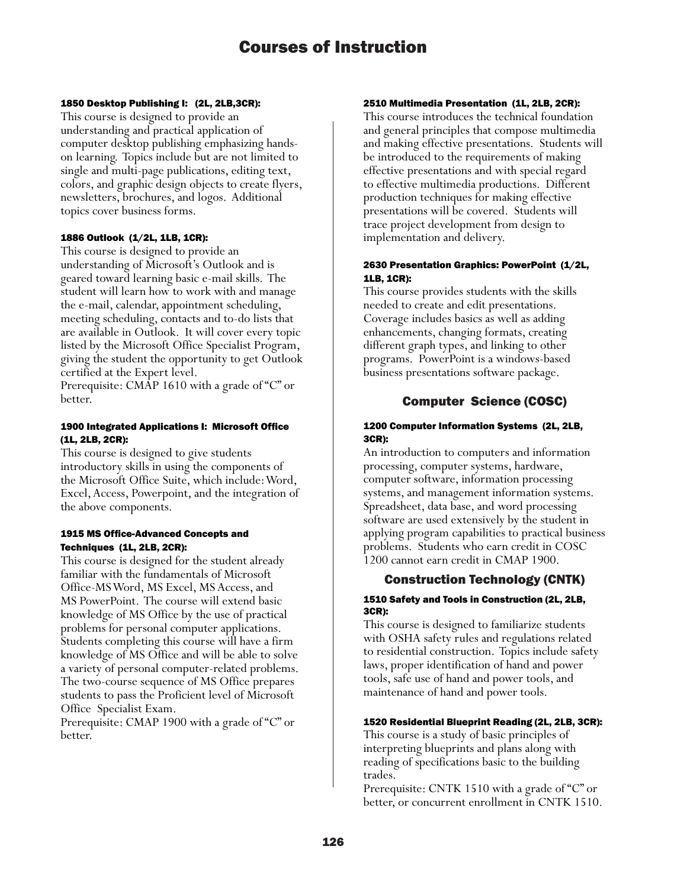# Courses of Instruction

#### 1850 Desktop Publishing I: (2L, 2LB,3CR):

This course is designed to provide an understanding and practical application of computer desktop publishing emphasizing hands-on learning. Topics include but are not limited to single and multi-page publications, editing text, colors, and graphic design objects to create flyers, newsletters, brochures, and logos. Additional topics cover business forms.

#### 1886 Outlook (1/2L, 1LB, 1CR):

This course is designed to provide an understanding of Microsoft's Outlook and is geared toward learning basic e-mail skills. The student will learn how to work with and manage the e-mail, calendar, appointment scheduling, meeting scheduling, contacts and to-do lists that are available in Outlook. It will cover every topic listed by the Microsoft Office Specialist Program, giving the student the opportunity to get Outlook certified at the Expert level.
Prerequisite: CMAP 1610 with a grade of "C" or better.

#### 1900 Integrated Applications I: Microsoft Office (1L, 2LB, 2CR):

This course is designed to give students introductory skills in using the components of the Microsoft Office Suite, which include: Word, Excel, Access, Powerpoint, and the integration of the above components.

#### 1915 MS Office-Advanced Concepts and Techniques (1L, 2LB, 2CR):

This course is designed for the student already familiar with the fundamentals of Microsoft Office-MS Word, MS Excel, MS Access, and MS PowerPoint. The course will extend basic knowledge of MS Office by the use of practical problems for personal computer applications. Students completing this course will have a firm knowledge of MS Office and will be able to solve a variety of personal computer-related problems. The two-course sequence of MS Office prepares students to pass the Proficient level of Microsoft Office Specialist Exam.
Prerequisite: CMAP 1900 with a grade of "C" or better.

#### 2510 Multimedia Presentation (1L, 2LB, 2CR):

This course introduces the technical foundation and general principles that compose multimedia and making effective presentations. Students will be introduced to the requirements of making effective presentations and with special regard to effective multimedia productions. Different production techniques for making effective presentations will be covered. Students will trace project development from design to implementation and delivery.

#### 2630 Presentation Graphics: PowerPoint (1/2L, 1LB, 1CR):

This course provides students with the skills needed to create and edit presentations. Coverage includes basics as well as adding enhancements, changing formats, creating different graph types, and linking to other programs. PowerPoint is a windows-based business presentations software package.

## Computer Science (COSC)

#### 1200 Computer Information Systems (2L, 2LB, 3CR):

An introduction to computers and information processing, computer systems, hardware, computer software, information processing systems, and management information systems. Spreadsheet, data base, and word processing software are used extensively by the student in applying program capabilities to practical business problems. Students who earn credit in COSC 1200 cannot earn credit in CMAP 1900.

## Construction Technology (CNTK)

#### 1510 Safety and Tools in Construction (2L, 2LB, 3CR):

This course is designed to familiarize students with OSHA safety rules and regulations related to residential construction. Topics include safety laws, proper identification of hand and power tools, safe use of hand and power tools, and maintenance of hand and power tools.

#### 1520 Residential Blueprint Reading (2L, 2LB, 3CR):

This course is a study of basic principles of interpreting blueprints and plans along with reading of specifications basic to the building trades.
Prerequisite: CNTK 1510 with a grade of "C" or better, or concurrent enrollment in CNTK 1510.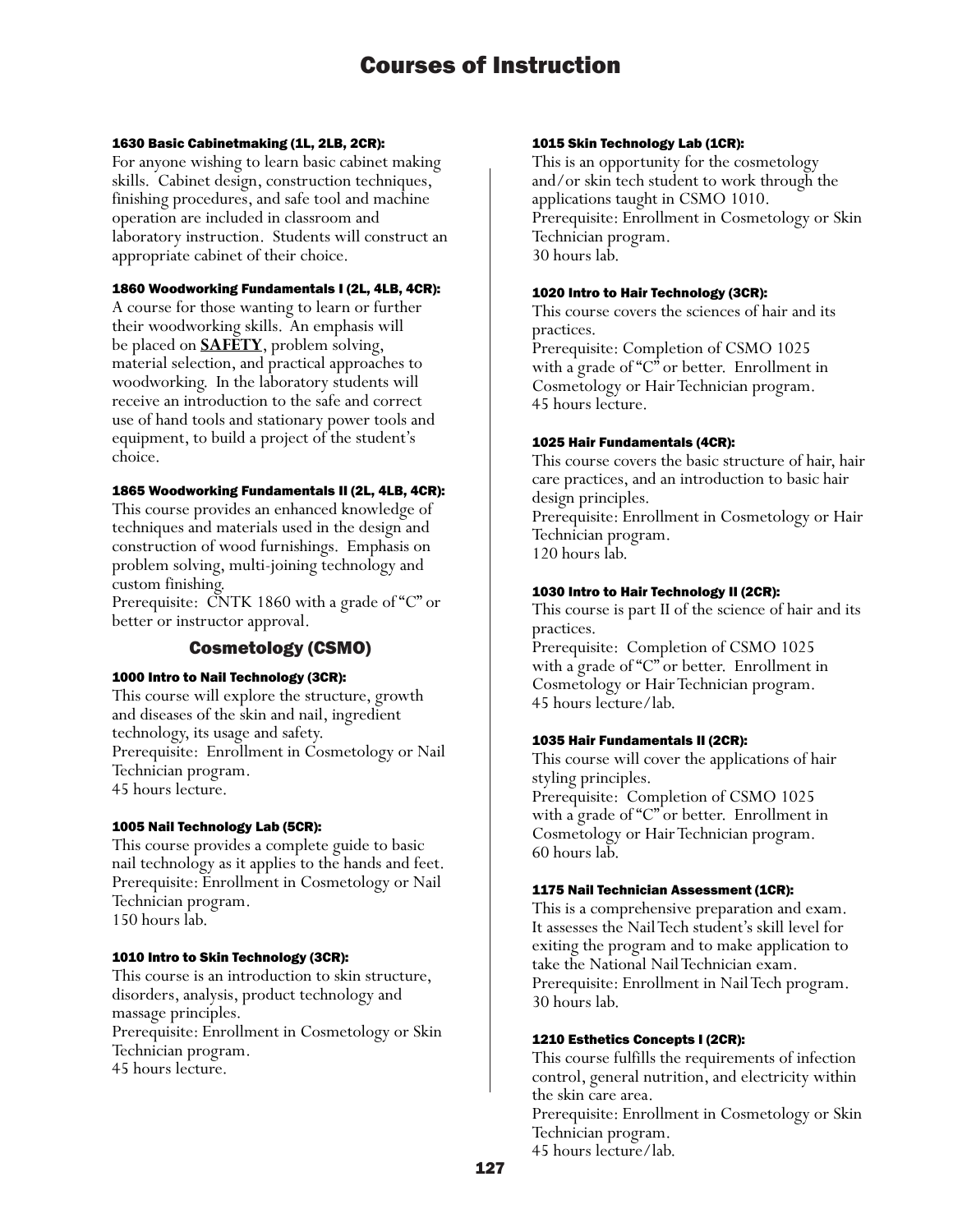# Courses of Instruction

#### 1630 Basic Cabinetmaking (1L, 2LB, 2CR):

For anyone wishing to learn basic cabinet making skills. Cabinet design, construction techniques, finishing procedures, and safe tool and machine operation are included in classroom and laboratory instruction. Students will construct an appropriate cabinet of their choice.

#### 1860 Woodworking Fundamentals I (2L, 4LB, 4CR):

A course for those wanting to learn or further their woodworking skills. An emphasis will be placed on **SAFETY**, problem solving, material selection, and practical approaches to woodworking. In the laboratory students will receive an introduction to the safe and correct use of hand tools and stationary power tools and equipment, to build a project of the student's choice.

#### 1865 Woodworking Fundamentals II (2L, 4LB, 4CR):

This course provides an enhanced knowledge of techniques and materials used in the design and construction of wood furnishings. Emphasis on problem solving, multi-joining technology and custom finishing.
Prerequisite: CNTK 1860 with a grade of "C" or better or instructor approval.

## Cosmetology (CSMO)

#### 1000 Intro to Nail Technology (3CR):

This course will explore the structure, growth and diseases of the skin and nail, ingredient technology, its usage and safety.
Prerequisite: Enrollment in Cosmetology or Nail Technician program.
45 hours lecture.

#### 1005 Nail Technology Lab (5CR):

This course provides a complete guide to basic nail technology as it applies to the hands and feet.
Prerequisite: Enrollment in Cosmetology or Nail Technician program.
150 hours lab.

#### 1010 Intro to Skin Technology (3CR):

This course is an introduction to skin structure, disorders, analysis, product technology and massage principles.
Prerequisite: Enrollment in Cosmetology or Skin Technician program.
45 hours lecture.

#### 1015 Skin Technology Lab (1CR):

This is an opportunity for the cosmetology and/or skin tech student to work through the applications taught in CSMO 1010.
Prerequisite: Enrollment in Cosmetology or Skin Technician program.
30 hours lab.

#### 1020 Intro to Hair Technology (3CR):

This course covers the sciences of hair and its practices.
Prerequisite: Completion of CSMO 1025 with a grade of "C" or better. Enrollment in Cosmetology or Hair Technician program.
45 hours lecture.

#### 1025 Hair Fundamentals (4CR):

This course covers the basic structure of hair, hair care practices, and an introduction to basic hair design principles.
Prerequisite: Enrollment in Cosmetology or Hair Technician program.
120 hours lab.

#### 1030 Intro to Hair Technology II (2CR):

This course is part II of the science of hair and its practices.
Prerequisite: Completion of CSMO 1025 with a grade of "C" or better. Enrollment in Cosmetology or Hair Technician program.
45 hours lecture/lab.

#### 1035 Hair Fundamentals II (2CR):

This course will cover the applications of hair styling principles.
Prerequisite: Completion of CSMO 1025 with a grade of "C" or better. Enrollment in Cosmetology or Hair Technician program.
60 hours lab.

#### 1175 Nail Technician Assessment (1CR):

This is a comprehensive preparation and exam. It assesses the Nail Tech student's skill level for exiting the program and to make application to take the National Nail Technician exam.
Prerequisite: Enrollment in Nail Tech program.
30 hours lab.

#### 1210 Esthetics Concepts I (2CR):

This course fulfills the requirements of infection control, general nutrition, and electricity within the skin care area.
Prerequisite: Enrollment in Cosmetology or Skin Technician program.
45 hours lecture/lab.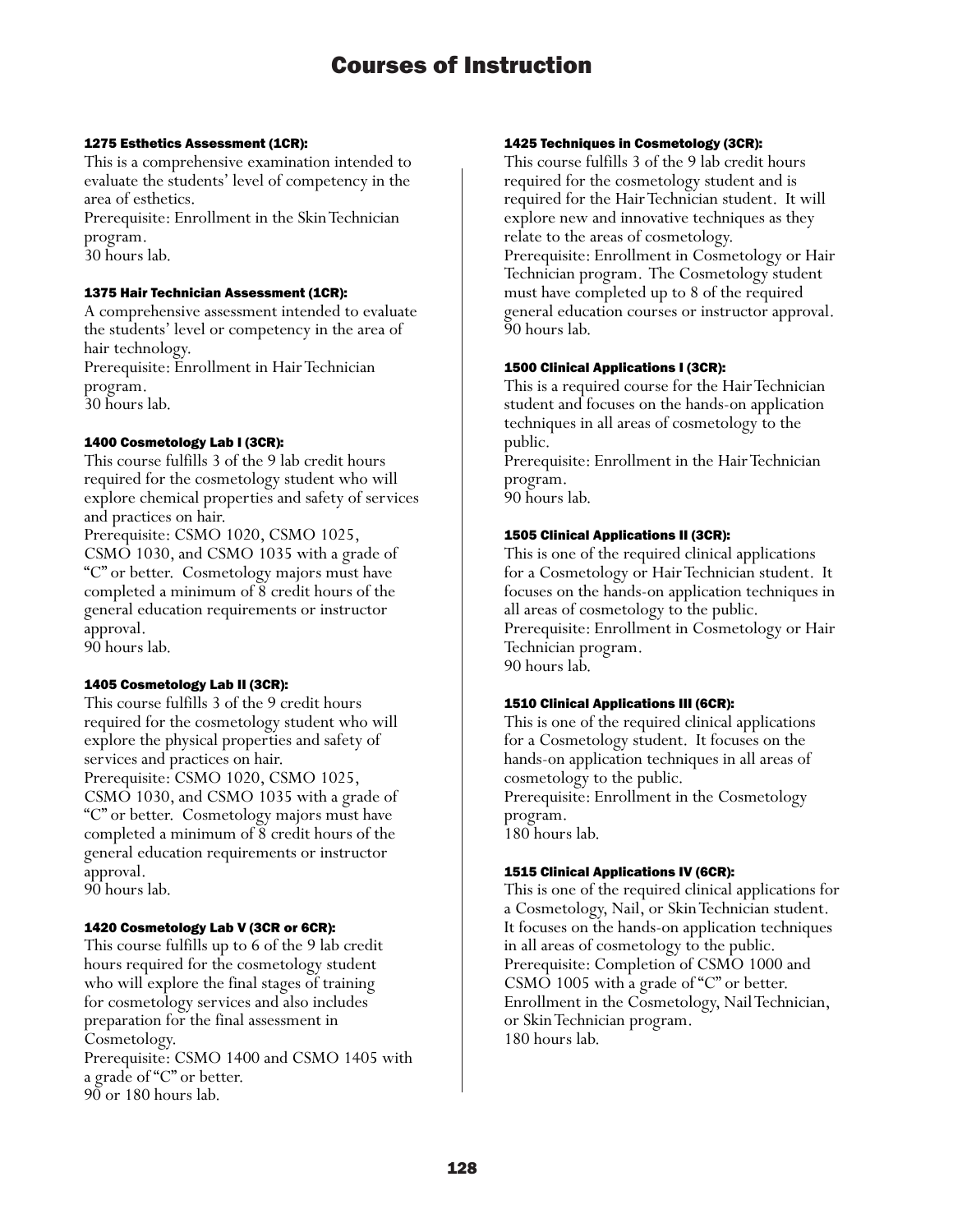# Courses of Instruction

### 1275 Esthetics Assessment (1CR):

This is a comprehensive examination intended to evaluate the students' level of competency in the area of esthetics.
Prerequisite: Enrollment in the Skin Technician program.
30 hours lab.

### 1375 Hair Technician Assessment (1CR):

A comprehensive assessment intended to evaluate the students' level or competency in the area of hair technology.
Prerequisite: Enrollment in Hair Technician program.
30 hours lab.

### 1400 Cosmetology Lab I (3CR):

This course fulfills 3 of the 9 lab credit hours required for the cosmetology student who will explore chemical properties and safety of services and practices on hair.
Prerequisite: CSMO 1020, CSMO 1025, CSMO 1030, and CSMO 1035 with a grade of "C" or better. Cosmetology majors must have completed a minimum of 8 credit hours of the general education requirements or instructor approval.
90 hours lab.

### 1405 Cosmetology Lab II (3CR):

This course fulfills 3 of the 9 credit hours required for the cosmetology student who will explore the physical properties and safety of services and practices on hair.
Prerequisite: CSMO 1020, CSMO 1025, CSMO 1030, and CSMO 1035 with a grade of "C" or better. Cosmetology majors must have completed a minimum of 8 credit hours of the general education requirements or instructor approval.
90 hours lab.

### 1420 Cosmetology Lab V (3CR or 6CR):

This course fulfills up to 6 of the 9 lab credit hours required for the cosmetology student who will explore the final stages of training for cosmetology services and also includes preparation for the final assessment in Cosmetology.
Prerequisite: CSMO 1400 and CSMO 1405 with a grade of "C" or better.
90 or 180 hours lab.

### 1425 Techniques in Cosmetology (3CR):

This course fulfills 3 of the 9 lab credit hours required for the cosmetology student and is required for the Hair Technician student. It will explore new and innovative techniques as they relate to the areas of cosmetology.
Prerequisite: Enrollment in Cosmetology or Hair Technician program. The Cosmetology student must have completed up to 8 of the required general education courses or instructor approval.
90 hours lab.

### 1500 Clinical Applications I (3CR):

This is a required course for the Hair Technician student and focuses on the hands-on application techniques in all areas of cosmetology to the public.
Prerequisite: Enrollment in the Hair Technician program.
90 hours lab.

### 1505 Clinical Applications II (3CR):

This is one of the required clinical applications for a Cosmetology or Hair Technician student. It focuses on the hands-on application techniques in all areas of cosmetology to the public.
Prerequisite: Enrollment in Cosmetology or Hair Technician program.
90 hours lab.

### 1510 Clinical Applications III (6CR):

This is one of the required clinical applications for a Cosmetology student. It focuses on the hands-on application techniques in all areas of cosmetology to the public.
Prerequisite: Enrollment in the Cosmetology program.
180 hours lab.

### 1515 Clinical Applications IV (6CR):

This is one of the required clinical applications for a Cosmetology, Nail, or Skin Technician student. It focuses on the hands-on application techniques in all areas of cosmetology to the public.
Prerequisite: Completion of CSMO 1000 and CSMO 1005 with a grade of "C" or better. Enrollment in the Cosmetology, Nail Technician, or Skin Technician program.
180 hours lab.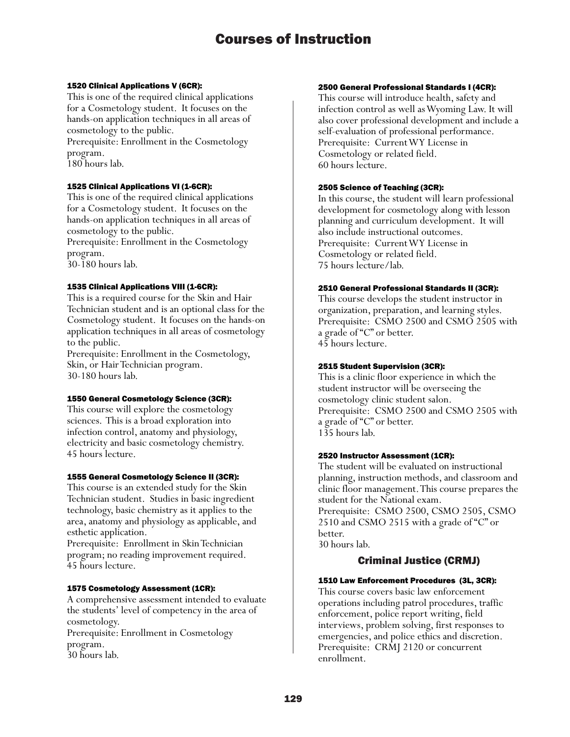#### 1520 Clinical Applications V (6CR):

This is one of the required clinical applications for a Cosmetology student. It focuses on the hands-on application techniques in all areas of cosmetology to the public.
Prerequisite: Enrollment in the Cosmetology program.
180 hours lab.

#### 1525 Clinical Applications VI (1-6CR):

This is one of the required clinical applications for a Cosmetology student. It focuses on the hands-on application techniques in all areas of cosmetology to the public.
Prerequisite: Enrollment in the Cosmetology program.
30-180 hours lab.

#### 1535 Clinical Applications VIII (1-6CR):

This is a required course for the Skin and Hair Technician student and is an optional class for the Cosmetology student. It focuses on the hands-on application techniques in all areas of cosmetology to the public.
Prerequisite: Enrollment in the Cosmetology, Skin, or Hair Technician program.
30-180 hours lab.

#### 1550 General Cosmetology Science (3CR):

This course will explore the cosmetology sciences. This is a broad exploration into infection control, anatomy and physiology, electricity and basic cosmetology chemistry.
45 hours lecture.

#### 1555 General Cosmetology Science II (3CR):

This course is an extended study for the Skin Technician student. Studies in basic ingredient technology, basic chemistry as it applies to the area, anatomy and physiology as applicable, and esthetic application.
Prerequisite: Enrollment in Skin Technician program; no reading improvement required.
45 hours lecture.

#### 1575 Cosmetology Assessment (1CR):

A comprehensive assessment intended to evaluate the students' level of competency in the area of cosmetology.
Prerequisite: Enrollment in Cosmetology program.
30 hours lab.

#### 2500 General Professional Standards I (4CR):

This course will introduce health, safety and infection control as well as Wyoming Law. It will also cover professional development and include a self-evaluation of professional performance.
Prerequisite: Current WY License in Cosmetology or related field.
60 hours lecture.

#### 2505 Science of Teaching (3CR):

In this course, the student will learn professional development for cosmetology along with lesson planning and curriculum development. It will also include instructional outcomes.
Prerequisite: Current WY License in Cosmetology or related field.
75 hours lecture/lab.

#### 2510 General Professional Standards II (3CR):

This course develops the student instructor in organization, preparation, and learning styles.
Prerequisite: CSMO 2500 and CSMO 2505 with a grade of "C" or better.
45 hours lecture.

#### 2515 Student Supervision (3CR):

This is a clinic floor experience in which the student instructor will be overseeing the cosmetology clinic student salon.
Prerequisite: CSMO 2500 and CSMO 2505 with a grade of "C" or better.
135 hours lab.

#### 2520 Instructor Assessment (1CR):

The student will be evaluated on instructional planning, instruction methods, and classroom and clinic floor management. This course prepares the student for the National exam.
Prerequisite: CSMO 2500, CSMO 2505, CSMO 2510 and CSMO 2515 with a grade of "C" or better.
30 hours lab.

### Criminal Justice (CRMJ)

#### 1510 Law Enforcement Procedures (3L, 3CR):

This course covers basic law enforcement operations including patrol procedures, traffic enforcement, police report writing, field interviews, problem solving, first responses to emergencies, and police ethics and discretion.
Prerequisite: CRMJ 2120 or concurrent enrollment.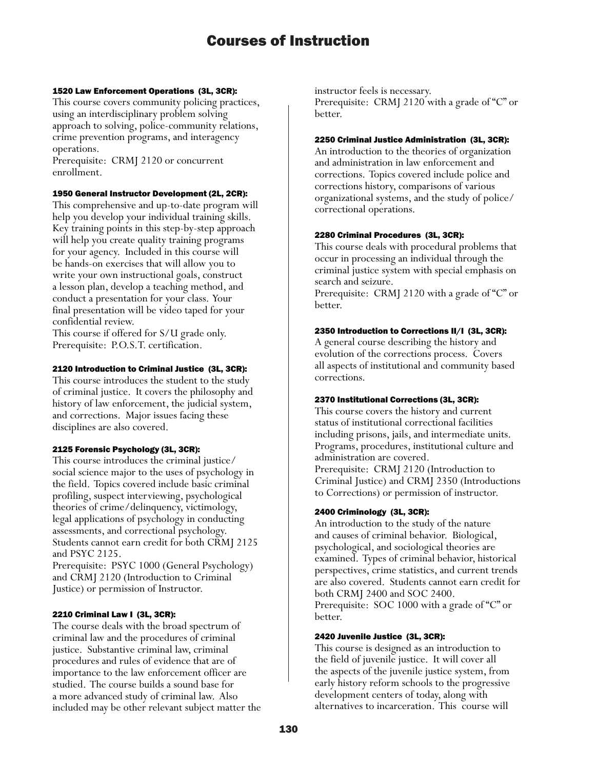# Courses of Instruction

#### 1520 Law Enforcement Operations (3L, 3CR):

This course covers community policing practices, using an interdisciplinary problem solving approach to solving, police-community relations, crime prevention programs, and interagency operations.
Prerequisite: CRMJ 2120 or concurrent enrollment.

#### 1950 General Instructor Development (2L, 2CR):

This comprehensive and up-to-date program will help you develop your individual training skills. Key training points in this step-by-step approach will help you create quality training programs for your agency. Included in this course will be hands-on exercises that will allow you to write your own instructional goals, construct a lesson plan, develop a teaching method, and conduct a presentation for your class. Your final presentation will be video taped for your confidential review.
This course if offered for S/U grade only.
Prerequisite: P.O.S.T. certification.

#### 2120 Introduction to Criminal Justice (3L, 3CR):

This course introduces the student to the study of criminal justice. It covers the philosophy and history of law enforcement, the judicial system, and corrections. Major issues facing these disciplines are also covered.

#### 2125 Forensic Psychology (3L, 3CR):

This course introduces the criminal justice/social science major to the uses of psychology in the field. Topics covered include basic criminal profiling, suspect interviewing, psychological theories of crime/delinquency, victimology, legal applications of psychology in conducting assessments, and correctional psychology. Students cannot earn credit for both CRMJ 2125 and PSYC 2125.
Prerequisite: PSYC 1000 (General Psychology) and CRMJ 2120 (Introduction to Criminal Justice) or permission of Instructor.

#### 2210 Criminal Law I (3L, 3CR):

The course deals with the broad spectrum of criminal law and the procedures of criminal justice. Substantive criminal law, criminal procedures and rules of evidence that are of importance to the law enforcement officer are studied. The course builds a sound base for a more advanced study of criminal law. Also included may be other relevant subject matter the instructor feels is necessary.
Prerequisite: CRMJ 2120 with a grade of "C" or better.

#### 2250 Criminal Justice Administration (3L, 3CR):

An introduction to the theories of organization and administration in law enforcement and corrections. Topics covered include police and corrections history, comparisons of various organizational systems, and the study of police/correctional operations.

#### 2280 Criminal Procedures (3L, 3CR):

This course deals with procedural problems that occur in processing an individual through the criminal justice system with special emphasis on search and seizure.
Prerequisite: CRMJ 2120 with a grade of "C" or better.

#### 2350 Introduction to Corrections II/I (3L, 3CR):

A general course describing the history and evolution of the corrections process. Covers all aspects of institutional and community based corrections.

#### 2370 Institutional Corrections (3L, 3CR):

This course covers the history and current status of institutional correctional facilities including prisons, jails, and intermediate units. Programs, procedures, institutional culture and administration are covered.
Prerequisite: CRMJ 2120 (Introduction to Criminal Justice) and CRMJ 2350 (Introductions to Corrections) or permission of instructor.

#### 2400 Criminology (3L, 3CR):

An introduction to the study of the nature and causes of criminal behavior. Biological, psychological, and sociological theories are examined. Types of criminal behavior, historical perspectives, crime statistics, and current trends are also covered. Students cannot earn credit for both CRMJ 2400 and SOC 2400.
Prerequisite: SOC 1000 with a grade of "C" or better.

#### 2420 Juvenile Justice (3L, 3CR):

This course is designed as an introduction to the field of juvenile justice. It will cover all the aspects of the juvenile justice system, from early history reform schools to the progressive development centers of today, along with alternatives to incarceration. This course will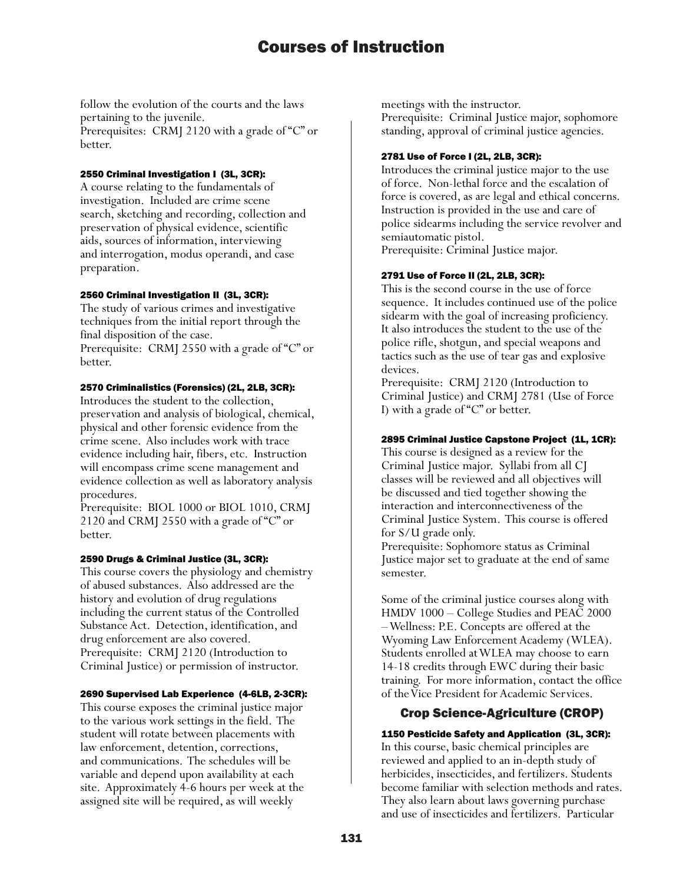follow the evolution of the courts and the laws pertaining to the juvenile.
Prerequisites: CRMJ 2120 with a grade of "C" or better.

#### 2550 Criminal Investigation I (3L, 3CR):

A course relating to the fundamentals of investigation. Included are crime scene search, sketching and recording, collection and preservation of physical evidence, scientific aids, sources of information, interviewing and interrogation, modus operandi, and case preparation.

#### 2560 Criminal Investigation II (3L, 3CR):

The study of various crimes and investigative techniques from the initial report through the final disposition of the case.
Prerequisite: CRMJ 2550 with a grade of "C" or better.

#### 2570 Criminalistics (Forensics) (2L, 2LB, 3CR):

Introduces the student to the collection, preservation and analysis of biological, chemical, physical and other forensic evidence from the crime scene. Also includes work with trace evidence including hair, fibers, etc. Instruction will encompass crime scene management and evidence collection as well as laboratory analysis procedures.
Prerequisite: BIOL 1000 or BIOL 1010, CRMJ 2120 and CRMJ 2550 with a grade of "C" or better.

#### 2590 Drugs & Criminal Justice (3L, 3CR):

This course covers the physiology and chemistry of abused substances. Also addressed are the history and evolution of drug regulations including the current status of the Controlled Substance Act. Detection, identification, and drug enforcement are also covered.
Prerequisite: CRMJ 2120 (Introduction to Criminal Justice) or permission of instructor.

#### 2690 Supervised Lab Experience (4-6LB, 2-3CR):

This course exposes the criminal justice major to the various work settings in the field. The student will rotate between placements with law enforcement, detention, corrections, and communications. The schedules will be variable and depend upon availability at each site. Approximately 4-6 hours per week at the assigned site will be required, as will weekly meetings with the instructor.
Prerequisite: Criminal Justice major, sophomore standing, approval of criminal justice agencies.

#### 2781 Use of Force I (2L, 2LB, 3CR):

Introduces the criminal justice major to the use of force. Non-lethal force and the escalation of force is covered, as are legal and ethical concerns. Instruction is provided in the use and care of police sidearms including the service revolver and semiautomatic pistol.
Prerequisite: Criminal Justice major.

#### 2791 Use of Force II (2L, 2LB, 3CR):

This is the second course in the use of force sequence. It includes continued use of the police sidearm with the goal of increasing proficiency. It also introduces the student to the use of the police rifle, shotgun, and special weapons and tactics such as the use of tear gas and explosive devices.
Prerequisite: CRMJ 2120 (Introduction to Criminal Justice) and CRMJ 2781 (Use of Force I) with a grade of "C" or better.

#### 2895 Criminal Justice Capstone Project (1L, 1CR):

This course is designed as a review for the Criminal Justice major. Syllabi from all CJ classes will be reviewed and all objectives will be discussed and tied together showing the interaction and interconnectiveness of the Criminal Justice System. This course is offered for S/U grade only.
Prerequisite: Sophomore status as Criminal Justice major set to graduate at the end of same semester.

Some of the criminal justice courses along with HMDV 1000 – College Studies and PEAC 2000 – Wellness: P.E. Concepts are offered at the Wyoming Law Enforcement Academy (WLEA). Students enrolled at WLEA may choose to earn 14-18 credits through EWC during their basic training. For more information, contact the office of the Vice President for Academic Services.

### Crop Science-Agriculture (CROP)

#### 1150 Pesticide Safety and Application (3L, 3CR):

In this course, basic chemical principles are reviewed and applied to an in-depth study of herbicides, insecticides, and fertilizers. Students become familiar with selection methods and rates. They also learn about laws governing purchase and use of insecticides and fertilizers. Particular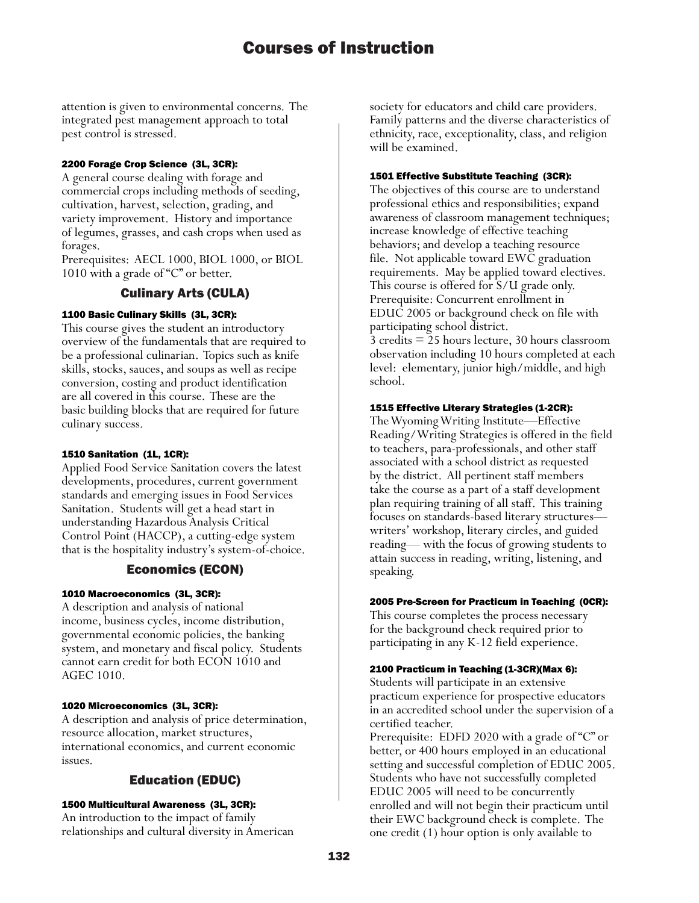attention is given to environmental concerns. The integrated pest management approach to total pest control is stressed.

#### 2200 Forage Crop Science (3L, 3CR):

A general course dealing with forage and commercial crops including methods of seeding, cultivation, harvest, selection, grading, and variety improvement. History and importance of legumes, grasses, and cash crops when used as forages.
Prerequisites: AECL 1000, BIOL 1000, or BIOL 1010 with a grade of "C" or better.

## Culinary Arts (CULA)

#### 1100 Basic Culinary Skills (3L, 3CR):

This course gives the student an introductory overview of the fundamentals that are required to be a professional culinarian. Topics such as knife skills, stocks, sauces, and soups as well as recipe conversion, costing and product identification are all covered in this course. These are the basic building blocks that are required for future culinary success.

#### 1510 Sanitation (1L, 1CR):

Applied Food Service Sanitation covers the latest developments, procedures, current government standards and emerging issues in Food Services Sanitation. Students will get a head start in understanding Hazardous Analysis Critical Control Point (HACCP), a cutting-edge system that is the hospitality industry's system-of-choice.

## Economics (ECON)

#### 1010 Macroeconomics (3L, 3CR):

A description and analysis of national income, business cycles, income distribution, governmental economic policies, the banking system, and monetary and fiscal policy. Students cannot earn credit for both ECON 1010 and AGEC 1010.

#### 1020 Microeconomics (3L, 3CR):

A description and analysis of price determination, resource allocation, market structures, international economics, and current economic issues.

## Education (EDUC)

#### 1500 Multicultural Awareness (3L, 3CR):

An introduction to the impact of family relationships and cultural diversity in American society for educators and child care providers. Family patterns and the diverse characteristics of ethnicity, race, exceptionality, class, and religion will be examined.

#### 1501 Effective Substitute Teaching (3CR):

The objectives of this course are to understand professional ethics and responsibilities; expand awareness of classroom management techniques; increase knowledge of effective teaching behaviors; and develop a teaching resource file. Not applicable toward EWC graduation requirements. May be applied toward electives. This course is offered for S/U grade only.
Prerequisite: Concurrent enrollment in EDUC 2005 or background check on file with participating school district.
3 credits = 25 hours lecture, 30 hours classroom observation including 10 hours completed at each level: elementary, junior high/middle, and high school.

#### 1515 Effective Literary Strategies (1-2CR):

The Wyoming Writing Institute—Effective Reading/Writing Strategies is offered in the field to teachers, para-professionals, and other staff associated with a school district as requested by the district. All pertinent staff members take the course as a part of a staff development plan requiring training of all staff. This training focuses on standards-based literary structures—writers' workshop, literary circles, and guided reading— with the focus of growing students to attain success in reading, writing, listening, and speaking.

#### 2005 Pre-Screen for Practicum in Teaching (0CR):

This course completes the process necessary for the background check required prior to participating in any K-12 field experience.

#### 2100 Practicum in Teaching (1-3CR)(Max 6):

Students will participate in an extensive practicum experience for prospective educators in an accredited school under the supervision of a certified teacher.
Prerequisite: EDFD 2020 with a grade of "C" or better, or 400 hours employed in an educational setting and successful completion of EDUC 2005. Students who have not successfully completed EDUC 2005 will need to be concurrently enrolled and will not begin their practicum until their EWC background check is complete. The one credit (1) hour option is only available to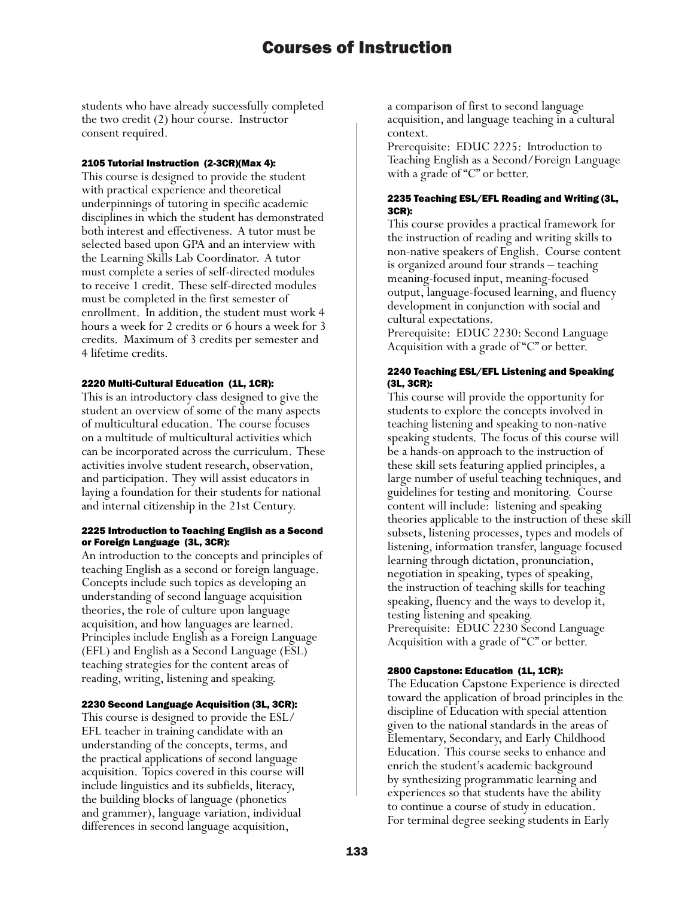students who have already successfully completed the two credit (2) hour course. Instructor consent required.

#### 2105 Tutorial Instruction (2-3CR)(Max 4):

This course is designed to provide the student with practical experience and theoretical underpinnings of tutoring in specific academic disciplines in which the student has demonstrated both interest and effectiveness. A tutor must be selected based upon GPA and an interview with the Learning Skills Lab Coordinator. A tutor must complete a series of self-directed modules to receive 1 credit. These self-directed modules must be completed in the first semester of enrollment. In addition, the student must work 4 hours a week for 2 credits or 6 hours a week for 3 credits. Maximum of 3 credits per semester and 4 lifetime credits.

#### 2220 Multi-Cultural Education (1L, 1CR):

This is an introductory class designed to give the student an overview of some of the many aspects of multicultural education. The course focuses on a multitude of multicultural activities which can be incorporated across the curriculum. These activities involve student research, observation, and participation. They will assist educators in laying a foundation for their students for national and internal citizenship in the 21st Century.

#### 2225 Introduction to Teaching English as a Second or Foreign Language (3L, 3CR):

An introduction to the concepts and principles of teaching English as a second or foreign language. Concepts include such topics as developing an understanding of second language acquisition theories, the role of culture upon language acquisition, and how languages are learned. Principles include English as a Foreign Language (EFL) and English as a Second Language (ESL) teaching strategies for the content areas of reading, writing, listening and speaking.

#### 2230 Second Language Acquisition (3L, 3CR):

This course is designed to provide the ESL/EFL teacher in training candidate with an understanding of the concepts, terms, and the practical applications of second language acquisition. Topics covered in this course will include linguistics and its subfields, literacy, the building blocks of language (phonetics and grammer), language variation, individual differences in second language acquisition, a comparison of first to second language acquisition, and language teaching in a cultural context.
Prerequisite: EDUC 2225: Introduction to Teaching English as a Second/Foreign Language with a grade of "C" or better.

#### 2235 Teaching ESL/EFL Reading and Writing (3L, 3CR):

This course provides a practical framework for the instruction of reading and writing skills to non-native speakers of English. Course content is organized around four strands – teaching meaning-focused input, meaning-focused output, language-focused learning, and fluency development in conjunction with social and cultural expectations.
Prerequisite: EDUC 2230: Second Language Acquisition with a grade of "C" or better.

#### 2240 Teaching ESL/EFL Listening and Speaking (3L, 3CR):

This course will provide the opportunity for students to explore the concepts involved in teaching listening and speaking to non-native speaking students. The focus of this course will be a hands-on approach to the instruction of these skill sets featuring applied principles, a large number of useful teaching techniques, and guidelines for testing and monitoring. Course content will include: listening and speaking theories applicable to the instruction of these skill subsets, listening processes, types and models of listening, information transfer, language focused learning through dictation, pronunciation, negotiation in speaking, types of speaking, the instruction of teaching skills for teaching speaking, fluency and the ways to develop it, testing listening and speaking.
Prerequisite: EDUC 2230 Second Language Acquisition with a grade of "C" or better.

#### 2800 Capstone: Education (1L, 1CR):

The Education Capstone Experience is directed toward the application of broad principles in the discipline of Education with special attention given to the national standards in the areas of Elementary, Secondary, and Early Childhood Education. This course seeks to enhance and enrich the student's academic background by synthesizing programmatic learning and experiences so that students have the ability to continue a course of study in education. For terminal degree seeking students in Early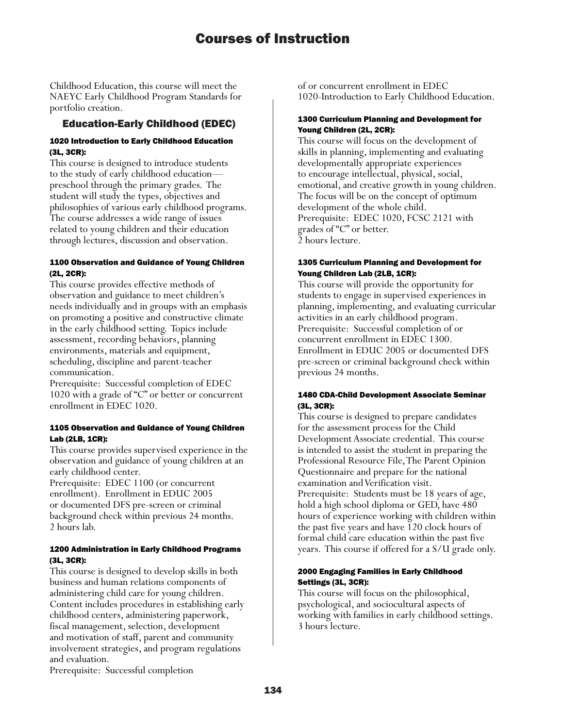Childhood Education, this course will meet the NAEYC Early Childhood Program Standards for portfolio creation.

## Education-Early Childhood (EDEC)

#### 1020 Introduction to Early Childhood Education (3L, 3CR):

This course is designed to introduce students to the study of early childhood education—preschool through the primary grades. The student will study the types, objectives and philosophies of various early childhood programs. The course addresses a wide range of issues related to young children and their education through lectures, discussion and observation.

#### 1100 Observation and Guidance of Young Children (2L, 2CR):

This course provides effective methods of observation and guidance to meet children's needs individually and in groups with an emphasis on promoting a positive and constructive climate in the early childhood setting. Topics include assessment, recording behaviors, planning environments, materials and equipment, scheduling, discipline and parent-teacher communication.
Prerequisite: Successful completion of EDEC 1020 with a grade of "C" or better or concurrent enrollment in EDEC 1020.

#### 1105 Observation and Guidance of Young Children Lab (2LB, 1CR):

This course provides supervised experience in the observation and guidance of young children at an early childhood center.
Prerequisite: EDEC 1100 (or concurrent enrollment). Enrollment in EDUC 2005 or documented DFS pre-screen or criminal background check within previous 24 months.
2 hours lab.

#### 1200 Administration in Early Childhood Programs (3L, 3CR):

This course is designed to develop skills in both business and human relations components of administering child care for young children. Content includes procedures in establishing early childhood centers, administering paperwork, fiscal management, selection, development and motivation of staff, parent and community involvement strategies, and program regulations and evaluation.
Prerequisite: Successful completion of or concurrent enrollment in EDEC 1020-Introduction to Early Childhood Education.

#### 1300 Curriculum Planning and Development for Young Children (2L, 2CR):

This course will focus on the development of skills in planning, implementing and evaluating developmentally appropriate experiences to encourage intellectual, physical, social, emotional, and creative growth in young children. The focus will be on the concept of optimum development of the whole child.
Prerequisite: EDEC 1020, FCSC 2121 with grades of "C" or better.
2 hours lecture.

#### 1305 Curriculum Planning and Development for Young Children Lab (2LB, 1CR):

This course will provide the opportunity for students to engage in supervised experiences in planning, implementing, and evaluating curricular activities in an early childhood program.
Prerequisite: Successful completion of or concurrent enrollment in EDEC 1300. Enrollment in EDUC 2005 or documented DFS pre-screen or criminal background check within previous 24 months.

#### 1480 CDA-Child Development Associate Seminar (3L, 3CR):

This course is designed to prepare candidates for the assessment process for the Child Development Associate credential. This course is intended to assist the student in preparing the Professional Resource File, The Parent Opinion Questionnaire and prepare for the national examination and Verification visit.
Prerequisite: Students must be 18 years of age, hold a high school diploma or GED, have 480 hours of experience working with children within the past five years and have 120 clock hours of formal child care education within the past five years. This course if offered for a S/U grade only.

#### 2000 Engaging Families in Early Childhood Settings (3L, 3CR):

This course will focus on the philosophical, psychological, and sociocultural aspects of working with families in early childhood settings.
3 hours lecture.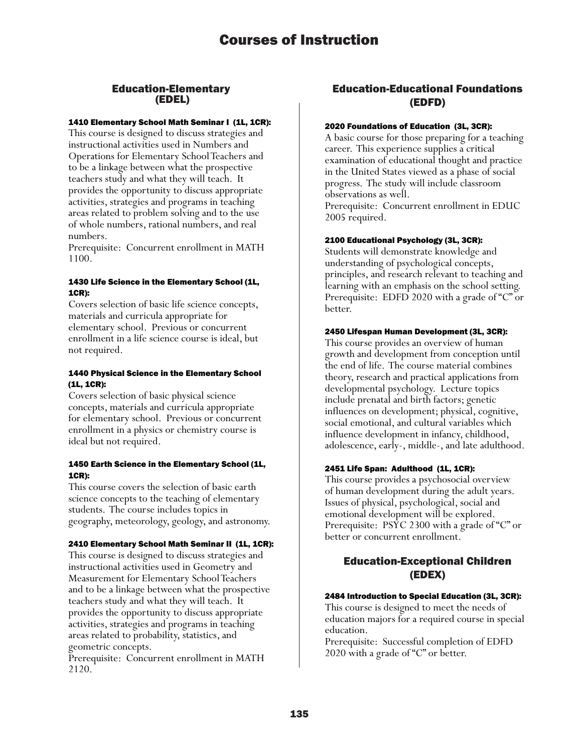# Courses of Instruction

## Education-Elementary (EDEL)

#### 1410 Elementary School Math Seminar I (1L, 1CR):

This course is designed to discuss strategies and instructional activities used in Numbers and Operations for Elementary School Teachers and to be a linkage between what the prospective teachers study and what they will teach. It provides the opportunity to discuss appropriate activities, strategies and programs in teaching areas related to problem solving and to the use of whole numbers, rational numbers, and real numbers.
Prerequisite: Concurrent enrollment in MATH 1100.

#### 1430 Life Science in the Elementary School (1L, 1CR):

Covers selection of basic life science concepts, materials and curricula appropriate for elementary school. Previous or concurrent enrollment in a life science course is ideal, but not required.

#### 1440 Physical Science in the Elementary School (1L, 1CR):

Covers selection of basic physical science concepts, materials and curricula appropriate for elementary school. Previous or concurrent enrollment in a physics or chemistry course is ideal but not required.

#### 1450 Earth Science in the Elementary School (1L, 1CR):

This course covers the selection of basic earth science concepts to the teaching of elementary students. The course includes topics in geography, meteorology, geology, and astronomy.

#### 2410 Elementary School Math Seminar II (1L, 1CR):

This course is designed to discuss strategies and instructional activities used in Geometry and Measurement for Elementary School Teachers and to be a linkage between what the prospective teachers study and what they will teach. It provides the opportunity to discuss appropriate activities, strategies and programs in teaching areas related to probability, statistics, and geometric concepts.
Prerequisite: Concurrent enrollment in MATH 2120.

## Education-Educational Foundations (EDFD)

#### 2020 Foundations of Education (3L, 3CR):

A basic course for those preparing for a teaching career. This experience supplies a critical examination of educational thought and practice in the United States viewed as a phase of social progress. The study will include classroom observations as well.
Prerequisite: Concurrent enrollment in EDUC 2005 required.

#### 2100 Educational Psychology (3L, 3CR):

Students will demonstrate knowledge and understanding of psychological concepts, principles, and research relevant to teaching and learning with an emphasis on the school setting.
Prerequisite: EDFD 2020 with a grade of "C" or better.

#### 2450 Lifespan Human Development (3L, 3CR):

This course provides an overview of human growth and development from conception until the end of life. The course material combines theory, research and practical applications from developmental psychology. Lecture topics include prenatal and birth factors; genetic influences on development; physical, cognitive, social emotional, and cultural variables which influence development in infancy, childhood, adolescence, early-, middle-, and late adulthood.

#### 2451 Life Span: Adulthood (1L, 1CR):

This course provides a psychosocial overview of human development during the adult years. Issues of physical, psychological, social and emotional development will be explored.
Prerequisite: PSYC 2300 with a grade of "C" or better or concurrent enrollment.

## Education-Exceptional Children (EDEX)

#### 2484 Introduction to Special Education (3L, 3CR):

This course is designed to meet the needs of education majors for a required course in special education.
Prerequisite: Successful completion of EDFD 2020 with a grade of "C" or better.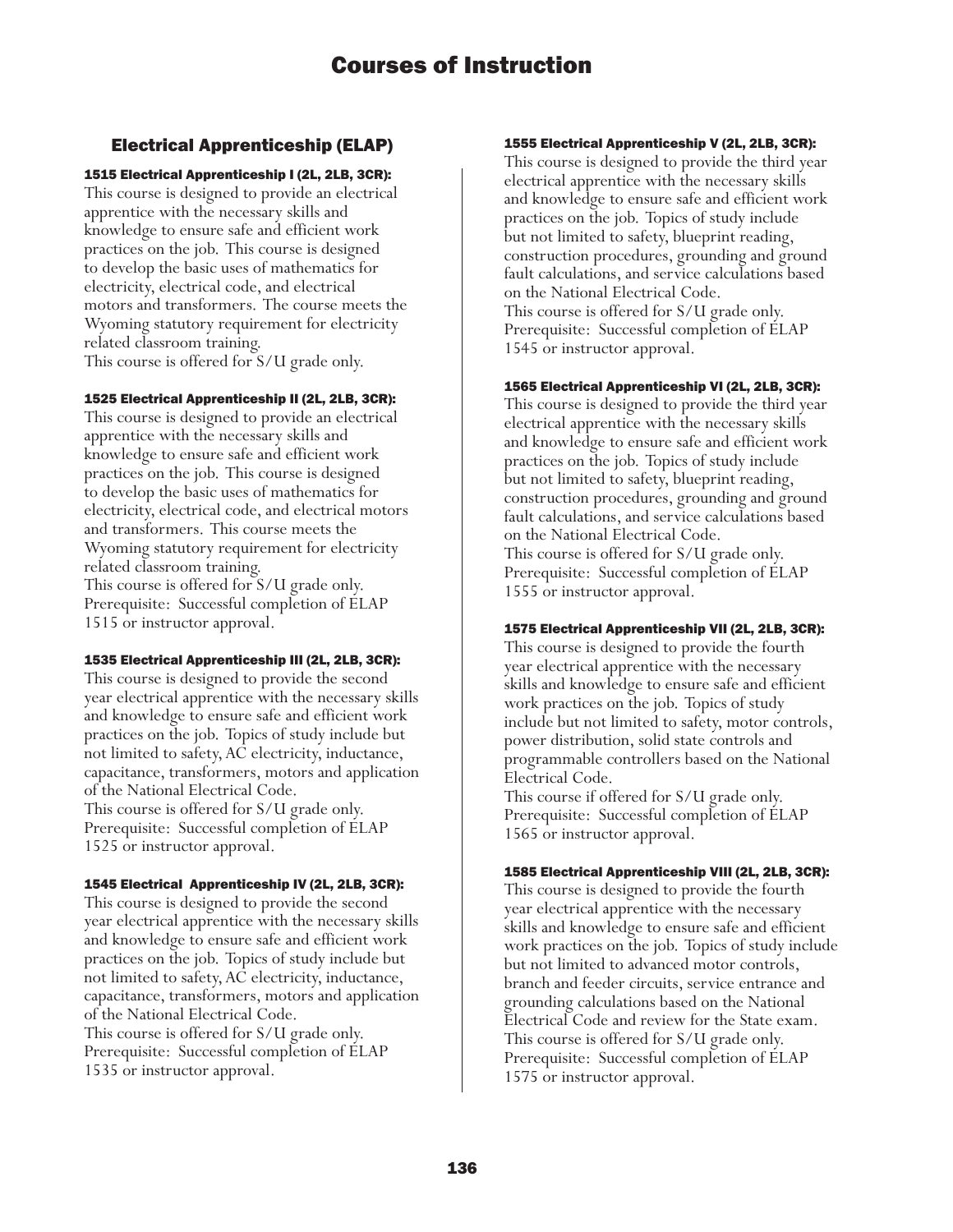# Courses of Instruction

## Electrical Apprenticeship (ELAP)

**1515 Electrical Apprenticeship I (2L, 2LB, 3CR):**
This course is designed to provide an electrical apprentice with the necessary skills and knowledge to ensure safe and efficient work practices on the job. This course is designed to develop the basic uses of mathematics for electricity, electrical code, and electrical motors and transformers. The course meets the Wyoming statutory requirement for electricity related classroom training.
This course is offered for S/U grade only.

**1525 Electrical Apprenticeship II (2L, 2LB, 3CR):**
This course is designed to provide an electrical apprentice with the necessary skills and knowledge to ensure safe and efficient work practices on the job. This course is designed to develop the basic uses of mathematics for electricity, electrical code, and electrical motors and transformers. This course meets the Wyoming statutory requirement for electricity related classroom training.
This course is offered for S/U grade only.
Prerequisite: Successful completion of ELAP 1515 or instructor approval.

**1535 Electrical Apprenticeship III (2L, 2LB, 3CR):**
This course is designed to provide the second year electrical apprentice with the necessary skills and knowledge to ensure safe and efficient work practices on the job. Topics of study include but not limited to safety, AC electricity, inductance, capacitance, transformers, motors and application of the National Electrical Code.
This course is offered for S/U grade only.
Prerequisite: Successful completion of ELAP 1525 or instructor approval.

**1545 Electrical Apprenticeship IV (2L, 2LB, 3CR):**
This course is designed to provide the second year electrical apprentice with the necessary skills and knowledge to ensure safe and efficient work practices on the job. Topics of study include but not limited to safety, AC electricity, inductance, capacitance, transformers, motors and application of the National Electrical Code.
This course is offered for S/U grade only.
Prerequisite: Successful completion of ELAP 1535 or instructor approval.

**1555 Electrical Apprenticeship V (2L, 2LB, 3CR):**
This course is designed to provide the third year electrical apprentice with the necessary skills and knowledge to ensure safe and efficient work practices on the job. Topics of study include but not limited to safety, blueprint reading, construction procedures, grounding and ground fault calculations, and service calculations based on the National Electrical Code.
This course is offered for S/U grade only.
Prerequisite: Successful completion of ELAP 1545 or instructor approval.

**1565 Electrical Apprenticeship VI (2L, 2LB, 3CR):**
This course is designed to provide the third year electrical apprentice with the necessary skills and knowledge to ensure safe and efficient work practices on the job. Topics of study include but not limited to safety, blueprint reading, construction procedures, grounding and ground fault calculations, and service calculations based on the National Electrical Code.
This course is offered for S/U grade only.
Prerequisite: Successful completion of ELAP 1555 or instructor approval.

**1575 Electrical Apprenticeship VII (2L, 2LB, 3CR):**
This course is designed to provide the fourth year electrical apprentice with the necessary skills and knowledge to ensure safe and efficient work practices on the job. Topics of study include but not limited to safety, motor controls, power distribution, solid state controls and programmable controllers based on the National Electrical Code.
This course if offered for S/U grade only.
Prerequisite: Successful completion of ELAP 1565 or instructor approval.

**1585 Electrical Apprenticeship VIII (2L, 2LB, 3CR):**
This course is designed to provide the fourth year electrical apprentice with the necessary skills and knowledge to ensure safe and efficient work practices on the job. Topics of study include but not limited to advanced motor controls, branch and feeder circuits, service entrance and grounding calculations based on the National Electrical Code and review for the State exam.
This course is offered for S/U grade only.
Prerequisite: Successful completion of ELAP 1575 or instructor approval.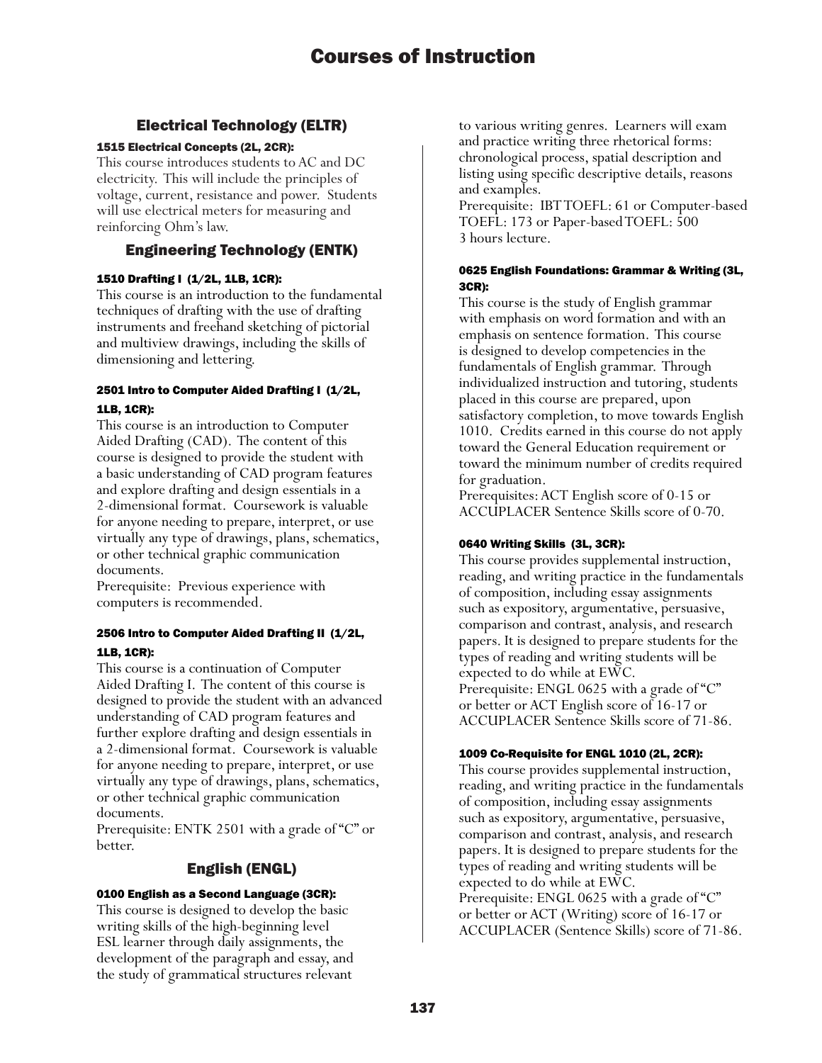## Electrical Technology (ELTR)

### 1515 Electrical Concepts (2L, 2CR):

This course introduces students to AC and DC electricity. This will include the principles of voltage, current, resistance and power. Students will use electrical meters for measuring and reinforcing Ohm's law.

## Engineering Technology (ENTK)

### 1510 Drafting I (1/2L, 1LB, 1CR):

This course is an introduction to the fundamental techniques of drafting with the use of drafting instruments and freehand sketching of pictorial and multiview drawings, including the skills of dimensioning and lettering.

### 2501 Intro to Computer Aided Drafting I (1/2L, 1LB, 1CR):

This course is an introduction to Computer Aided Drafting (CAD). The content of this course is designed to provide the student with a basic understanding of CAD program features and explore drafting and design essentials in a 2-dimensional format. Coursework is valuable for anyone needing to prepare, interpret, or use virtually any type of drawings, plans, schematics, or other technical graphic communication documents.
Prerequisite: Previous experience with computers is recommended.

### 2506 Intro to Computer Aided Drafting II (1/2L, 1LB, 1CR):

This course is a continuation of Computer Aided Drafting I. The content of this course is designed to provide the student with an advanced understanding of CAD program features and further explore drafting and design essentials in a 2-dimensional format. Coursework is valuable for anyone needing to prepare, interpret, or use virtually any type of drawings, plans, schematics, or other technical graphic communication documents.
Prerequisite: ENTK 2501 with a grade of "C" or better.

## English (ENGL)

### 0100 English as a Second Language (3CR):

This course is designed to develop the basic writing skills of the high-beginning level ESL learner through daily assignments, the development of the paragraph and essay, and the study of grammatical structures relevant to various writing genres. Learners will exam and practice writing three rhetorical forms: chronological process, spatial description and listing using specific descriptive details, reasons and examples.
Prerequisite: IBT TOEFL: 61 or Computer-based TOEFL: 173 or Paper-based TOEFL: 500
3 hours lecture.

### 0625 English Foundations: Grammar & Writing (3L, 3CR):

This course is the study of English grammar with emphasis on word formation and with an emphasis on sentence formation. This course is designed to develop competencies in the fundamentals of English grammar. Through individualized instruction and tutoring, students placed in this course are prepared, upon satisfactory completion, to move towards English 1010. Credits earned in this course do not apply toward the General Education requirement or toward the minimum number of credits required for graduation.
Prerequisites: ACT English score of 0-15 or ACCUPLACER Sentence Skills score of 0-70.

### 0640 Writing Skills (3L, 3CR):

This course provides supplemental instruction, reading, and writing practice in the fundamentals of composition, including essay assignments such as expository, argumentative, persuasive, comparison and contrast, analysis, and research papers. It is designed to prepare students for the types of reading and writing students will be expected to do while at EWC.
Prerequisite: ENGL 0625 with a grade of "C" or better or ACT English score of 16-17 or ACCUPLACER Sentence Skills score of 71-86.

### 1009 Co-Requisite for ENGL 1010 (2L, 2CR):

This course provides supplemental instruction, reading, and writing practice in the fundamentals of composition, including essay assignments such as expository, argumentative, persuasive, comparison and contrast, analysis, and research papers. It is designed to prepare students for the types of reading and writing students will be expected to do while at EWC.
Prerequisite: ENGL 0625 with a grade of "C" or better or ACT (Writing) score of 16-17 or ACCUPLACER (Sentence Skills) score of 71-86.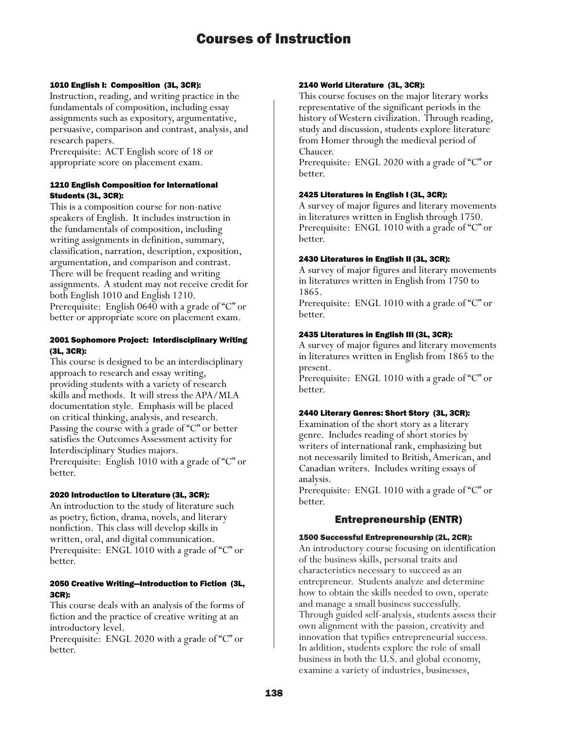# Courses of Instruction

#### 1010 English I: Composition (3L, 3CR):

Instruction, reading, and writing practice in the fundamentals of composition, including essay assignments such as expository, argumentative, persuasive, comparison and contrast, analysis, and research papers.
Prerequisite: ACT English score of 18 or appropriate score on placement exam.

#### 1210 English Composition for International Students (3L, 3CR):

This is a composition course for non-native speakers of English. It includes instruction in the fundamentals of composition, including writing assignments in definition, summary, classification, narration, description, exposition, argumentation, and comparison and contrast. There will be frequent reading and writing assignments. A student may not receive credit for both English 1010 and English 1210.
Prerequisite: English 0640 with a grade of "C" or better or appropriate score on placement exam.

#### 2001 Sophomore Project: Interdisciplinary Writing (3L, 3CR):

This course is designed to be an interdisciplinary approach to research and essay writing, providing students with a variety of research skills and methods. It will stress the APA/MLA documentation style. Emphasis will be placed on critical thinking, analysis, and research. Passing the course with a grade of "C" or better satisfies the Outcomes Assessment activity for Interdisciplinary Studies majors.
Prerequisite: English 1010 with a grade of "C" or better.

#### 2020 Introduction to Literature (3L, 3CR):

An introduction to the study of literature such as poetry, fiction, drama, novels, and literary nonfiction. This class will develop skills in written, oral, and digital communication.
Prerequisite: ENGL 1010 with a grade of "C" or better.

#### 2050 Creative Writing—Introduction to Fiction (3L, 3CR):

This course deals with an analysis of the forms of fiction and the practice of creative writing at an introductory level.
Prerequisite: ENGL 2020 with a grade of "C" or better.

#### 2140 World Literature (3L, 3CR):

This course focuses on the major literary works representative of the significant periods in the history of Western civilization. Through reading, study and discussion, students explore literature from Homer through the medieval period of Chaucer.
Prerequisite: ENGL 2020 with a grade of "C" or better.

#### 2425 Literatures in English I (3L, 3CR):

A survey of major figures and literary movements in literatures written in English through 1750.
Prerequisite: ENGL 1010 with a grade of "C" or better.

#### 2430 Literatures in English II (3L, 3CR):

A survey of major figures and literary movements in literatures written in English from 1750 to 1865.
Prerequisite: ENGL 1010 with a grade of "C" or better.

#### 2435 Literatures in English III (3L, 3CR):

A survey of major figures and literary movements in literatures written in English from 1865 to the present.
Prerequisite: ENGL 1010 with a grade of "C" or better.

#### 2440 Literary Genres: Short Story (3L, 3CR):

Examination of the short story as a literary genre. Includes reading of short stories by writers of international rank, emphasizing but not necessarily limited to British, American, and Canadian writers. Includes writing essays of analysis.
Prerequisite: ENGL 1010 with a grade of "C" or better.

## Entrepreneurship (ENTR)

#### 1500 Successful Entrepreneurship (2L, 2CR):

An introductory course focusing on identification of the business skills, personal traits and characteristics necessary to succeed as an entrepreneur. Students analyze and determine how to obtain the skills needed to own, operate and manage a small business successfully. Through guided self-analysis, students assess their own alignment with the passion, creativity and innovation that typifies entrepreneurial success. In addition, students explore the role of small business in both the U.S. and global economy, examine a variety of industries, businesses,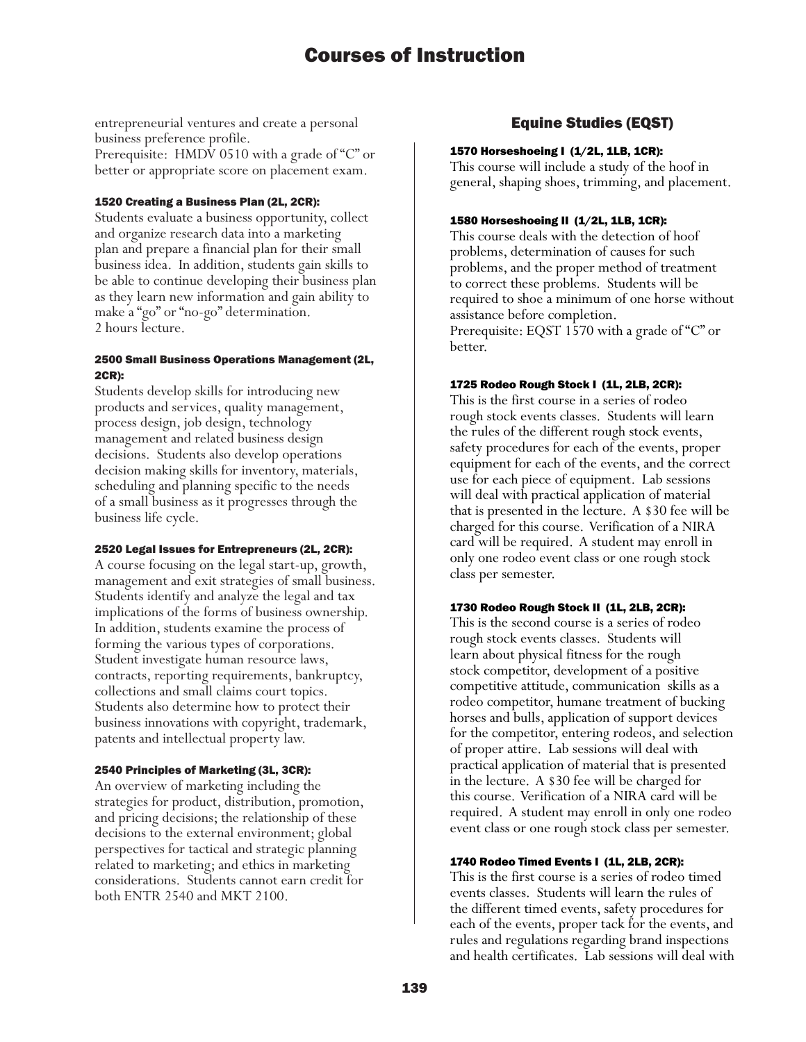entrepreneurial ventures and create a personal business preference profile.
Prerequisite: HMDV 0510 with a grade of "C" or better or appropriate score on placement exam.

#### 1520 Creating a Business Plan (2L, 2CR):

Students evaluate a business opportunity, collect and organize research data into a marketing plan and prepare a financial plan for their small business idea. In addition, students gain skills to be able to continue developing their business plan as they learn new information and gain ability to make a "go" or "no-go" determination.
2 hours lecture.

#### 2500 Small Business Operations Management (2L, 2CR):

Students develop skills for introducing new products and services, quality management, process design, job design, technology management and related business design decisions. Students also develop operations decision making skills for inventory, materials, scheduling and planning specific to the needs of a small business as it progresses through the business life cycle.

#### 2520 Legal Issues for Entrepreneurs (2L, 2CR):

A course focusing on the legal start-up, growth, management and exit strategies of small business. Students identify and analyze the legal and tax implications of the forms of business ownership. In addition, students examine the process of forming the various types of corporations. Student investigate human resource laws, contracts, reporting requirements, bankruptcy, collections and small claims court topics. Students also determine how to protect their business innovations with copyright, trademark, patents and intellectual property law.

#### 2540 Principles of Marketing (3L, 3CR):

An overview of marketing including the strategies for product, distribution, promotion, and pricing decisions; the relationship of these decisions to the external environment; global perspectives for tactical and strategic planning related to marketing; and ethics in marketing considerations. Students cannot earn credit for both ENTR 2540 and MKT 2100.

## Equine Studies (EQST)

#### 1570 Horseshoeing I (1/2L, 1LB, 1CR):

This course will include a study of the hoof in general, shaping shoes, trimming, and placement.

#### 1580 Horseshoeing II (1/2L, 1LB, 1CR):

This course deals with the detection of hoof problems, determination of causes for such problems, and the proper method of treatment to correct these problems. Students will be required to shoe a minimum of one horse without assistance before completion.
Prerequisite: EQST 1570 with a grade of "C" or better.

#### 1725 Rodeo Rough Stock I (1L, 2LB, 2CR):

This is the first course in a series of rodeo rough stock events classes. Students will learn the rules of the different rough stock events, safety procedures for each of the events, proper equipment for each of the events, and the correct use for each piece of equipment. Lab sessions will deal with practical application of material that is presented in the lecture. A $30 fee will be charged for this course. Verification of a NIRA card will be required. A student may enroll in only one rodeo event class or one rough stock class per semester.

#### 1730 Rodeo Rough Stock II (1L, 2LB, 2CR):

This is the second course is a series of rodeo rough stock events classes. Students will learn about physical fitness for the rough stock competitor, development of a positive competitive attitude, communication skills as a rodeo competitor, humane treatment of bucking horses and bulls, application of support devices for the competitor, entering rodeos, and selection of proper attire. Lab sessions will deal with practical application of material that is presented in the lecture. A $30 fee will be charged for this course. Verification of a NIRA card will be required. A student may enroll in only one rodeo event class or one rough stock class per semester.

#### 1740 Rodeo Timed Events I (1L, 2LB, 2CR):

This is the first course is a series of rodeo timed events classes. Students will learn the rules of the different timed events, safety procedures for each of the events, proper tack for the events, and rules and regulations regarding brand inspections and health certificates. Lab sessions will deal with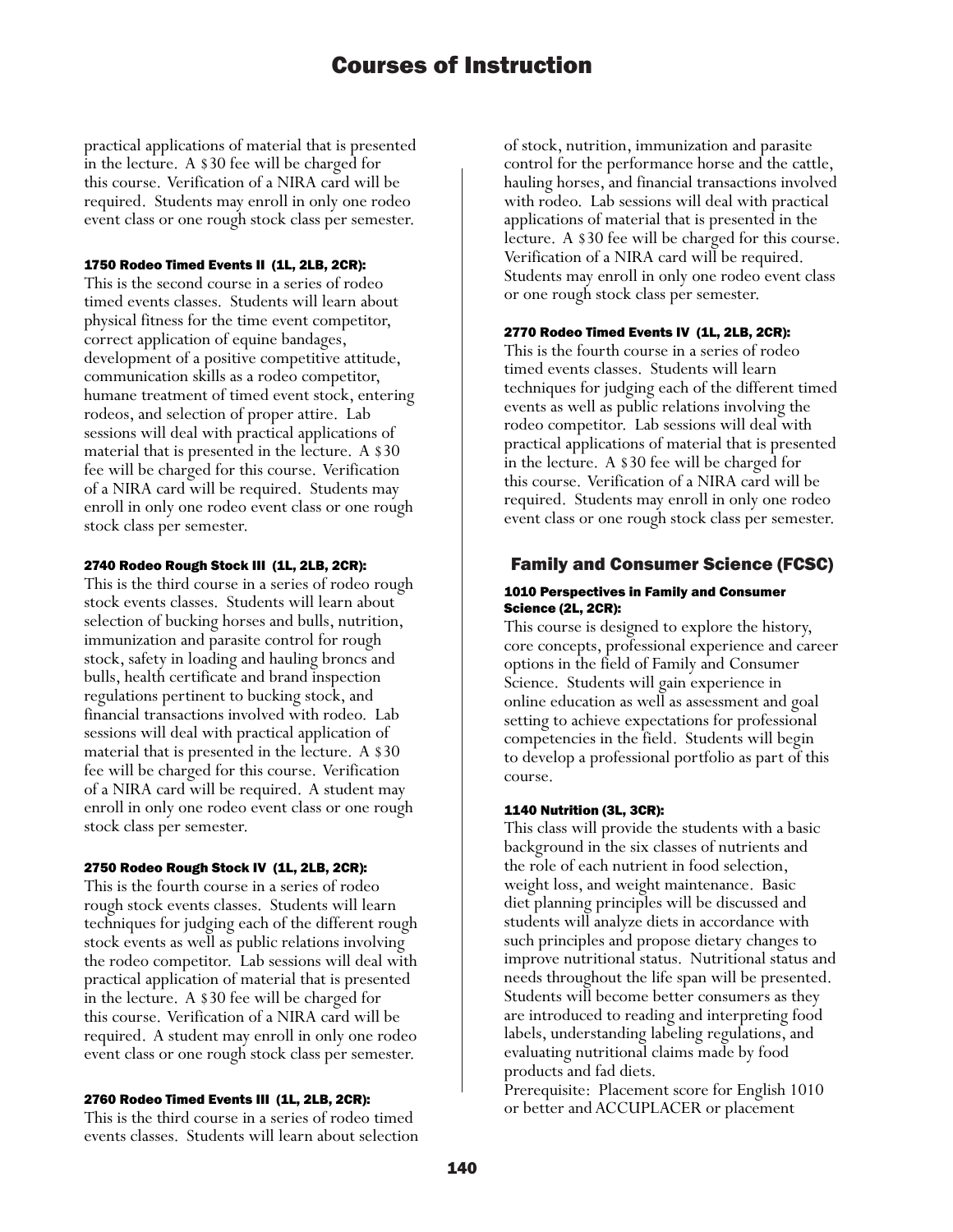practical applications of material that is presented in the lecture. A $30 fee will be charged for this course. Verification of a NIRA card will be required. Students may enroll in only one rodeo event class or one rough stock class per semester.

#### 1750 Rodeo Timed Events II (1L, 2LB, 2CR):

This is the second course in a series of rodeo timed events classes. Students will learn about physical fitness for the time event competitor, correct application of equine bandages, development of a positive competitive attitude, communication skills as a rodeo competitor, humane treatment of timed event stock, entering rodeos, and selection of proper attire. Lab sessions will deal with practical applications of material that is presented in the lecture. A $30 fee will be charged for this course. Verification of a NIRA card will be required. Students may enroll in only one rodeo event class or one rough stock class per semester.

#### 2740 Rodeo Rough Stock III (1L, 2LB, 2CR):

This is the third course in a series of rodeo rough stock events classes. Students will learn about selection of bucking horses and bulls, nutrition, immunization and parasite control for rough stock, safety in loading and hauling broncs and bulls, health certificate and brand inspection regulations pertinent to bucking stock, and financial transactions involved with rodeo. Lab sessions will deal with practical application of material that is presented in the lecture. A $30 fee will be charged for this course. Verification of a NIRA card will be required. A student may enroll in only one rodeo event class or one rough stock class per semester.

#### 2750 Rodeo Rough Stock IV (1L, 2LB, 2CR):

This is the fourth course in a series of rodeo rough stock events classes. Students will learn techniques for judging each of the different rough stock events as well as public relations involving the rodeo competitor. Lab sessions will deal with practical application of material that is presented in the lecture. A $30 fee will be charged for this course. Verification of a NIRA card will be required. A student may enroll in only one rodeo event class or one rough stock class per semester.

#### 2760 Rodeo Timed Events III (1L, 2LB, 2CR):

This is the third course in a series of rodeo timed events classes. Students will learn about selection of stock, nutrition, immunization and parasite control for the performance horse and the cattle, hauling horses, and financial transactions involved with rodeo. Lab sessions will deal with practical applications of material that is presented in the lecture. A $30 fee will be charged for this course. Verification of a NIRA card will be required. Students may enroll in only one rodeo event class or one rough stock class per semester.

#### 2770 Rodeo Timed Events IV (1L, 2LB, 2CR):

This is the fourth course in a series of rodeo timed events classes. Students will learn techniques for judging each of the different timed events as well as public relations involving the rodeo competitor. Lab sessions will deal with practical applications of material that is presented in the lecture. A $30 fee will be charged for this course. Verification of a NIRA card will be required. Students may enroll in only one rodeo event class or one rough stock class per semester.

## Family and Consumer Science (FCSC)

#### 1010 Perspectives in Family and Consumer Science (2L, 2CR):

This course is designed to explore the history, core concepts, professional experience and career options in the field of Family and Consumer Science. Students will gain experience in online education as well as assessment and goal setting to achieve expectations for professional competencies in the field. Students will begin to develop a professional portfolio as part of this course.

#### 1140 Nutrition (3L, 3CR):

This class will provide the students with a basic background in the six classes of nutrients and the role of each nutrient in food selection, weight loss, and weight maintenance. Basic diet planning principles will be discussed and students will analyze diets in accordance with such principles and propose dietary changes to improve nutritional status. Nutritional status and needs throughout the life span will be presented. Students will become better consumers as they are introduced to reading and interpreting food labels, understanding labeling regulations, and evaluating nutritional claims made by food products and fad diets.
Prerequisite: Placement score for English 1010 or better and ACCUPLACER or placement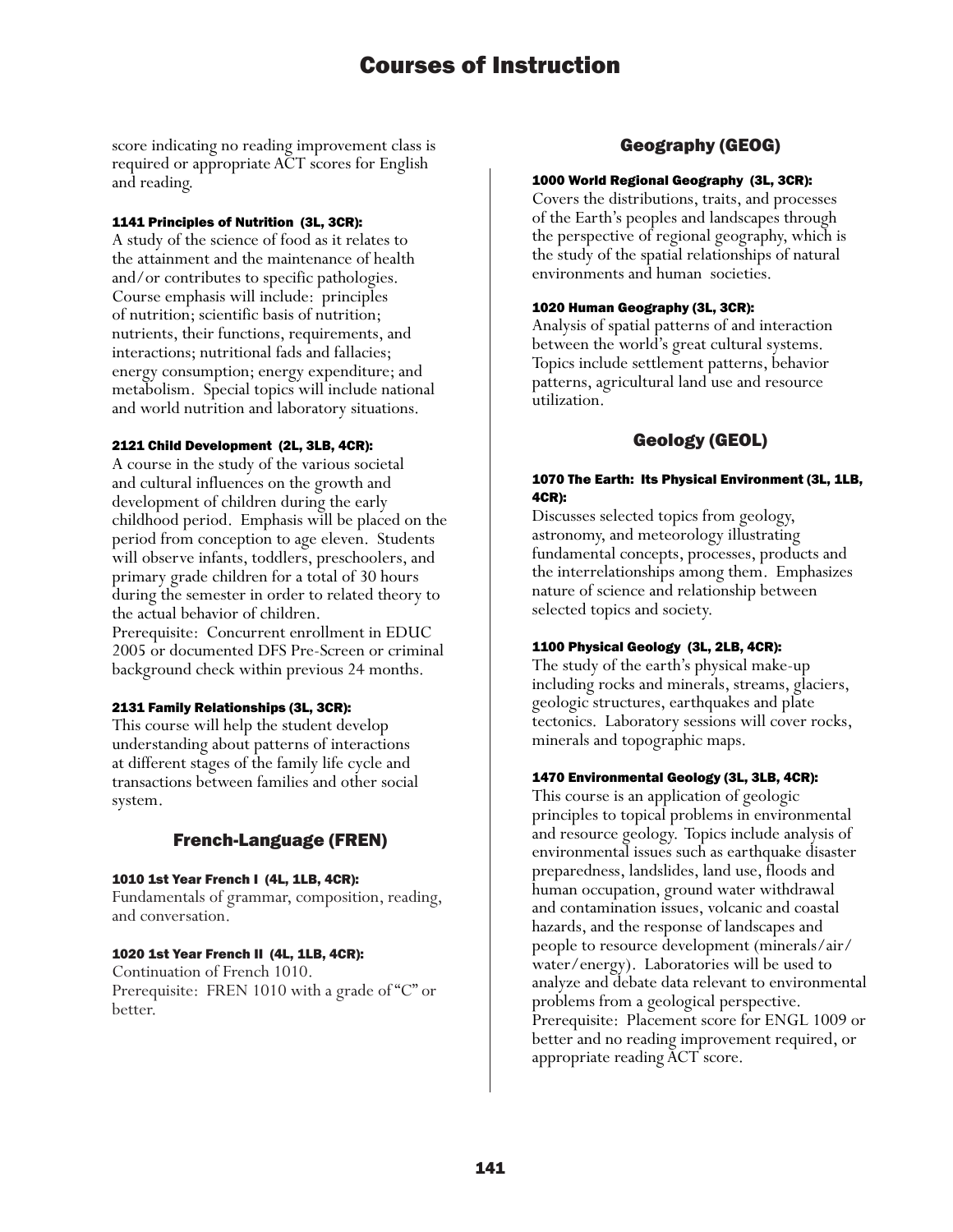score indicating no reading improvement class is required or appropriate ACT scores for English and reading.

#### 1141 Principles of Nutrition (3L, 3CR):

A study of the science of food as it relates to the attainment and the maintenance of health and/or contributes to specific pathologies. Course emphasis will include: principles of nutrition; scientific basis of nutrition; nutrients, their functions, requirements, and interactions; nutritional fads and fallacies; energy consumption; energy expenditure; and metabolism. Special topics will include national and world nutrition and laboratory situations.

#### 2121 Child Development (2L, 3LB, 4CR):

A course in the study of the various societal and cultural influences on the growth and development of children during the early childhood period. Emphasis will be placed on the period from conception to age eleven. Students will observe infants, toddlers, preschoolers, and primary grade children for a total of 30 hours during the semester in order to related theory to the actual behavior of children.
Prerequisite: Concurrent enrollment in EDUC 2005 or documented DFS Pre-Screen or criminal background check within previous 24 months.

#### 2131 Family Relationships (3L, 3CR):

This course will help the student develop understanding about patterns of interactions at different stages of the family life cycle and transactions between families and other social system.

## French-Language (FREN)

#### 1010 1st Year French I (4L, 1LB, 4CR):

Fundamentals of grammar, composition, reading, and conversation.

#### 1020 1st Year French II (4L, 1LB, 4CR):

Continuation of French 1010.
Prerequisite: FREN 1010 with a grade of "C" or better.

## Geography (GEOG)

#### 1000 World Regional Geography (3L, 3CR):

Covers the distributions, traits, and processes of the Earth's peoples and landscapes through the perspective of regional geography, which is the study of the spatial relationships of natural environments and human societies.

#### 1020 Human Geography (3L, 3CR):

Analysis of spatial patterns of and interaction between the world's great cultural systems. Topics include settlement patterns, behavior patterns, agricultural land use and resource utilization.

## Geology (GEOL)

#### 1070 The Earth: Its Physical Environment (3L, 1LB, 4CR):

Discusses selected topics from geology, astronomy, and meteorology illustrating fundamental concepts, processes, products and the interrelationships among them. Emphasizes nature of science and relationship between selected topics and society.

#### 1100 Physical Geology (3L, 2LB, 4CR):

The study of the earth's physical make-up including rocks and minerals, streams, glaciers, geologic structures, earthquakes and plate tectonics. Laboratory sessions will cover rocks, minerals and topographic maps.

#### 1470 Environmental Geology (3L, 3LB, 4CR):

This course is an application of geologic principles to topical problems in environmental and resource geology. Topics include analysis of environmental issues such as earthquake disaster preparedness, landslides, land use, floods and human occupation, ground water withdrawal and contamination issues, volcanic and coastal hazards, and the response of landscapes and people to resource development (minerals/air/water/energy). Laboratories will be used to analyze and debate data relevant to environmental problems from a geological perspective.
Prerequisite: Placement score for ENGL 1009 or better and no reading improvement required, or appropriate reading ACT score.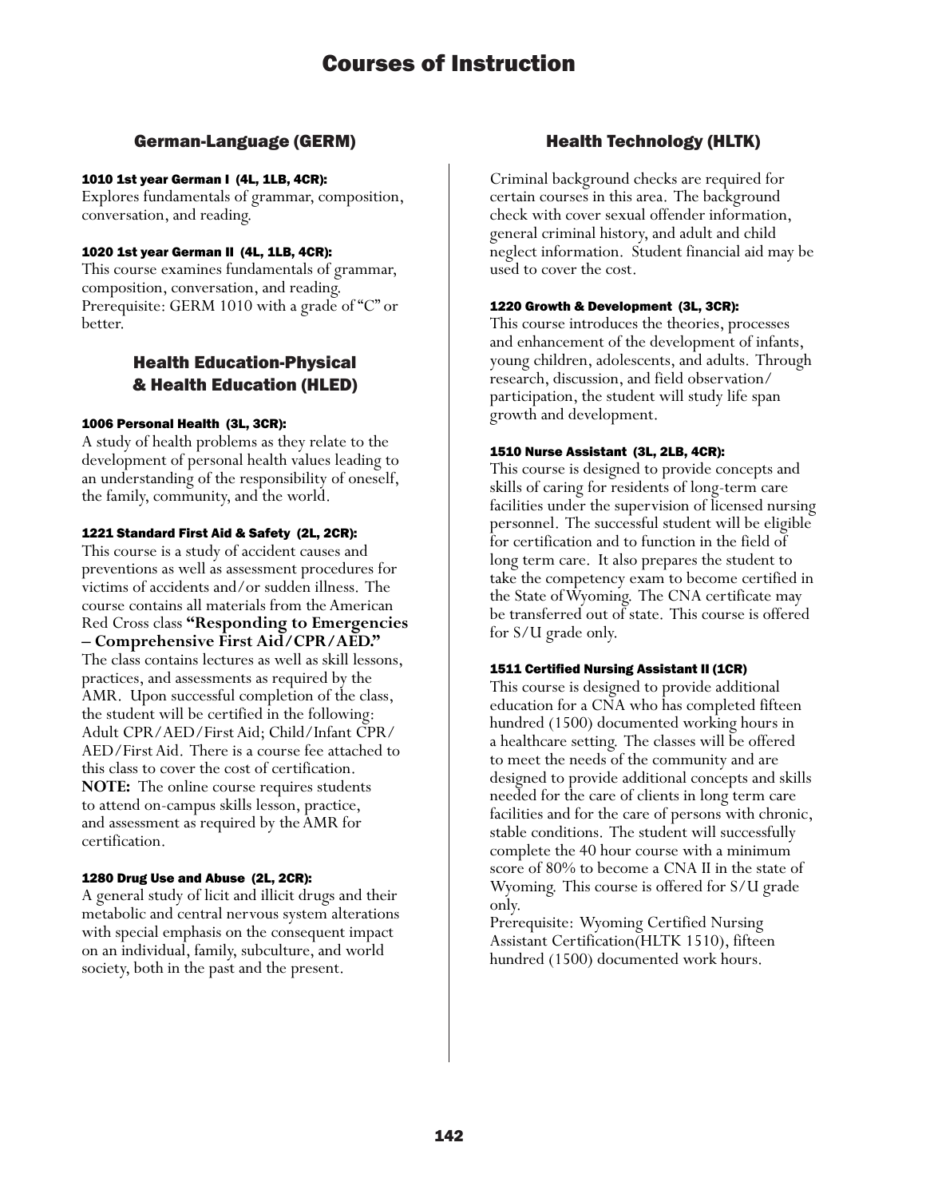# Courses of Instruction

## German-Language (GERM)

#### 1010 1st year German I (4L, 1LB, 4CR):

Explores fundamentals of grammar, composition, conversation, and reading.

#### 1020 1st year German II (4L, 1LB, 4CR):

This course examines fundamentals of grammar, composition, conversation, and reading. Prerequisite: GERM 1010 with a grade of "C" or better.

## Health Education-Physical & Health Education (HLED)

#### 1006 Personal Health (3L, 3CR):

A study of health problems as they relate to the development of personal health values leading to an understanding of the responsibility of oneself, the family, community, and the world.

#### 1221 Standard First Aid & Safety (2L, 2CR):

This course is a study of accident causes and preventions as well as assessment procedures for victims of accidents and/or sudden illness. The course contains all materials from the American Red Cross class **"Responding to Emergencies – Comprehensive First Aid/CPR/AED."** The class contains lectures as well as skill lessons, practices, and assessments as required by the AMR. Upon successful completion of the class, the student will be certified in the following: Adult CPR/AED/First Aid; Child/Infant CPR/AED/First Aid. There is a course fee attached to this class to cover the cost of certification. **NOTE:** The online course requires students to attend on-campus skills lesson, practice, and assessment as required by the AMR for certification.

#### 1280 Drug Use and Abuse (2L, 2CR):

A general study of licit and illicit drugs and their metabolic and central nervous system alterations with special emphasis on the consequent impact on an individual, family, subculture, and world society, both in the past and the present.

## Health Technology (HLTK)

Criminal background checks are required for certain courses in this area. The background check with cover sexual offender information, general criminal history, and adult and child neglect information. Student financial aid may be used to cover the cost.

#### 1220 Growth & Development (3L, 3CR):

This course introduces the theories, processes and enhancement of the development of infants, young children, adolescents, and adults. Through research, discussion, and field observation/participation, the student will study life span growth and development.

#### 1510 Nurse Assistant (3L, 2LB, 4CR):

This course is designed to provide concepts and skills of caring for residents of long-term care facilities under the supervision of licensed nursing personnel. The successful student will be eligible for certification and to function in the field of long term care. It also prepares the student to take the competency exam to become certified in the State of Wyoming. The CNA certificate may be transferred out of state. This course is offered for S/U grade only.

#### 1511 Certified Nursing Assistant II (1CR)

This course is designed to provide additional education for a CNA who has completed fifteen hundred (1500) documented working hours in a healthcare setting. The classes will be offered to meet the needs of the community and are designed to provide additional concepts and skills needed for the care of clients in long term care facilities and for the care of persons with chronic, stable conditions. The student will successfully complete the 40 hour course with a minimum score of 80% to become a CNA II in the state of Wyoming. This course is offered for S/U grade only.
Prerequisite: Wyoming Certified Nursing Assistant Certification(HLTK 1510), fifteen hundred (1500) documented work hours.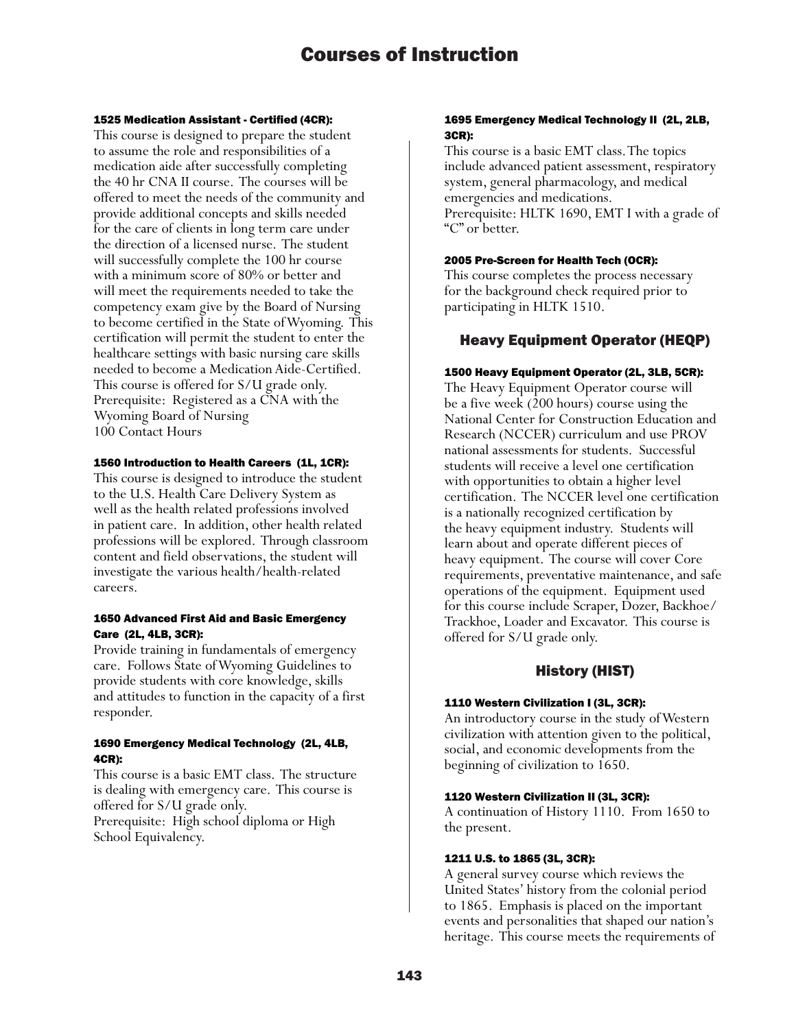#### 1525 Medication Assistant - Certified (4CR):

This course is designed to prepare the student to assume the role and responsibilities of a medication aide after successfully completing the 40 hr CNA II course. The courses will be offered to meet the needs of the community and provide additional concepts and skills needed for the care of clients in long term care under the direction of a licensed nurse. The student will successfully complete the 100 hr course with a minimum score of 80% or better and will meet the requirements needed to take the competency exam give by the Board of Nursing to become certified in the State of Wyoming. This certification will permit the student to enter the healthcare settings with basic nursing care skills needed to become a Medication Aide-Certified. This course is offered for S/U grade only.
Prerequisite: Registered as a CNA with the Wyoming Board of Nursing
100 Contact Hours

#### 1560 Introduction to Health Careers (1L, 1CR):

This course is designed to introduce the student to the U.S. Health Care Delivery System as well as the health related professions involved in patient care. In addition, other health related professions will be explored. Through classroom content and field observations, the student will investigate the various health/health-related careers.

#### 1650 Advanced First Aid and Basic Emergency Care (2L, 4LB, 3CR):

Provide training in fundamentals of emergency care. Follows State of Wyoming Guidelines to provide students with core knowledge, skills and attitudes to function in the capacity of a first responder.

#### 1690 Emergency Medical Technology (2L, 4LB, 4CR):

This course is a basic EMT class. The structure is dealing with emergency care. This course is offered for S/U grade only.
Prerequisite: High school diploma or High School Equivalency.

#### 1695 Emergency Medical Technology II (2L, 2LB, 3CR):

This course is a basic EMT class. The topics include advanced patient assessment, respiratory system, general pharmacology, and medical emergencies and medications.
Prerequisite: HLTK 1690, EMT I with a grade of "C" or better.

#### 2005 Pre-Screen for Health Tech (OCR):

This course completes the process necessary for the background check required prior to participating in HLTK 1510.

## Heavy Equipment Operator (HEQP)

#### 1500 Heavy Equipment Operator (2L, 3LB, 5CR):

The Heavy Equipment Operator course will be a five week (200 hours) course using the National Center for Construction Education and Research (NCCER) curriculum and use PROV national assessments for students. Successful students will receive a level one certification with opportunities to obtain a higher level certification. The NCCER level one certification is a nationally recognized certification by the heavy equipment industry. Students will learn about and operate different pieces of heavy equipment. The course will cover Core requirements, preventative maintenance, and safe operations of the equipment. Equipment used for this course include Scraper, Dozer, Backhoe/Trackhoe, Loader and Excavator. This course is offered for S/U grade only.

## History (HIST)

#### 1110 Western Civilization I (3L, 3CR):

An introductory course in the study of Western civilization with attention given to the political, social, and economic developments from the beginning of civilization to 1650.

#### 1120 Western Civilization II (3L, 3CR):

A continuation of History 1110. From 1650 to the present.

#### 1211 U.S. to 1865 (3L, 3CR):

A general survey course which reviews the United States' history from the colonial period to 1865. Emphasis is placed on the important events and personalities that shaped our nation's heritage. This course meets the requirements of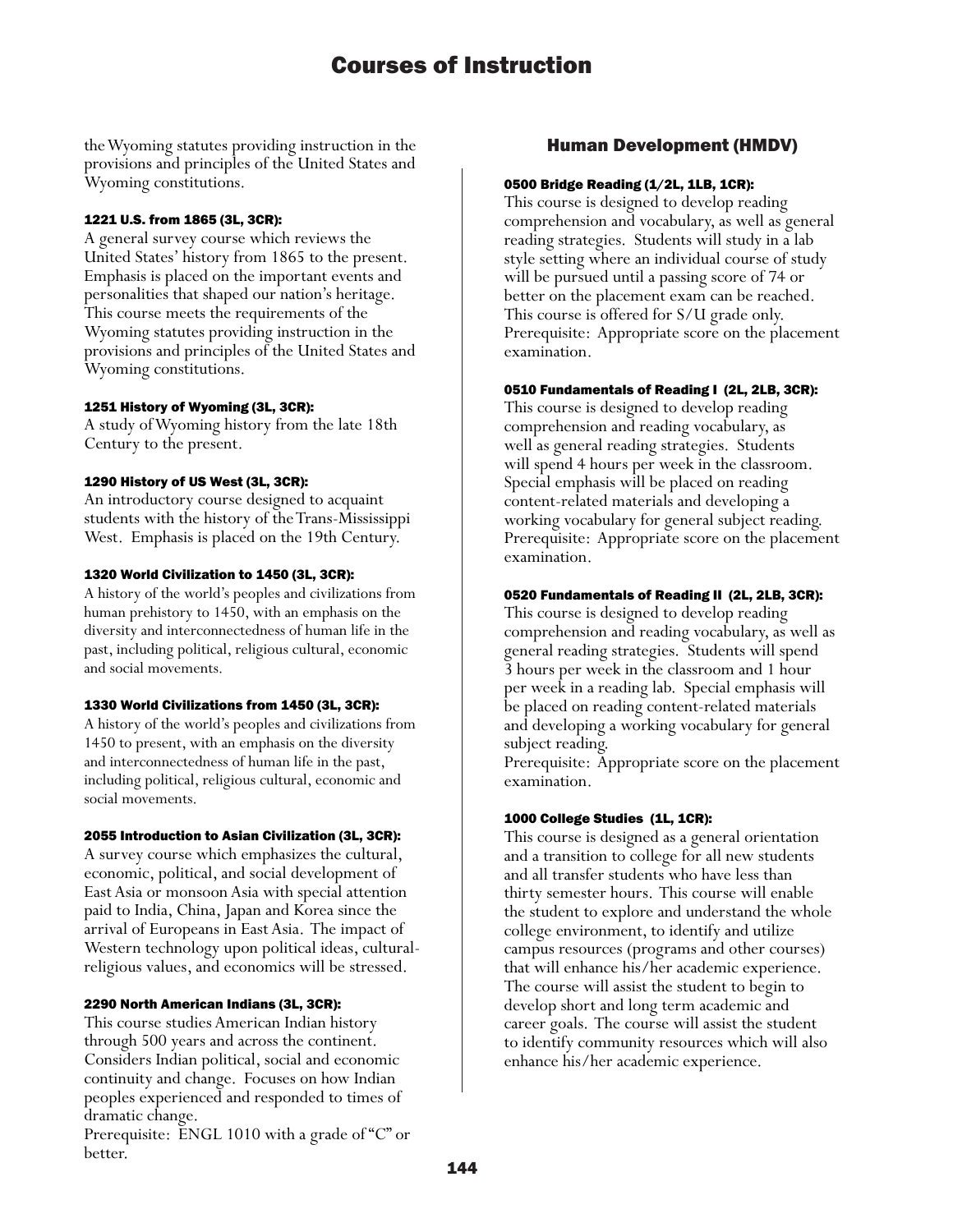the Wyoming statutes providing instruction in the provisions and principles of the United States and Wyoming constitutions.

#### 1221 U.S. from 1865 (3L, 3CR):

A general survey course which reviews the United States' history from 1865 to the present. Emphasis is placed on the important events and personalities that shaped our nation's heritage. This course meets the requirements of the Wyoming statutes providing instruction in the provisions and principles of the United States and Wyoming constitutions.

#### 1251 History of Wyoming (3L, 3CR):

A study of Wyoming history from the late 18th Century to the present.

#### 1290 History of US West (3L, 3CR):

An introductory course designed to acquaint students with the history of the Trans-Mississippi West. Emphasis is placed on the 19th Century.

#### 1320 World Civilization to 1450 (3L, 3CR):

A history of the world's peoples and civilizations from human prehistory to 1450, with an emphasis on the diversity and interconnectedness of human life in the past, including political, religious cultural, economic and social movements.

#### 1330 World Civilizations from 1450 (3L, 3CR):

A history of the world's peoples and civilizations from 1450 to present, with an emphasis on the diversity and interconnectedness of human life in the past, including political, religious cultural, economic and social movements.

#### 2055 Introduction to Asian Civilization (3L, 3CR):

A survey course which emphasizes the cultural, economic, political, and social development of East Asia or monsoon Asia with special attention paid to India, China, Japan and Korea since the arrival of Europeans in East Asia. The impact of Western technology upon political ideas, cultural-religious values, and economics will be stressed.

#### 2290 North American Indians (3L, 3CR):

This course studies American Indian history through 500 years and across the continent. Considers Indian political, social and economic continuity and change. Focuses on how Indian peoples experienced and responded to times of dramatic change.
Prerequisite: ENGL 1010 with a grade of "C" or better.

## Human Development (HMDV)

#### 0500 Bridge Reading (1/2L, 1LB, 1CR):

This course is designed to develop reading comprehension and vocabulary, as well as general reading strategies. Students will study in a lab style setting where an individual course of study will be pursued until a passing score of 74 or better on the placement exam can be reached. This course is offered for S/U grade only.
Prerequisite: Appropriate score on the placement examination.

#### 0510 Fundamentals of Reading I (2L, 2LB, 3CR):

This course is designed to develop reading comprehension and reading vocabulary, as well as general reading strategies. Students will spend 4 hours per week in the classroom. Special emphasis will be placed on reading content-related materials and developing a working vocabulary for general subject reading.
Prerequisite: Appropriate score on the placement examination.

#### 0520 Fundamentals of Reading II (2L, 2LB, 3CR):

This course is designed to develop reading comprehension and reading vocabulary, as well as general reading strategies. Students will spend 3 hours per week in the classroom and 1 hour per week in a reading lab. Special emphasis will be placed on reading content-related materials and developing a working vocabulary for general subject reading.
Prerequisite: Appropriate score on the placement examination.

#### 1000 College Studies (1L, 1CR):

This course is designed as a general orientation and a transition to college for all new students and all transfer students who have less than thirty semester hours. This course will enable the student to explore and understand the whole college environment, to identify and utilize campus resources (programs and other courses) that will enhance his/her academic experience. The course will assist the student to begin to develop short and long term academic and career goals. The course will assist the student to identify community resources which will also enhance his/her academic experience.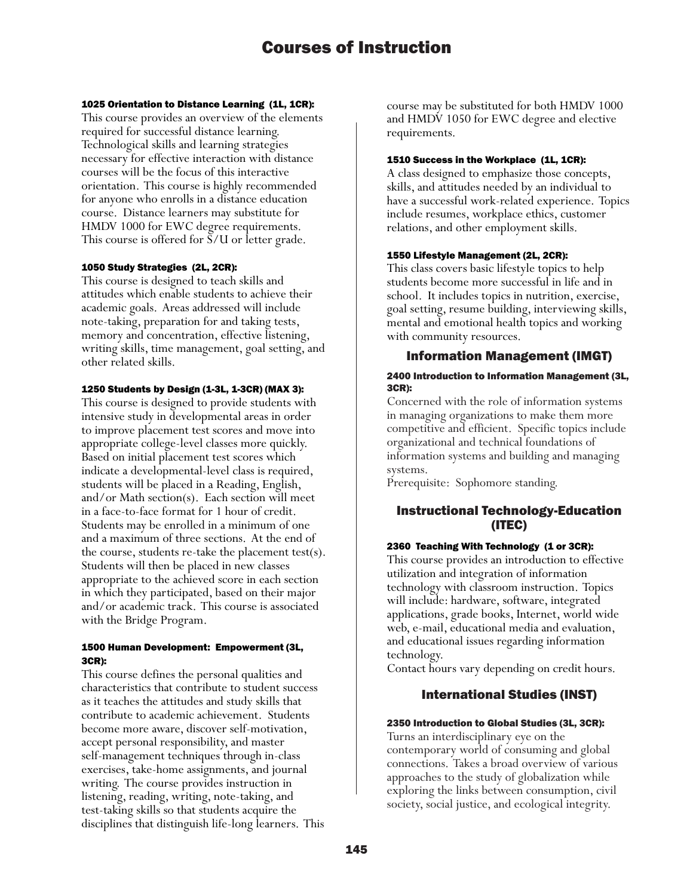#### 1025 Orientation to Distance Learning (1L, 1CR):

This course provides an overview of the elements required for successful distance learning. Technological skills and learning strategies necessary for effective interaction with distance courses will be the focus of this interactive orientation. This course is highly recommended for anyone who enrolls in a distance education course. Distance learners may substitute for HMDV 1000 for EWC degree requirements. This course is offered for S/U or letter grade.

#### 1050 Study Strategies (2L, 2CR):

This course is designed to teach skills and attitudes which enable students to achieve their academic goals. Areas addressed will include note-taking, preparation for and taking tests, memory and concentration, effective listening, writing skills, time management, goal setting, and other related skills.

#### 1250 Students by Design (1-3L, 1-3CR) (MAX 3):

This course is designed to provide students with intensive study in developmental areas in order to improve placement test scores and move into appropriate college-level classes more quickly. Based on initial placement test scores which indicate a developmental-level class is required, students will be placed in a Reading, English, and/or Math section(s). Each section will meet in a face-to-face format for 1 hour of credit. Students may be enrolled in a minimum of one and a maximum of three sections. At the end of the course, students re-take the placement test(s). Students will then be placed in new classes appropriate to the achieved score in each section in which they participated, based on their major and/or academic track. This course is associated with the Bridge Program.

#### 1500 Human Development: Empowerment (3L, 3CR):

This course defines the personal qualities and characteristics that contribute to student success as it teaches the attitudes and study skills that contribute to academic achievement. Students become more aware, discover self-motivation, accept personal responsibility, and master self-management techniques through in-class exercises, take-home assignments, and journal writing. The course provides instruction in listening, reading, writing, note-taking, and test-taking skills so that students acquire the disciplines that distinguish life-long learners. This course may be substituted for both HMDV 1000 and HMDV 1050 for EWC degree and elective requirements.

#### 1510 Success in the Workplace (1L, 1CR):

A class designed to emphasize those concepts, skills, and attitudes needed by an individual to have a successful work-related experience. Topics include resumes, workplace ethics, customer relations, and other employment skills.

#### 1550 Lifestyle Management (2L, 2CR):

This class covers basic lifestyle topics to help students become more successful in life and in school. It includes topics in nutrition, exercise, goal setting, resume building, interviewing skills, mental and emotional health topics and working with community resources.

## Information Management (IMGT)

#### 2400 Introduction to Information Management (3L, 3CR):

Concerned with the role of information systems in managing organizations to make them more competitive and efficient. Specific topics include organizational and technical foundations of information systems and building and managing systems.
Prerequisite: Sophomore standing.

## Instructional Technology-Education (ITEC)

#### 2360 Teaching With Technology (1 or 3CR):

This course provides an introduction to effective utilization and integration of information technology with classroom instruction. Topics will include: hardware, software, integrated applications, grade books, Internet, world wide web, e-mail, educational media and evaluation, and educational issues regarding information technology.
Contact hours vary depending on credit hours.

## International Studies (INST)

#### 2350 Introduction to Global Studies (3L, 3CR):

Turns an interdisciplinary eye on the contemporary world of consuming and global connections. Takes a broad overview of various approaches to the study of globalization while exploring the links between consumption, civil society, social justice, and ecological integrity.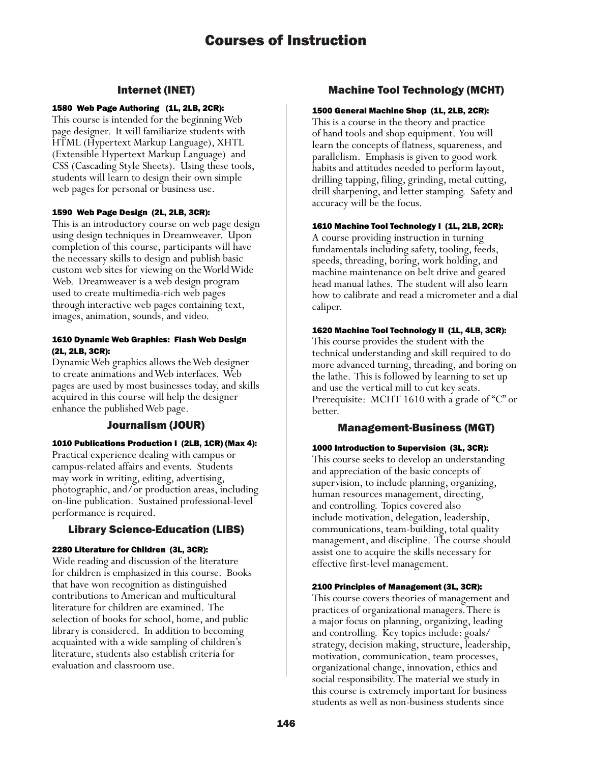# Courses of Instruction

## Internet (INET)

**1580 Web Page Authoring (1L, 2LB, 2CR):**
This course is intended for the beginning Web page designer. It will familiarize students with HTML (Hypertext Markup Language), XHTL (Extensible Hypertext Markup Language) and CSS (Cascading Style Sheets). Using these tools, students will learn to design their own simple web pages for personal or business use.

**1590 Web Page Design (2L, 2LB, 3CR):**
This is an introductory course on web page design using design techniques in Dreamweaver. Upon completion of this course, participants will have the necessary skills to design and publish basic custom web sites for viewing on the World Wide Web. Dreamweaver is a web design program used to create multimedia-rich web pages through interactive web pages containing text, images, animation, sounds, and video.

**1610 Dynamic Web Graphics: Flash Web Design (2L, 2LB, 3CR):**
Dynamic Web graphics allows the Web designer to create animations and Web interfaces. Web pages are used by most businesses today, and skills acquired in this course will help the designer enhance the published Web page.

## Journalism (JOUR)

**1010 Publications Production I (2LB, 1CR) (Max 4):**
Practical experience dealing with campus or campus-related affairs and events. Students may work in writing, editing, advertising, photographic, and/or production areas, including on-line publication. Sustained professional-level performance is required.

## Library Science-Education (LIBS)

**2280 Literature for Children (3L, 3CR):**
Wide reading and discussion of the literature for children is emphasized in this course. Books that have won recognition as distinguished contributions to American and multicultural literature for children are examined. The selection of books for school, home, and public library is considered. In addition to becoming acquainted with a wide sampling of children's literature, students also establish criteria for evaluation and classroom use.

## Machine Tool Technology (MCHT)

**1500 General Machine Shop (1L, 2LB, 2CR):**
This is a course in the theory and practice of hand tools and shop equipment. You will learn the concepts of flatness, squareness, and parallelism. Emphasis is given to good work habits and attitudes needed to perform layout, drilling tapping, filing, grinding, metal cutting, drill sharpening, and letter stamping. Safety and accuracy will be the focus.

**1610 Machine Tool Technology I (1L, 2LB, 2CR):**
A course providing instruction in turning fundamentals including safety, tooling, feeds, speeds, threading, boring, work holding, and machine maintenance on belt drive and geared head manual lathes. The student will also learn how to calibrate and read a micrometer and a dial caliper.

**1620 Machine Tool Technology II (1L, 4LB, 3CR):**
This course provides the student with the technical understanding and skill required to do more advanced turning, threading, and boring on the lathe. This is followed by learning to set up and use the vertical mill to cut key seats. Prerequisite: MCHT 1610 with a grade of "C" or better.

## Management-Business (MGT)

**1000 Introduction to Supervision (3L, 3CR):**
This course seeks to develop an understanding and appreciation of the basic concepts of supervision, to include planning, organizing, human resources management, directing, and controlling. Topics covered also include motivation, delegation, leadership, communications, team-building, total quality management, and discipline. The course should assist one to acquire the skills necessary for effective first-level management.

**2100 Principles of Management (3L, 3CR):**
This course covers theories of management and practices of organizational managers. There is a major focus on planning, organizing, leading and controlling. Key topics include: goals/strategy, decision making, structure, leadership, motivation, communication, team processes, organizational change, innovation, ethics and social responsibility. The material we study in this course is extremely important for business students as well as non-business students since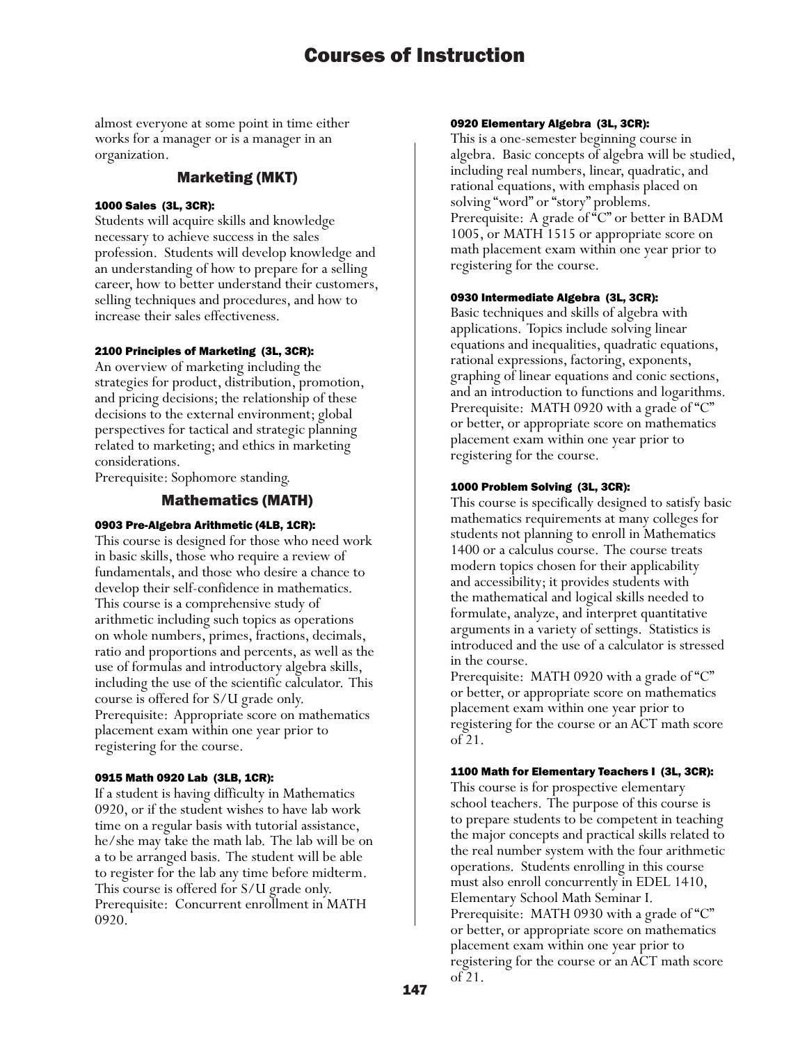almost everyone at some point in time either works for a manager or is a manager in an organization.

## Marketing (MKT)

#### 1000 Sales (3L, 3CR):

Students will acquire skills and knowledge necessary to achieve success in the sales profession. Students will develop knowledge and an understanding of how to prepare for a selling career, how to better understand their customers, selling techniques and procedures, and how to increase their sales effectiveness.

#### 2100 Principles of Marketing (3L, 3CR):

An overview of marketing including the strategies for product, distribution, promotion, and pricing decisions; the relationship of these decisions to the external environment; global perspectives for tactical and strategic planning related to marketing; and ethics in marketing considerations.
Prerequisite: Sophomore standing.

## Mathematics (MATH)

#### 0903 Pre-Algebra Arithmetic (4LB, 1CR):

This course is designed for those who need work in basic skills, those who require a review of fundamentals, and those who desire a chance to develop their self-confidence in mathematics. This course is a comprehensive study of arithmetic including such topics as operations on whole numbers, primes, fractions, decimals, ratio and proportions and percents, as well as the use of formulas and introductory algebra skills, including the use of the scientific calculator. This course is offered for S/U grade only.
Prerequisite: Appropriate score on mathematics placement exam within one year prior to registering for the course.

#### 0915 Math 0920 Lab (3LB, 1CR):

If a student is having difficulty in Mathematics 0920, or if the student wishes to have lab work time on a regular basis with tutorial assistance, he/she may take the math lab. The lab will be on a to be arranged basis. The student will be able to register for the lab any time before midterm. This course is offered for S/U grade only.
Prerequisite: Concurrent enrollment in MATH 0920.

#### 0920 Elementary Algebra (3L, 3CR):

This is a one-semester beginning course in algebra. Basic concepts of algebra will be studied, including real numbers, linear, quadratic, and rational equations, with emphasis placed on solving "word" or "story" problems.
Prerequisite: A grade of "C" or better in BADM 1005, or MATH 1515 or appropriate score on math placement exam within one year prior to registering for the course.

#### 0930 Intermediate Algebra (3L, 3CR):

Basic techniques and skills of algebra with applications. Topics include solving linear equations and inequalities, quadratic equations, rational expressions, factoring, exponents, graphing of linear equations and conic sections, and an introduction to functions and logarithms.
Prerequisite: MATH 0920 with a grade of "C" or better, or appropriate score on mathematics placement exam within one year prior to registering for the course.

#### 1000 Problem Solving (3L, 3CR):

This course is specifically designed to satisfy basic mathematics requirements at many colleges for students not planning to enroll in Mathematics 1400 or a calculus course. The course treats modern topics chosen for their applicability and accessibility; it provides students with the mathematical and logical skills needed to formulate, analyze, and interpret quantitative arguments in a variety of settings. Statistics is introduced and the use of a calculator is stressed in the course.
Prerequisite: MATH 0920 with a grade of "C" or better, or appropriate score on mathematics placement exam within one year prior to registering for the course or an ACT math score of 21.

#### 1100 Math for Elementary Teachers I (3L, 3CR):

This course is for prospective elementary school teachers. The purpose of this course is to prepare students to be competent in teaching the major concepts and practical skills related to the real number system with the four arithmetic operations. Students enrolling in this course must also enroll concurrently in EDEL 1410, Elementary School Math Seminar I.
Prerequisite: MATH 0930 with a grade of "C" or better, or appropriate score on mathematics placement exam within one year prior to registering for the course or an ACT math score of 21.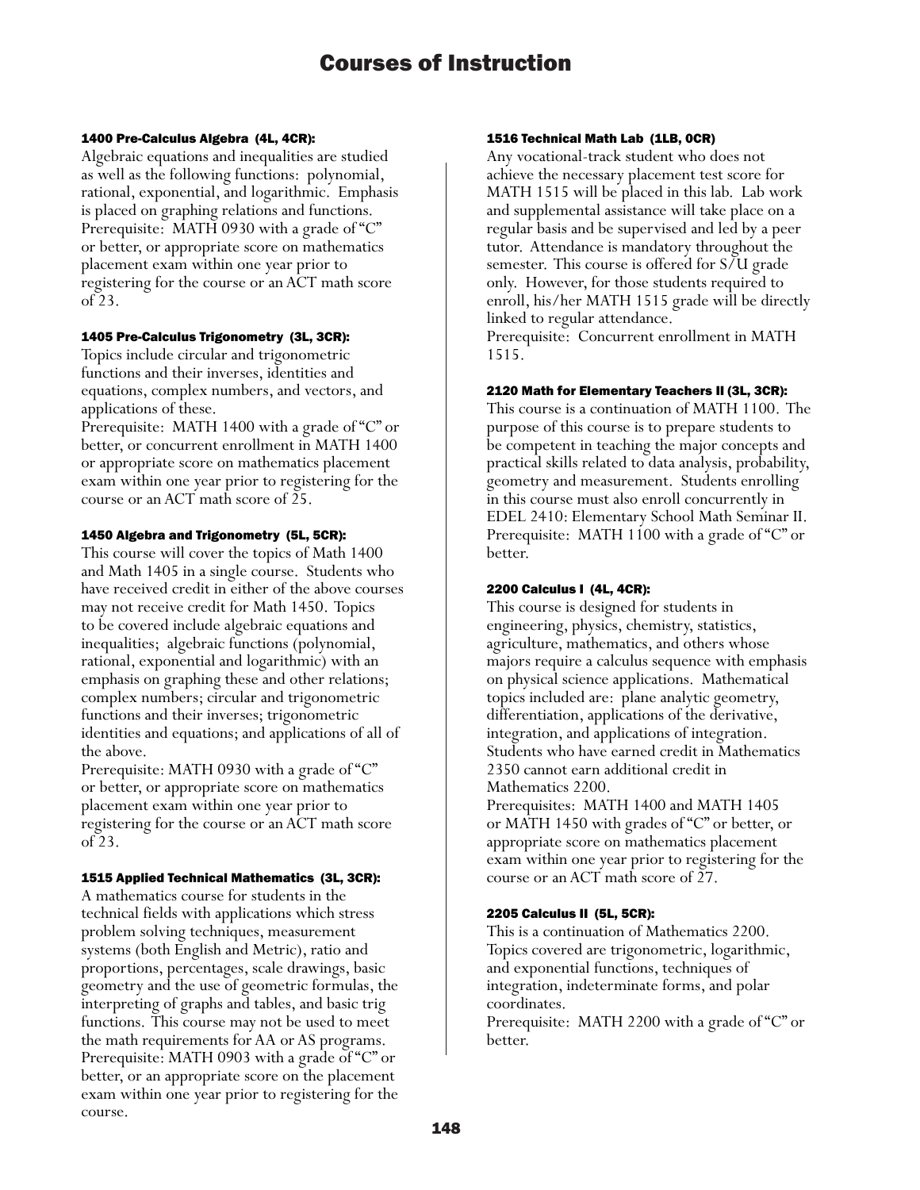# Courses of Instruction

### 1400 Pre-Calculus Algebra (4L, 4CR):

Algebraic equations and inequalities are studied as well as the following functions: polynomial, rational, exponential, and logarithmic. Emphasis is placed on graphing relations and functions. Prerequisite: MATH 0930 with a grade of "C" or better, or appropriate score on mathematics placement exam within one year prior to registering for the course or an ACT math score of 23.

### 1405 Pre-Calculus Trigonometry (3L, 3CR):

Topics include circular and trigonometric functions and their inverses, identities and equations, complex numbers, and vectors, and applications of these.
Prerequisite: MATH 1400 with a grade of "C" or better, or concurrent enrollment in MATH 1400 or appropriate score on mathematics placement exam within one year prior to registering for the course or an ACT math score of 25.

### 1450 Algebra and Trigonometry (5L, 5CR):

This course will cover the topics of Math 1400 and Math 1405 in a single course. Students who have received credit in either of the above courses may not receive credit for Math 1450. Topics to be covered include algebraic equations and inequalities; algebraic functions (polynomial, rational, exponential and logarithmic) with an emphasis on graphing these and other relations; complex numbers; circular and trigonometric functions and their inverses; trigonometric identities and equations; and applications of all of the above.
Prerequisite: MATH 0930 with a grade of "C" or better, or appropriate score on mathematics placement exam within one year prior to registering for the course or an ACT math score of 23.

### 1515 Applied Technical Mathematics (3L, 3CR):

A mathematics course for students in the technical fields with applications which stress problem solving techniques, measurement systems (both English and Metric), ratio and proportions, percentages, scale drawings, basic geometry and the use of geometric formulas, the interpreting of graphs and tables, and basic trig functions. This course may not be used to meet the math requirements for AA or AS programs.
Prerequisite: MATH 0903 with a grade of "C" or better, or an appropriate score on the placement exam within one year prior to registering for the course.

### 1516 Technical Math Lab (1LB, 0CR)

Any vocational-track student who does not achieve the necessary placement test score for MATH 1515 will be placed in this lab. Lab work and supplemental assistance will take place on a regular basis and be supervised and led by a peer tutor. Attendance is mandatory throughout the semester. This course is offered for S/U grade only. However, for those students required to enroll, his/her MATH 1515 grade will be directly linked to regular attendance.
Prerequisite: Concurrent enrollment in MATH 1515.

### 2120 Math for Elementary Teachers II (3L, 3CR):

This course is a continuation of MATH 1100. The purpose of this course is to prepare students to be competent in teaching the major concepts and practical skills related to data analysis, probability, geometry and measurement. Students enrolling in this course must also enroll concurrently in EDEL 2410: Elementary School Math Seminar II.
Prerequisite: MATH 1100 with a grade of "C" or better.

### 2200 Calculus I (4L, 4CR):

This course is designed for students in engineering, physics, chemistry, statistics, agriculture, mathematics, and others whose majors require a calculus sequence with emphasis on physical science applications. Mathematical topics included are: plane analytic geometry, differentiation, applications of the derivative, integration, and applications of integration. Students who have earned credit in Mathematics 2350 cannot earn additional credit in Mathematics 2200.
Prerequisites: MATH 1400 and MATH 1405 or MATH 1450 with grades of "C" or better, or appropriate score on mathematics placement exam within one year prior to registering for the course or an ACT math score of 27.

### 2205 Calculus II (5L, 5CR):

This is a continuation of Mathematics 2200. Topics covered are trigonometric, logarithmic, and exponential functions, techniques of integration, indeterminate forms, and polar coordinates.
Prerequisite: MATH 2200 with a grade of "C" or better.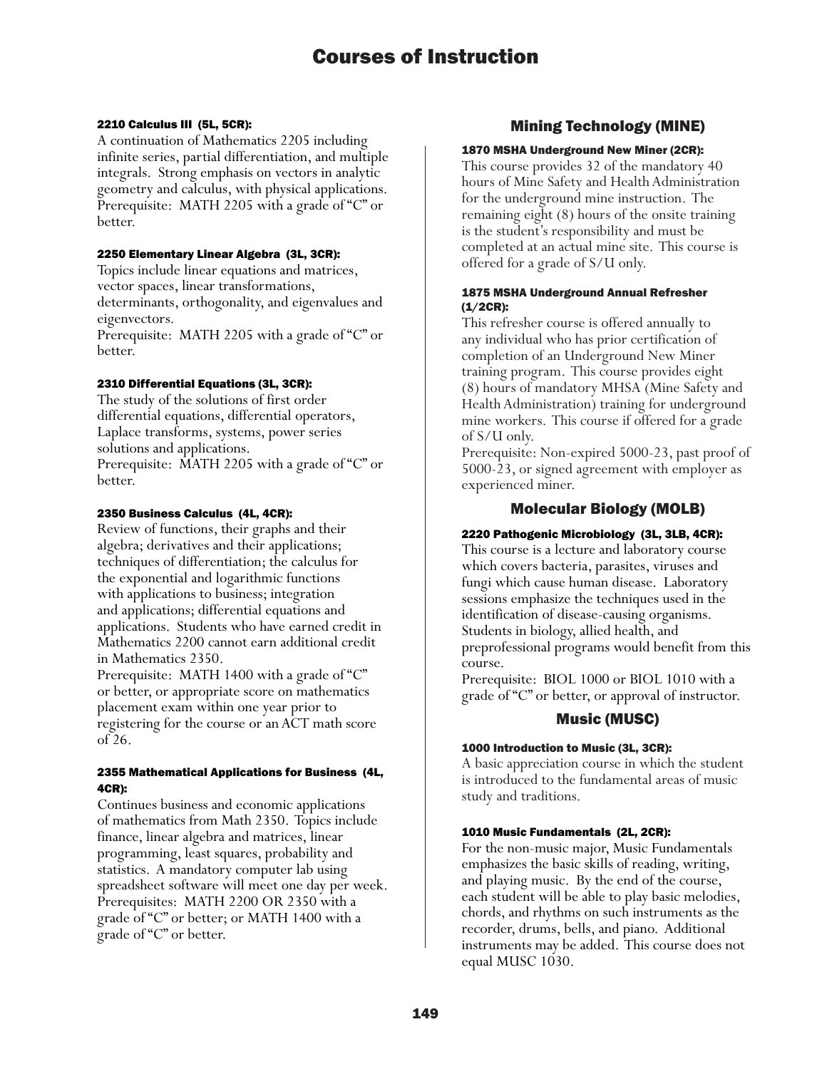#### 2210 Calculus III (5L, 5CR):

A continuation of Mathematics 2205 including infinite series, partial differentiation, and multiple integrals. Strong emphasis on vectors in analytic geometry and calculus, with physical applications. Prerequisite: MATH 2205 with a grade of "C" or better.

#### 2250 Elementary Linear Algebra (3L, 3CR):

Topics include linear equations and matrices, vector spaces, linear transformations, determinants, orthogonality, and eigenvalues and eigenvectors.
Prerequisite: MATH 2205 with a grade of "C" or better.

#### 2310 Differential Equations (3L, 3CR):

The study of the solutions of first order differential equations, differential operators, Laplace transforms, systems, power series solutions and applications.
Prerequisite: MATH 2205 with a grade of "C" or better.

#### 2350 Business Calculus (4L, 4CR):

Review of functions, their graphs and their algebra; derivatives and their applications; techniques of differentiation; the calculus for the exponential and logarithmic functions with applications to business; integration and applications; differential equations and applications. Students who have earned credit in Mathematics 2200 cannot earn additional credit in Mathematics 2350.
Prerequisite: MATH 1400 with a grade of "C" or better, or appropriate score on mathematics placement exam within one year prior to registering for the course or an ACT math score of 26.

#### 2355 Mathematical Applications for Business (4L, 4CR):

Continues business and economic applications of mathematics from Math 2350. Topics include finance, linear algebra and matrices, linear programming, least squares, probability and statistics. A mandatory computer lab using spreadsheet software will meet one day per week. Prerequisites: MATH 2200 OR 2350 with a grade of "C" or better; or MATH 1400 with a grade of "C" or better.

## Mining Technology (MINE)

#### 1870 MSHA Underground New Miner (2CR):

This course provides 32 of the mandatory 40 hours of Mine Safety and Health Administration for the underground mine instruction. The remaining eight (8) hours of the onsite training is the student's responsibility and must be completed at an actual mine site. This course is offered for a grade of S/U only.

#### 1875 MSHA Underground Annual Refresher (1/2CR):

This refresher course is offered annually to any individual who has prior certification of completion of an Underground New Miner training program. This course provides eight (8) hours of mandatory MHSA (Mine Safety and Health Administration) training for underground mine workers. This course if offered for a grade of S/U only.
Prerequisite: Non-expired 5000-23, past proof of 5000-23, or signed agreement with employer as experienced miner.

## Molecular Biology (MOLB)

#### 2220 Pathogenic Microbiology (3L, 3LB, 4CR):

This course is a lecture and laboratory course which covers bacteria, parasites, viruses and fungi which cause human disease. Laboratory sessions emphasize the techniques used in the identification of disease-causing organisms. Students in biology, allied health, and preprofessional programs would benefit from this course.
Prerequisite: BIOL 1000 or BIOL 1010 with a grade of "C" or better, or approval of instructor.

## Music (MUSC)

#### 1000 Introduction to Music (3L, 3CR):

A basic appreciation course in which the student is introduced to the fundamental areas of music study and traditions.

#### 1010 Music Fundamentals (2L, 2CR):

For the non-music major, Music Fundamentals emphasizes the basic skills of reading, writing, and playing music. By the end of the course, each student will be able to play basic melodies, chords, and rhythms on such instruments as the recorder, drums, bells, and piano. Additional instruments may be added. This course does not equal MUSC 1030.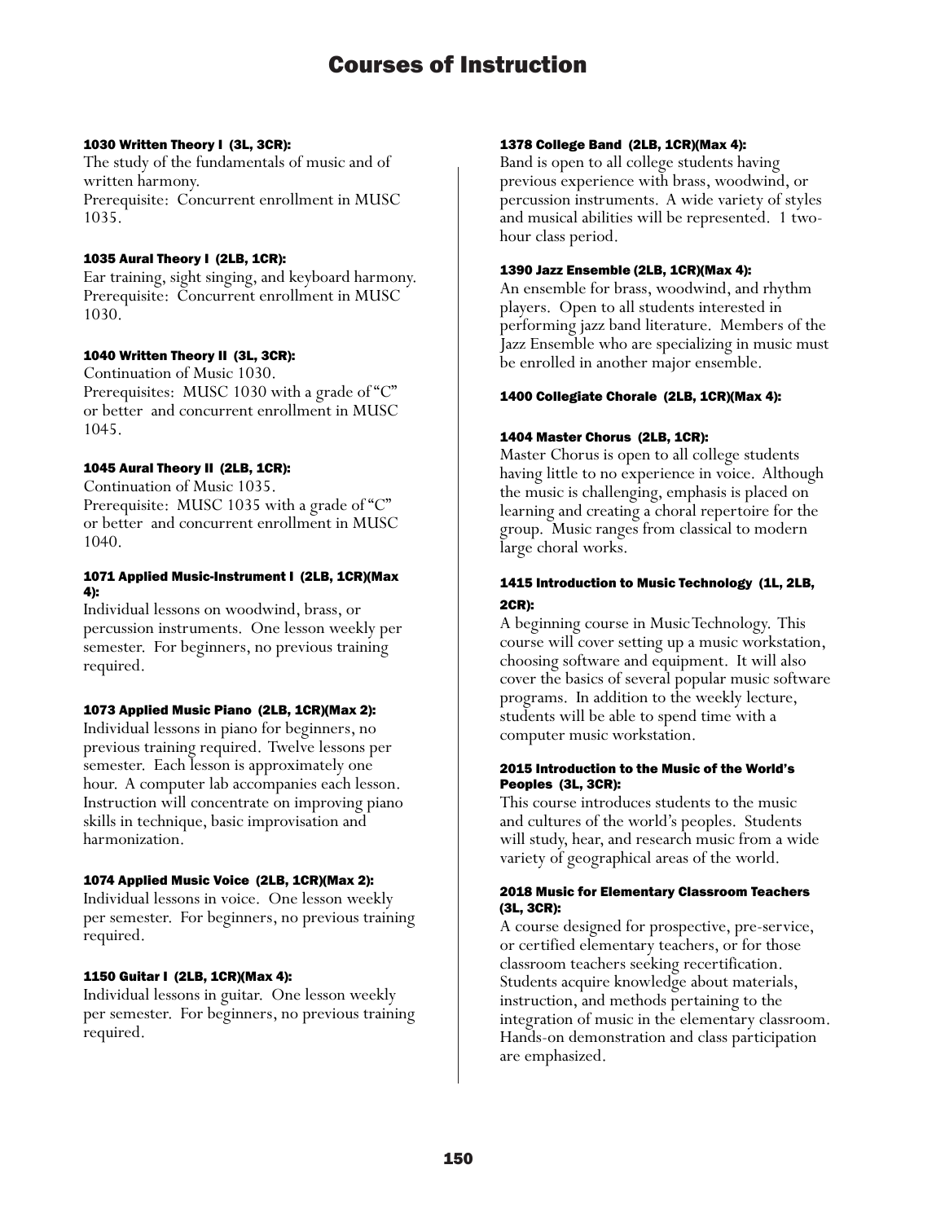# Courses of Instruction

#### 1030 Written Theory I (3L, 3CR):

The study of the fundamentals of music and of written harmony.
Prerequisite: Concurrent enrollment in MUSC 1035.

#### 1035 Aural Theory I (2LB, 1CR):

Ear training, sight singing, and keyboard harmony.
Prerequisite: Concurrent enrollment in MUSC 1030.

#### 1040 Written Theory II (3L, 3CR):

Continuation of Music 1030.
Prerequisites: MUSC 1030 with a grade of "C" or better and concurrent enrollment in MUSC 1045.

#### 1045 Aural Theory II (2LB, 1CR):

Continuation of Music 1035.
Prerequisite: MUSC 1035 with a grade of "C" or better and concurrent enrollment in MUSC 1040.

#### 1071 Applied Music-Instrument I (2LB, 1CR)(Max 4):

Individual lessons on woodwind, brass, or percussion instruments. One lesson weekly per semester. For beginners, no previous training required.

#### 1073 Applied Music Piano (2LB, 1CR)(Max 2):

Individual lessons in piano for beginners, no previous training required. Twelve lessons per semester. Each lesson is approximately one hour. A computer lab accompanies each lesson. Instruction will concentrate on improving piano skills in technique, basic improvisation and harmonization.

#### 1074 Applied Music Voice (2LB, 1CR)(Max 2):

Individual lessons in voice. One lesson weekly per semester. For beginners, no previous training required.

#### 1150 Guitar I (2LB, 1CR)(Max 4):

Individual lessons in guitar. One lesson weekly per semester. For beginners, no previous training required.

#### 1378 College Band (2LB, 1CR)(Max 4):

Band is open to all college students having previous experience with brass, woodwind, or percussion instruments. A wide variety of styles and musical abilities will be represented. 1 two-hour class period.

#### 1390 Jazz Ensemble (2LB, 1CR)(Max 4):

An ensemble for brass, woodwind, and rhythm players. Open to all students interested in performing jazz band literature. Members of the Jazz Ensemble who are specializing in music must be enrolled in another major ensemble.

#### 1400 Collegiate Chorale (2LB, 1CR)(Max 4):

#### 1404 Master Chorus (2LB, 1CR):

Master Chorus is open to all college students having little to no experience in voice. Although the music is challenging, emphasis is placed on learning and creating a choral repertoire for the group. Music ranges from classical to modern large choral works.

#### 1415 Introduction to Music Technology (1L, 2LB, 2CR):

A beginning course in Music Technology. This course will cover setting up a music workstation, choosing software and equipment. It will also cover the basics of several popular music software programs. In addition to the weekly lecture, students will be able to spend time with a computer music workstation.

#### 2015 Introduction to the Music of the World's Peoples (3L, 3CR):

This course introduces students to the music and cultures of the world's peoples. Students will study, hear, and research music from a wide variety of geographical areas of the world.

#### 2018 Music for Elementary Classroom Teachers (3L, 3CR):

A course designed for prospective, pre-service, or certified elementary teachers, or for those classroom teachers seeking recertification. Students acquire knowledge about materials, instruction, and methods pertaining to the integration of music in the elementary classroom. Hands-on demonstration and class participation are emphasized.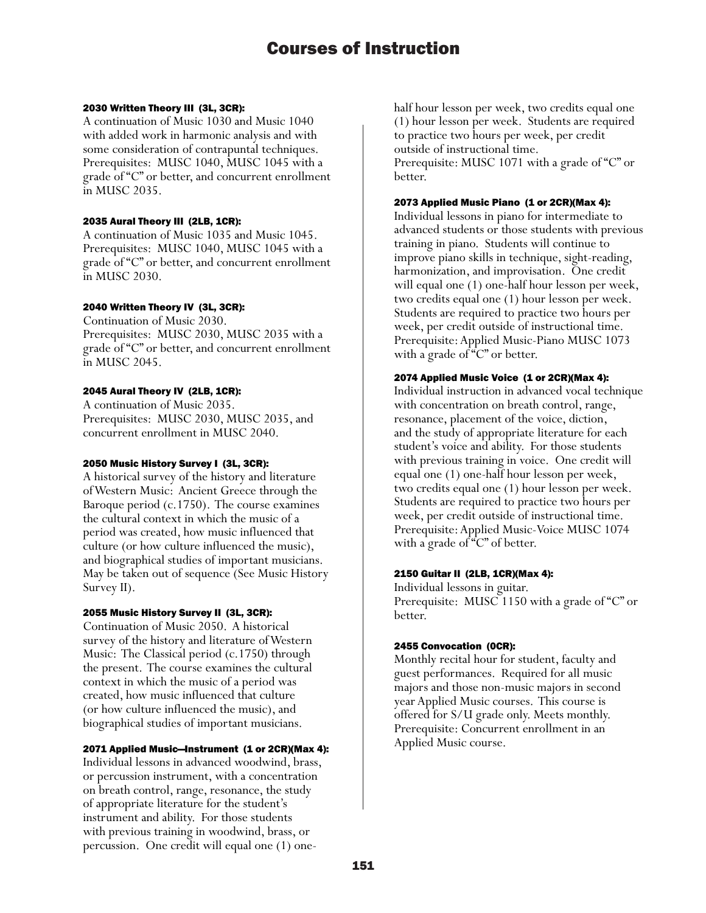# Courses of Instruction

#### 2030 Written Theory III (3L, 3CR):

A continuation of Music 1030 and Music 1040 with added work in harmonic analysis and with some consideration of contrapuntal techniques. Prerequisites: MUSC 1040, MUSC 1045 with a grade of "C" or better, and concurrent enrollment in MUSC 2035.

#### 2035 Aural Theory III (2LB, 1CR):

A continuation of Music 1035 and Music 1045. Prerequisites: MUSC 1040, MUSC 1045 with a grade of "C" or better, and concurrent enrollment in MUSC 2030.

#### 2040 Written Theory IV (3L, 3CR):

Continuation of Music 2030.
Prerequisites: MUSC 2030, MUSC 2035 with a grade of "C" or better, and concurrent enrollment in MUSC 2045.

#### 2045 Aural Theory IV (2LB, 1CR):

A continuation of Music 2035.
Prerequisites: MUSC 2030, MUSC 2035, and concurrent enrollment in MUSC 2040.

#### 2050 Music History Survey I (3L, 3CR):

A historical survey of the history and literature of Western Music: Ancient Greece through the Baroque period (c.1750). The course examines the cultural context in which the music of a period was created, how music influenced that culture (or how culture influenced the music), and biographical studies of important musicians. May be taken out of sequence (See Music History Survey II).

#### 2055 Music History Survey II (3L, 3CR):

Continuation of Music 2050. A historical survey of the history and literature of Western Music: The Classical period (c.1750) through the present. The course examines the cultural context in which the music of a period was created, how music influenced that culture (or how culture influenced the music), and biographical studies of important musicians.

#### 2071 Applied Music—Instrument (1 or 2CR)(Max 4):

Individual lessons in advanced woodwind, brass, or percussion instrument, with a concentration on breath control, range, resonance, the study of appropriate literature for the student's instrument and ability. For those students with previous training in woodwind, brass, or percussion. One credit will equal one (1) one-half hour lesson per week, two credits equal one (1) hour lesson per week. Students are required to practice two hours per week, per credit outside of instructional time.
Prerequisite: MUSC 1071 with a grade of "C" or better.

#### 2073 Applied Music Piano (1 or 2CR)(Max 4):

Individual lessons in piano for intermediate to advanced students or those students with previous training in piano. Students will continue to improve piano skills in technique, sight-reading, harmonization, and improvisation. One credit will equal one (1) one-half hour lesson per week, two credits equal one (1) hour lesson per week. Students are required to practice two hours per week, per credit outside of instructional time. Prerequisite: Applied Music-Piano MUSC 1073 with a grade of "C" or better.

#### 2074 Applied Music Voice (1 or 2CR)(Max 4):

Individual instruction in advanced vocal technique with concentration on breath control, range, resonance, placement of the voice, diction, and the study of appropriate literature for each student's voice and ability. For those students with previous training in voice. One credit will equal one (1) one-half hour lesson per week, two credits equal one (1) hour lesson per week. Students are required to practice two hours per week, per credit outside of instructional time. Prerequisite: Applied Music-Voice MUSC 1074 with a grade of "C" of better.

#### 2150 Guitar II (2LB, 1CR)(Max 4):

Individual lessons in guitar.
Prerequisite: MUSC 1150 with a grade of "C" or better.

#### 2455 Convocation (0CR):

Monthly recital hour for student, faculty and guest performances. Required for all music majors and those non-music majors in second year Applied Music courses. This course is offered for S/U grade only. Meets monthly. Prerequisite: Concurrent enrollment in an Applied Music course.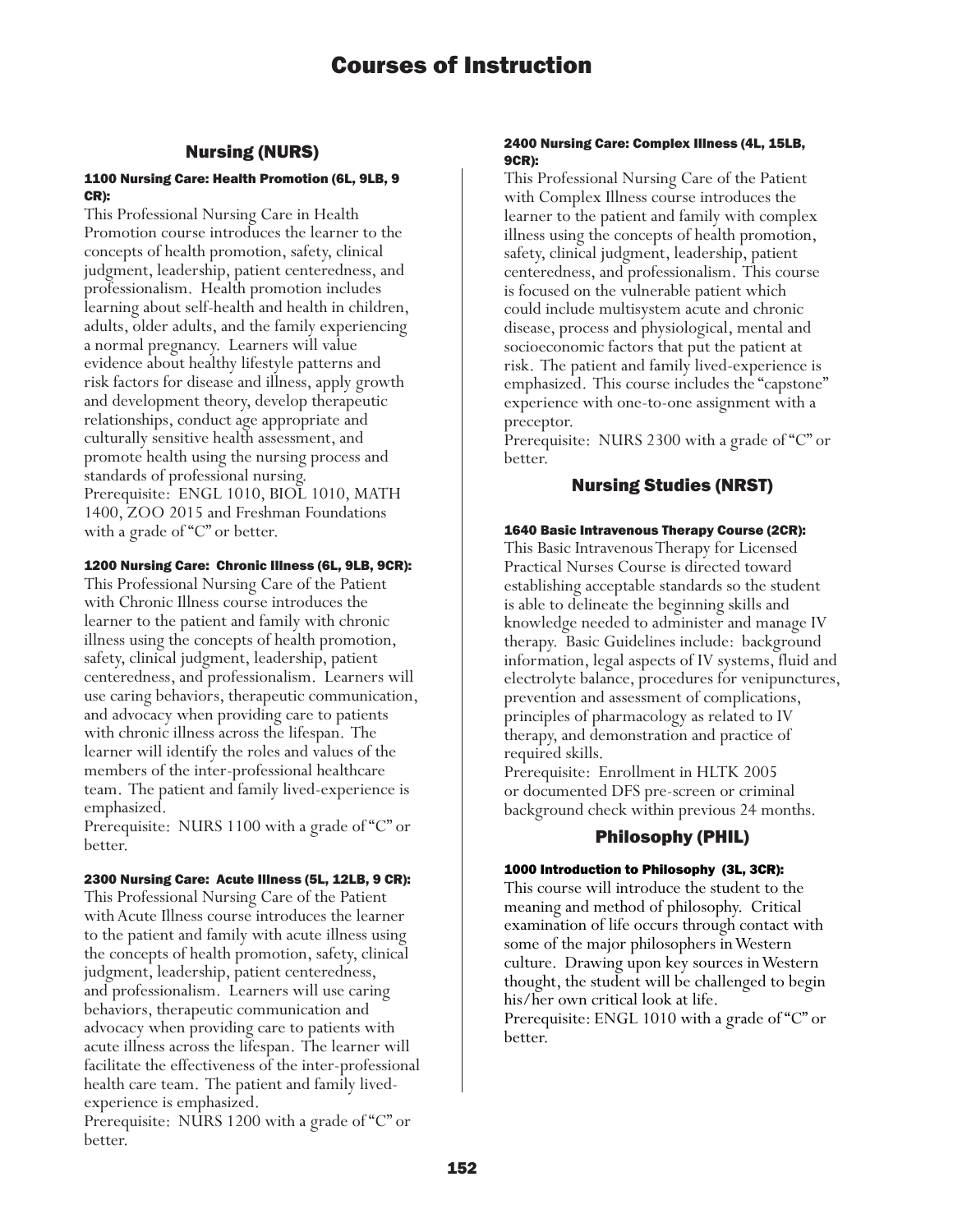# Courses of Instruction

## Nursing (NURS)

#### 1100 Nursing Care: Health Promotion (6L, 9LB, 9 CR):

This Professional Nursing Care in Health Promotion course introduces the learner to the concepts of health promotion, safety, clinical judgment, leadership, patient centeredness, and professionalism. Health promotion includes learning about self-health and health in children, adults, older adults, and the family experiencing a normal pregnancy. Learners will value evidence about healthy lifestyle patterns and risk factors for disease and illness, apply growth and development theory, develop therapeutic relationships, conduct age appropriate and culturally sensitive health assessment, and promote health using the nursing process and standards of professional nursing.
Prerequisite: ENGL 1010, BIOL 1010, MATH 1400, ZOO 2015 and Freshman Foundations with a grade of "C" or better.

#### 1200 Nursing Care: Chronic Illness (6L, 9LB, 9CR):

This Professional Nursing Care of the Patient with Chronic Illness course introduces the learner to the patient and family with chronic illness using the concepts of health promotion, safety, clinical judgment, leadership, patient centeredness, and professionalism. Learners will use caring behaviors, therapeutic communication, and advocacy when providing care to patients with chronic illness across the lifespan. The learner will identify the roles and values of the members of the inter-professional healthcare team. The patient and family lived-experience is emphasized.
Prerequisite: NURS 1100 with a grade of "C" or better.

#### 2300 Nursing Care: Acute Illness (5L, 12LB, 9 CR):

This Professional Nursing Care of the Patient with Acute Illness course introduces the learner to the patient and family with acute illness using the concepts of health promotion, safety, clinical judgment, leadership, patient centeredness, and professionalism. Learners will use caring behaviors, therapeutic communication and advocacy when providing care to patients with acute illness across the lifespan. The learner will facilitate the effectiveness of the inter-professional health care team. The patient and family lived-experience is emphasized.
Prerequisite: NURS 1200 with a grade of "C" or better.

#### 2400 Nursing Care: Complex Illness (4L, 15LB, 9CR):

This Professional Nursing Care of the Patient with Complex Illness course introduces the learner to the patient and family with complex illness using the concepts of health promotion, safety, clinical judgment, leadership, patient centeredness, and professionalism. This course is focused on the vulnerable patient which could include multisystem acute and chronic disease, process and physiological, mental and socioeconomic factors that put the patient at risk. The patient and family lived-experience is emphasized. This course includes the "capstone" experience with one-to-one assignment with a preceptor.
Prerequisite: NURS 2300 with a grade of "C" or better.

## Nursing Studies (NRST)

#### 1640 Basic Intravenous Therapy Course (2CR):

This Basic Intravenous Therapy for Licensed Practical Nurses Course is directed toward establishing acceptable standards so the student is able to delineate the beginning skills and knowledge needed to administer and manage IV therapy. Basic Guidelines include: background information, legal aspects of IV systems, fluid and electrolyte balance, procedures for venipunctures, prevention and assessment of complications, principles of pharmacology as related to IV therapy, and demonstration and practice of required skills.
Prerequisite: Enrollment in HLTK 2005 or documented DFS pre-screen or criminal background check within previous 24 months.

## Philosophy (PHIL)

#### 1000 Introduction to Philosophy (3L, 3CR):

This course will introduce the student to the meaning and method of philosophy. Critical examination of life occurs through contact with some of the major philosophers in Western culture. Drawing upon key sources in Western thought, the student will be challenged to begin his/her own critical look at life.
Prerequisite: ENGL 1010 with a grade of "C" or better.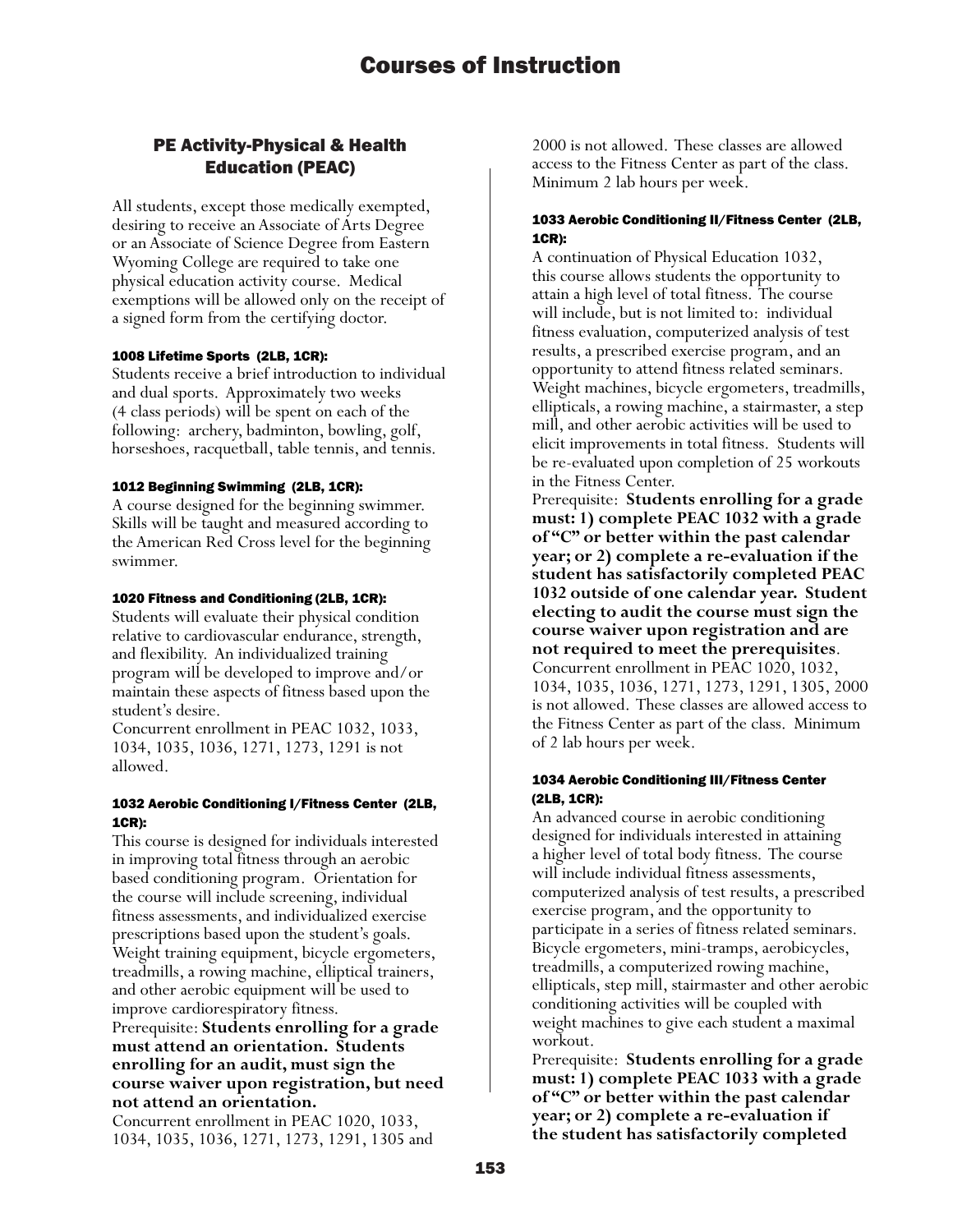# Courses of Instruction

## PE Activity-Physical & Health Education (PEAC)

All students, except those medically exempted, desiring to receive an Associate of Arts Degree or an Associate of Science Degree from Eastern Wyoming College are required to take one physical education activity course. Medical exemptions will be allowed only on the receipt of a signed form from the certifying doctor.

#### 1008 Lifetime Sports (2LB, 1CR):

Students receive a brief introduction to individual and dual sports. Approximately two weeks (4 class periods) will be spent on each of the following: archery, badminton, bowling, golf, horseshoes, racquetball, table tennis, and tennis.

#### 1012 Beginning Swimming (2LB, 1CR):

A course designed for the beginning swimmer. Skills will be taught and measured according to the American Red Cross level for the beginning swimmer.

#### 1020 Fitness and Conditioning (2LB, 1CR):

Students will evaluate their physical condition relative to cardiovascular endurance, strength, and flexibility. An individualized training program will be developed to improve and/or maintain these aspects of fitness based upon the student's desire.
Concurrent enrollment in PEAC 1032, 1033, 1034, 1035, 1036, 1271, 1273, 1291 is not allowed.

#### 1032 Aerobic Conditioning I/Fitness Center (2LB, 1CR):

This course is designed for individuals interested in improving total fitness through an aerobic based conditioning program. Orientation for the course will include screening, individual fitness assessments, and individualized exercise prescriptions based upon the student's goals. Weight training equipment, bicycle ergometers, treadmills, a rowing machine, elliptical trainers, and other aerobic equipment will be used to improve cardiorespiratory fitness.
Prerequisite: **Students enrolling for a grade must attend an orientation. Students enrolling for an audit, must sign the course waiver upon registration, but need not attend an orientation.**
Concurrent enrollment in PEAC 1020, 1033, 1034, 1035, 1036, 1271, 1273, 1291, 1305 and 2000 is not allowed. These classes are allowed access to the Fitness Center as part of the class. Minimum 2 lab hours per week.

#### 1033 Aerobic Conditioning II/Fitness Center (2LB, 1CR):

A continuation of Physical Education 1032, this course allows students the opportunity to attain a high level of total fitness. The course will include, but is not limited to: individual fitness evaluation, computerized analysis of test results, a prescribed exercise program, and an opportunity to attend fitness related seminars. Weight machines, bicycle ergometers, treadmills, ellipticals, a rowing machine, a stairmaster, a step mill, and other aerobic activities will be used to elicit improvements in total fitness. Students will be re-evaluated upon completion of 25 workouts in the Fitness Center.
Prerequisite: **Students enrolling for a grade must: 1) complete PEAC 1032 with a grade of "C" or better within the past calendar year; or 2) complete a re-evaluation if the student has satisfactorily completed PEAC 1032 outside of one calendar year. Student electing to audit the course must sign the course waiver upon registration and are not required to meet the prerequisites**.
Concurrent enrollment in PEAC 1020, 1032, 1034, 1035, 1036, 1271, 1273, 1291, 1305, 2000 is not allowed. These classes are allowed access to the Fitness Center as part of the class. Minimum of 2 lab hours per week.

#### 1034 Aerobic Conditioning III/Fitness Center (2LB, 1CR):

An advanced course in aerobic conditioning designed for individuals interested in attaining a higher level of total body fitness. The course will include individual fitness assessments, computerized analysis of test results, a prescribed exercise program, and the opportunity to participate in a series of fitness related seminars. Bicycle ergometers, mini-tramps, aerobicycles, treadmills, a computerized rowing machine, ellipticals, step mill, stairmaster and other aerobic conditioning activities will be coupled with weight machines to give each student a maximal workout.
Prerequisite: **Students enrolling for a grade must: 1) complete PEAC 1033 with a grade of "C" or better within the past calendar year; or 2) complete a re-evaluation if the student has satisfactorily completed**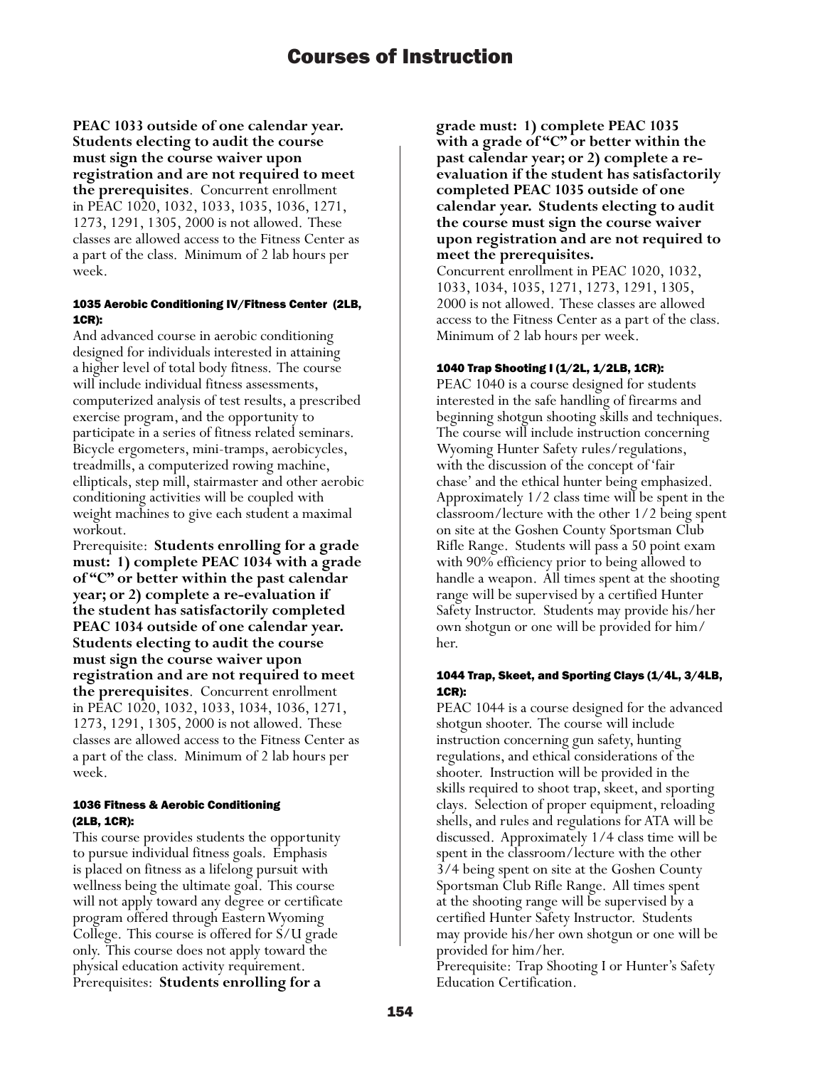**PEAC 1033 outside of one calendar year. Students electing to audit the course must sign the course waiver upon registration and are not required to meet the prerequisites**. Concurrent enrollment in PEAC 1020, 1032, 1033, 1035, 1036, 1271, 1273, 1291, 1305, 2000 is not allowed. These classes are allowed access to the Fitness Center as a part of the class. Minimum of 2 lab hours per week.

#### 1035 Aerobic Conditioning IV/Fitness Center (2LB, 1CR):

And advanced course in aerobic conditioning designed for individuals interested in attaining a higher level of total body fitness. The course will include individual fitness assessments, computerized analysis of test results, a prescribed exercise program, and the opportunity to participate in a series of fitness related seminars. Bicycle ergometers, mini-tramps, aerobicycles, treadmills, a computerized rowing machine, ellipticals, step mill, stairmaster and other aerobic conditioning activities will be coupled with weight machines to give each student a maximal workout.

Prerequisite: **Students enrolling for a grade must: 1) complete PEAC 1034 with a grade of "C" or better within the past calendar year; or 2) complete a re-evaluation if the student has satisfactorily completed PEAC 1034 outside of one calendar year. Students electing to audit the course must sign the course waiver upon registration and are not required to meet the prerequisites**. Concurrent enrollment in PEAC 1020, 1032, 1033, 1034, 1036, 1271, 1273, 1291, 1305, 2000 is not allowed. These classes are allowed access to the Fitness Center as a part of the class. Minimum of 2 lab hours per week.

#### 1036 Fitness & Aerobic Conditioning (2LB, 1CR):

This course provides students the opportunity to pursue individual fitness goals. Emphasis is placed on fitness as a lifelong pursuit with wellness being the ultimate goal. This course will not apply toward any degree or certificate program offered through Eastern Wyoming College. This course is offered for S/U grade only. This course does not apply toward the physical education activity requirement.

Prerequisites: **Students enrolling for a grade must: 1) complete PEAC 1035 with a grade of "C" or better within the past calendar year; or 2) complete a re-evaluation if the student has satisfactorily completed PEAC 1035 outside of one calendar year. Students electing to audit the course must sign the course waiver upon registration and are not required to meet the prerequisites.**

Concurrent enrollment in PEAC 1020, 1032, 1033, 1034, 1035, 1271, 1273, 1291, 1305, 2000 is not allowed. These classes are allowed access to the Fitness Center as a part of the class. Minimum of 2 lab hours per week.

#### 1040 Trap Shooting I (1/2L, 1/2LB, 1CR):

PEAC 1040 is a course designed for students interested in the safe handling of firearms and beginning shotgun shooting skills and techniques. The course will include instruction concerning Wyoming Hunter Safety rules/regulations, with the discussion of the concept of 'fair chase' and the ethical hunter being emphasized. Approximately 1/2 class time will be spent in the classroom/lecture with the other 1/2 being spent on site at the Goshen County Sportsman Club Rifle Range. Students will pass a 50 point exam with 90% efficiency prior to being allowed to handle a weapon. All times spent at the shooting range will be supervised by a certified Hunter Safety Instructor. Students may provide his/her own shotgun or one will be provided for him/her.

#### 1044 Trap, Skeet, and Sporting Clays (1/4L, 3/4LB, 1CR):

PEAC 1044 is a course designed for the advanced shotgun shooter. The course will include instruction concerning gun safety, hunting regulations, and ethical considerations of the shooter. Instruction will be provided in the skills required to shoot trap, skeet, and sporting clays. Selection of proper equipment, reloading shells, and rules and regulations for ATA will be discussed. Approximately 1/4 class time will be spent in the classroom/lecture with the other 3/4 being spent on site at the Goshen County Sportsman Club Rifle Range. All times spent at the shooting range will be supervised by a certified Hunter Safety Instructor. Students may provide his/her own shotgun or one will be provided for him/her.

Prerequisite: Trap Shooting I or Hunter's Safety Education Certification.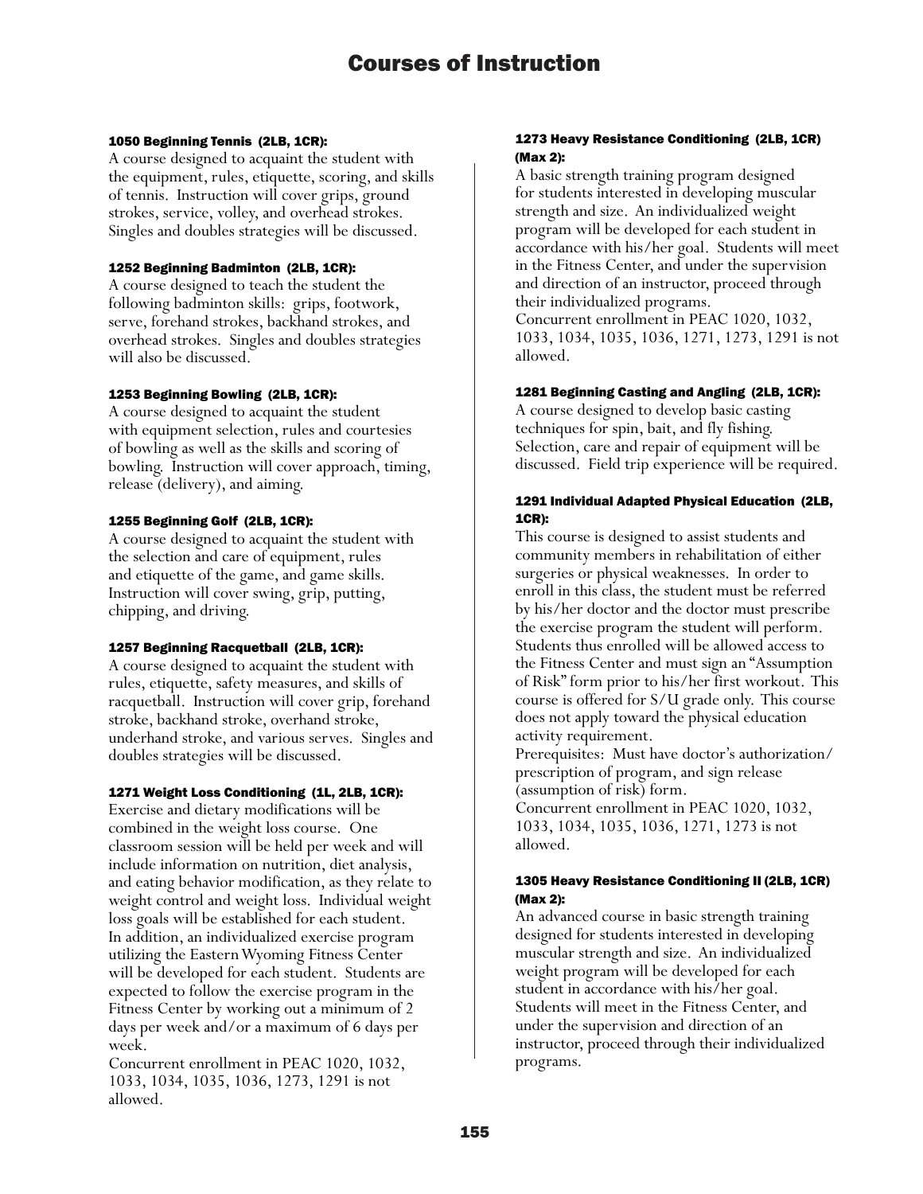# Courses of Instruction

#### 1050 Beginning Tennis (2LB, 1CR):

A course designed to acquaint the student with the equipment, rules, etiquette, scoring, and skills of tennis. Instruction will cover grips, ground strokes, service, volley, and overhead strokes. Singles and doubles strategies will be discussed.

#### 1252 Beginning Badminton (2LB, 1CR):

A course designed to teach the student the following badminton skills: grips, footwork, serve, forehand strokes, backhand strokes, and overhead strokes. Singles and doubles strategies will also be discussed.

#### 1253 Beginning Bowling (2LB, 1CR):

A course designed to acquaint the student with equipment selection, rules and courtesies of bowling as well as the skills and scoring of bowling. Instruction will cover approach, timing, release (delivery), and aiming.

#### 1255 Beginning Golf (2LB, 1CR):

A course designed to acquaint the student with the selection and care of equipment, rules and etiquette of the game, and game skills. Instruction will cover swing, grip, putting, chipping, and driving.

#### 1257 Beginning Racquetball (2LB, 1CR):

A course designed to acquaint the student with rules, etiquette, safety measures, and skills of racquetball. Instruction will cover grip, forehand stroke, backhand stroke, overhand stroke, underhand stroke, and various serves. Singles and doubles strategies will be discussed.

#### 1271 Weight Loss Conditioning (1L, 2LB, 1CR):

Exercise and dietary modifications will be combined in the weight loss course. One classroom session will be held per week and will include information on nutrition, diet analysis, and eating behavior modification, as they relate to weight control and weight loss. Individual weight loss goals will be established for each student. In addition, an individualized exercise program utilizing the Eastern Wyoming Fitness Center will be developed for each student. Students are expected to follow the exercise program in the Fitness Center by working out a minimum of 2 days per week and/or a maximum of 6 days per week.
Concurrent enrollment in PEAC 1020, 1032, 1033, 1034, 1035, 1036, 1273, 1291 is not allowed.

#### 1273 Heavy Resistance Conditioning (2LB, 1CR) (Max 2):

A basic strength training program designed for students interested in developing muscular strength and size. An individualized weight program will be developed for each student in accordance with his/her goal. Students will meet in the Fitness Center, and under the supervision and direction of an instructor, proceed through their individualized programs.
Concurrent enrollment in PEAC 1020, 1032, 1033, 1034, 1035, 1036, 1271, 1273, 1291 is not allowed.

#### 1281 Beginning Casting and Angling (2LB, 1CR):

A course designed to develop basic casting techniques for spin, bait, and fly fishing. Selection, care and repair of equipment will be discussed. Field trip experience will be required.

#### 1291 Individual Adapted Physical Education (2LB, 1CR):

This course is designed to assist students and community members in rehabilitation of either surgeries or physical weaknesses. In order to enroll in this class, the student must be referred by his/her doctor and the doctor must prescribe the exercise program the student will perform. Students thus enrolled will be allowed access to the Fitness Center and must sign an "Assumption of Risk" form prior to his/her first workout. This course is offered for S/U grade only. This course does not apply toward the physical education activity requirement.
Prerequisites: Must have doctor's authorization/ prescription of program, and sign release (assumption of risk) form.
Concurrent enrollment in PEAC 1020, 1032, 1033, 1034, 1035, 1036, 1271, 1273 is not allowed.

#### 1305 Heavy Resistance Conditioning II (2LB, 1CR) (Max 2):

An advanced course in basic strength training designed for students interested in developing muscular strength and size. An individualized weight program will be developed for each student in accordance with his/her goal. Students will meet in the Fitness Center, and under the supervision and direction of an instructor, proceed through their individualized programs.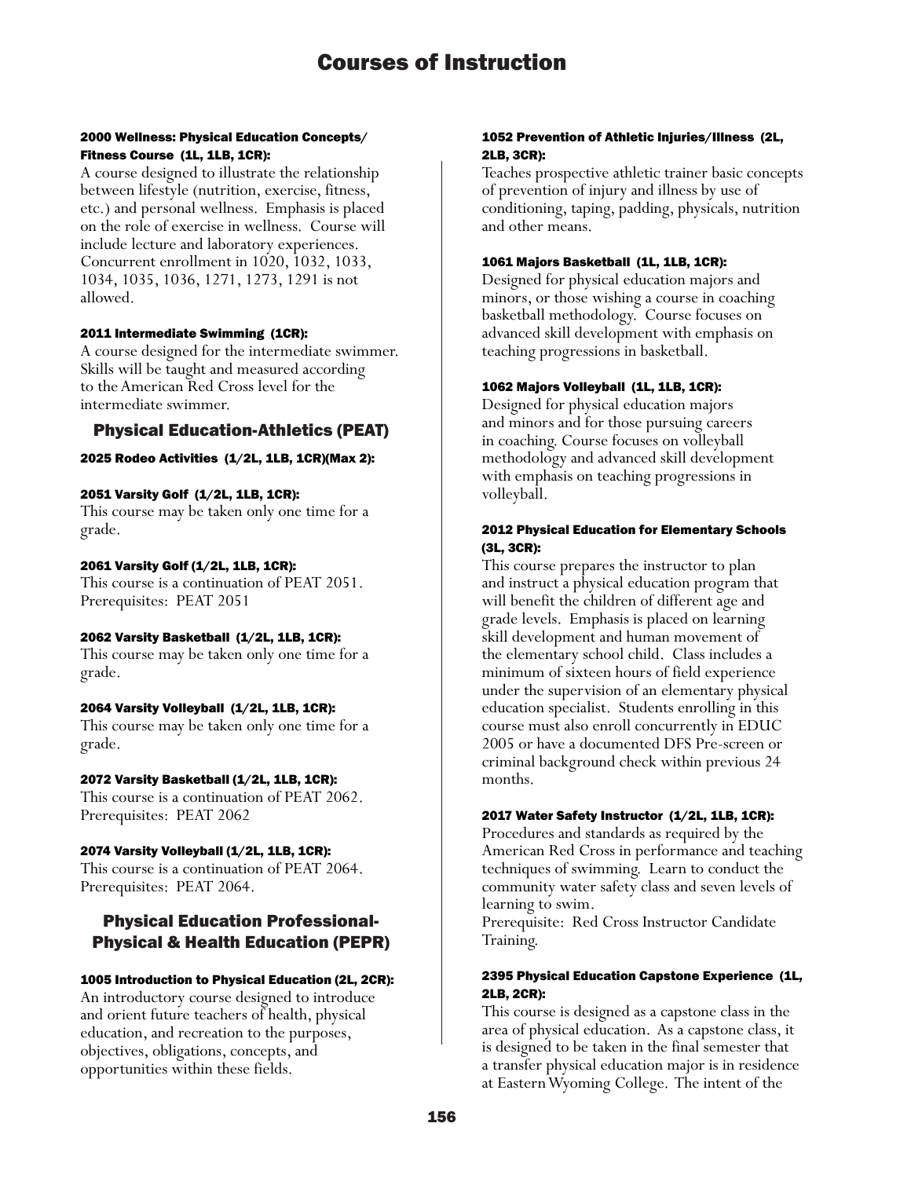# Courses of Instruction

#### 2000 Wellness: Physical Education Concepts/ Fitness Course (1L, 1LB, 1CR):

A course designed to illustrate the relationship between lifestyle (nutrition, exercise, fitness, etc.) and personal wellness. Emphasis is placed on the role of exercise in wellness. Course will include lecture and laboratory experiences. Concurrent enrollment in 1020, 1032, 1033, 1034, 1035, 1036, 1271, 1273, 1291 is not allowed.

#### 2011 Intermediate Swimming (1CR):

A course designed for the intermediate swimmer. Skills will be taught and measured according to the American Red Cross level for the intermediate swimmer.

## Physical Education-Athletics (PEAT)

#### 2025 Rodeo Activities (1/2L, 1LB, 1CR)(Max 2):

#### 2051 Varsity Golf (1/2L, 1LB, 1CR):

This course may be taken only one time for a grade.

#### 2061 Varsity Golf (1/2L, 1LB, 1CR):

This course is a continuation of PEAT 2051. Prerequisites: PEAT 2051

#### 2062 Varsity Basketball (1/2L, 1LB, 1CR):

This course may be taken only one time for a grade.

#### 2064 Varsity Volleyball (1/2L, 1LB, 1CR):

This course may be taken only one time for a grade.

#### 2072 Varsity Basketball (1/2L, 1LB, 1CR):

This course is a continuation of PEAT 2062. Prerequisites: PEAT 2062

#### 2074 Varsity Volleyball (1/2L, 1LB, 1CR):

This course is a continuation of PEAT 2064. Prerequisites: PEAT 2064.

## Physical Education Professional-Physical & Health Education (PEPR)

#### 1005 Introduction to Physical Education (2L, 2CR):

An introductory course designed to introduce and orient future teachers of health, physical education, and recreation to the purposes, objectives, obligations, concepts, and opportunities within these fields.

#### 1052 Prevention of Athletic Injuries/Illness (2L, 2LB, 3CR):

Teaches prospective athletic trainer basic concepts of prevention of injury and illness by use of conditioning, taping, padding, physicals, nutrition and other means.

#### 1061 Majors Basketball (1L, 1LB, 1CR):

Designed for physical education majors and minors, or those wishing a course in coaching basketball methodology. Course focuses on advanced skill development with emphasis on teaching progressions in basketball.

#### 1062 Majors Volleyball (1L, 1LB, 1CR):

Designed for physical education majors and minors and for those pursuing careers in coaching. Course focuses on volleyball methodology and advanced skill development with emphasis on teaching progressions in volleyball.

#### 2012 Physical Education for Elementary Schools (3L, 3CR):

This course prepares the instructor to plan and instruct a physical education program that will benefit the children of different age and grade levels. Emphasis is placed on learning skill development and human movement of the elementary school child. Class includes a minimum of sixteen hours of field experience under the supervision of an elementary physical education specialist. Students enrolling in this course must also enroll concurrently in EDUC 2005 or have a documented DFS Pre-screen or criminal background check within previous 24 months.

#### 2017 Water Safety Instructor (1/2L, 1LB, 1CR):

Procedures and standards as required by the American Red Cross in performance and teaching techniques of swimming. Learn to conduct the community water safety class and seven levels of learning to swim.
Prerequisite: Red Cross Instructor Candidate Training.

#### 2395 Physical Education Capstone Experience (1L, 2LB, 2CR):

This course is designed as a capstone class in the area of physical education. As a capstone class, it is designed to be taken in the final semester that a transfer physical education major is in residence at Eastern Wyoming College. The intent of the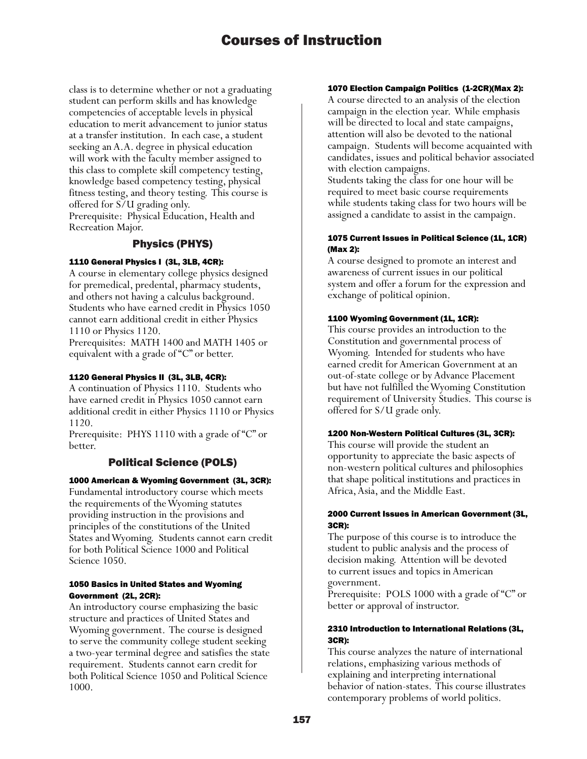class is to determine whether or not a graduating student can perform skills and has knowledge competencies of acceptable levels in physical education to merit advancement to junior status at a transfer institution. In each case, a student seeking an A.A. degree in physical education will work with the faculty member assigned to this class to complete skill competency testing, knowledge based competency testing, physical fitness testing, and theory testing. This course is offered for S/U grading only.
Prerequisite: Physical Education, Health and Recreation Major.

## Physics (PHYS)

#### 1110 General Physics I (3L, 3LB, 4CR):

A course in elementary college physics designed for premedical, predental, pharmacy students, and others not having a calculus background. Students who have earned credit in Physics 1050 cannot earn additional credit in either Physics 1110 or Physics 1120.
Prerequisites: MATH 1400 and MATH 1405 or equivalent with a grade of "C" or better.

#### 1120 General Physics II (3L, 3LB, 4CR):

A continuation of Physics 1110. Students who have earned credit in Physics 1050 cannot earn additional credit in either Physics 1110 or Physics 1120.
Prerequisite: PHYS 1110 with a grade of "C" or better.

## Political Science (POLS)

#### 1000 American & Wyoming Government (3L, 3CR):

Fundamental introductory course which meets the requirements of the Wyoming statutes providing instruction in the provisions and principles of the constitutions of the United States and Wyoming. Students cannot earn credit for both Political Science 1000 and Political Science 1050.

#### 1050 Basics in United States and Wyoming Government (2L, 2CR):

An introductory course emphasizing the basic structure and practices of United States and Wyoming government. The course is designed to serve the community college student seeking a two-year terminal degree and satisfies the state requirement. Students cannot earn credit for both Political Science 1050 and Political Science 1000.

#### 1070 Election Campaign Politics (1-2CR)(Max 2):

A course directed to an analysis of the election campaign in the election year. While emphasis will be directed to local and state campaigns, attention will also be devoted to the national campaign. Students will become acquainted with candidates, issues and political behavior associated with election campaigns.
Students taking the class for one hour will be required to meet basic course requirements while students taking class for two hours will be assigned a candidate to assist in the campaign.

#### 1075 Current Issues in Political Science (1L, 1CR) (Max 2):

A course designed to promote an interest and awareness of current issues in our political system and offer a forum for the expression and exchange of political opinion.

#### 1100 Wyoming Government (1L, 1CR):

This course provides an introduction to the Constitution and governmental process of Wyoming. Intended for students who have earned credit for American Government at an out-of-state college or by Advance Placement but have not fulfilled the Wyoming Constitution requirement of University Studies. This course is offered for S/U grade only.

#### 1200 Non-Western Political Cultures (3L, 3CR):

This course will provide the student an opportunity to appreciate the basic aspects of non-western political cultures and philosophies that shape political institutions and practices in Africa, Asia, and the Middle East.

#### 2000 Current Issues in American Government (3L, 3CR):

The purpose of this course is to introduce the student to public analysis and the process of decision making. Attention will be devoted to current issues and topics in American government.
Prerequisite: POLS 1000 with a grade of "C" or better or approval of instructor.

#### 2310 Introduction to International Relations (3L, 3CR):

This course analyzes the nature of international relations, emphasizing various methods of explaining and interpreting international behavior of nation-states. This course illustrates contemporary problems of world politics.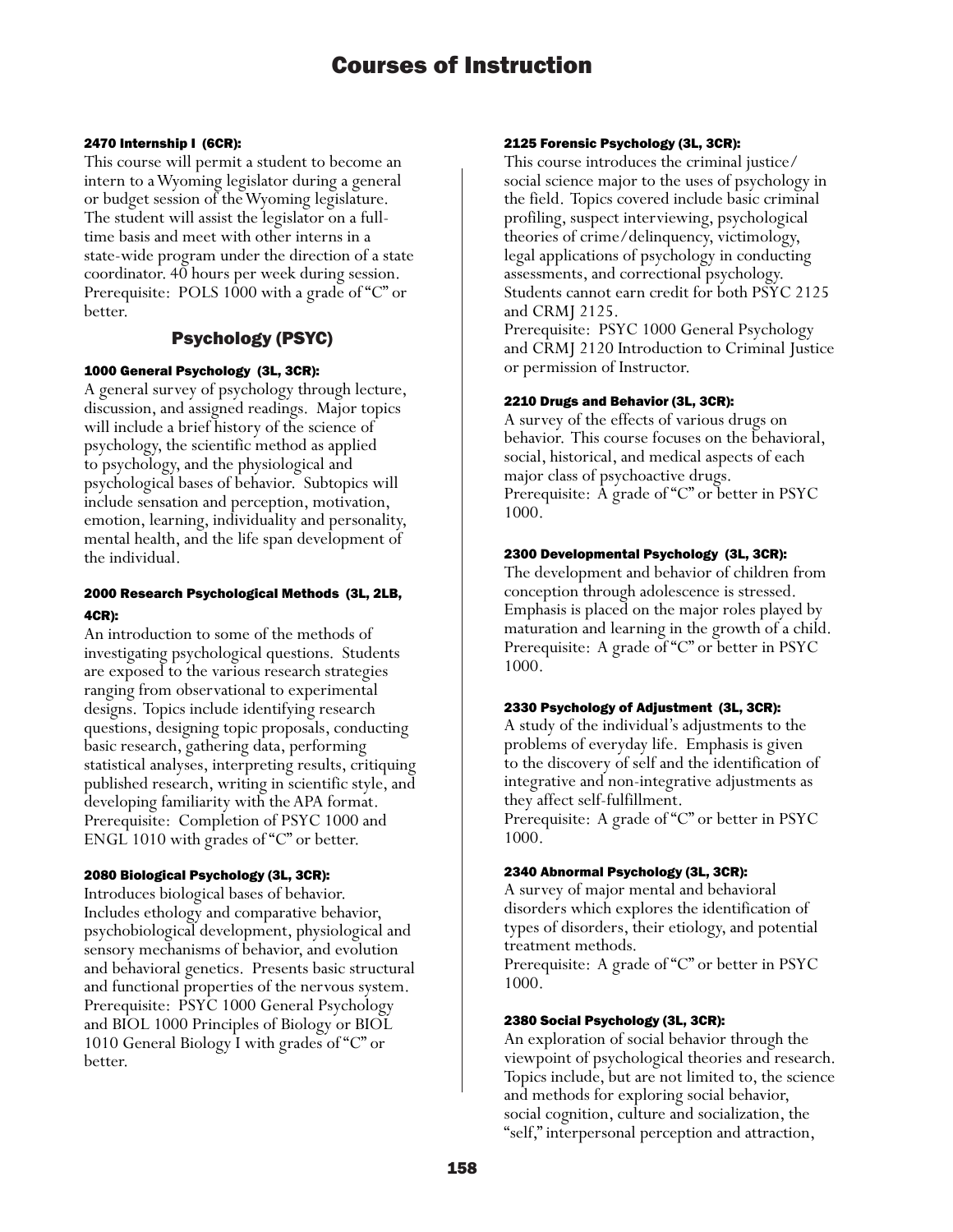#### 2470 Internship I (6CR):

This course will permit a student to become an intern to a Wyoming legislator during a general or budget session of the Wyoming legislature. The student will assist the legislator on a full-time basis and meet with other interns in a state-wide program under the direction of a state coordinator. 40 hours per week during session.
Prerequisite: POLS 1000 with a grade of "C" or better.

### Psychology (PSYC)

#### 1000 General Psychology (3L, 3CR):

A general survey of psychology through lecture, discussion, and assigned readings. Major topics will include a brief history of the science of psychology, the scientific method as applied to psychology, and the physiological and psychological bases of behavior. Subtopics will include sensation and perception, motivation, emotion, learning, individuality and personality, mental health, and the life span development of the individual.

#### 2000 Research Psychological Methods (3L, 2LB, 4CR):

An introduction to some of the methods of investigating psychological questions. Students are exposed to the various research strategies ranging from observational to experimental designs. Topics include identifying research questions, designing topic proposals, conducting basic research, gathering data, performing statistical analyses, interpreting results, critiquing published research, writing in scientific style, and developing familiarity with the APA format.
Prerequisite: Completion of PSYC 1000 and ENGL 1010 with grades of "C" or better.

#### 2080 Biological Psychology (3L, 3CR):

Introduces biological bases of behavior. Includes ethology and comparative behavior, psychobiological development, physiological and sensory mechanisms of behavior, and evolution and behavioral genetics. Presents basic structural and functional properties of the nervous system.
Prerequisite: PSYC 1000 General Psychology and BIOL 1000 Principles of Biology or BIOL 1010 General Biology I with grades of "C" or better.

#### 2125 Forensic Psychology (3L, 3CR):

This course introduces the criminal justice/social science major to the uses of psychology in the field. Topics covered include basic criminal profiling, suspect interviewing, psychological theories of crime/delinquency, victimology, legal applications of psychology in conducting assessments, and correctional psychology. Students cannot earn credit for both PSYC 2125 and CRMJ 2125.
Prerequisite: PSYC 1000 General Psychology and CRMJ 2120 Introduction to Criminal Justice or permission of Instructor.

#### 2210 Drugs and Behavior (3L, 3CR):

A survey of the effects of various drugs on behavior. This course focuses on the behavioral, social, historical, and medical aspects of each major class of psychoactive drugs.
Prerequisite: A grade of "C" or better in PSYC 1000.

#### 2300 Developmental Psychology (3L, 3CR):

The development and behavior of children from conception through adolescence is stressed. Emphasis is placed on the major roles played by maturation and learning in the growth of a child.
Prerequisite: A grade of "C" or better in PSYC 1000.

#### 2330 Psychology of Adjustment (3L, 3CR):

A study of the individual's adjustments to the problems of everyday life. Emphasis is given to the discovery of self and the identification of integrative and non-integrative adjustments as they affect self-fulfillment.
Prerequisite: A grade of "C" or better in PSYC 1000.

#### 2340 Abnormal Psychology (3L, 3CR):

A survey of major mental and behavioral disorders which explores the identification of types of disorders, their etiology, and potential treatment methods.
Prerequisite: A grade of "C" or better in PSYC 1000.

#### 2380 Social Psychology (3L, 3CR):

An exploration of social behavior through the viewpoint of psychological theories and research. Topics include, but are not limited to, the science and methods for exploring social behavior, social cognition, culture and socialization, the "self," interpersonal perception and attraction,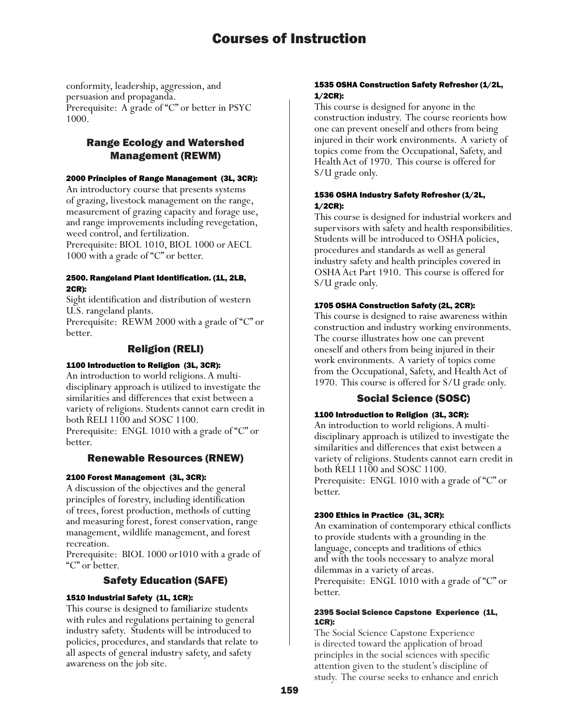conformity, leadership, aggression, and persuasion and propaganda.
Prerequisite: A grade of "C" or better in PSYC 1000.

## Range Ecology and Watershed Management (REWM)

#### 2000 Principles of Range Management (3L, 3CR):

An introductory course that presents systems of grazing, livestock management on the range, measurement of grazing capacity and forage use, and range improvements including revegetation, weed control, and fertilization.
Prerequisite: BIOL 1010, BIOL 1000 or AECL 1000 with a grade of "C" or better.

#### 2500. Rangeland Plant Identification. (1L, 2LB, 2CR):

Sight identification and distribution of western U.S. rangeland plants.
Prerequisite: REWM 2000 with a grade of "C" or better.

## Religion (RELI)

#### 1100 Introduction to Religion (3L, 3CR):

An introduction to world religions. A multi-disciplinary approach is utilized to investigate the similarities and differences that exist between a variety of religions. Students cannot earn credit in both RELI 1100 and SOSC 1100.
Prerequisite: ENGL 1010 with a grade of "C" or better.

## Renewable Resources (RNEW)

#### 2100 Forest Management (3L, 3CR):

A discussion of the objectives and the general principles of forestry, including identification of trees, forest production, methods of cutting and measuring forest, forest conservation, range management, wildlife management, and forest recreation.
Prerequisite: BIOL 1000 or1010 with a grade of "C" or better.

## Safety Education (SAFE)

#### 1510 Industrial Safety (1L, 1CR):

This course is designed to familiarize students with rules and regulations pertaining to general industry safety. Students will be introduced to policies, procedures, and standards that relate to all aspects of general industry safety, and safety awareness on the job site.

#### 1535 OSHA Construction Safety Refresher (1/2L, 1/2CR):

This course is designed for anyone in the construction industry. The course reorients how one can prevent oneself and others from being injured in their work environments. A variety of topics come from the Occupational, Safety, and Health Act of 1970. This course is offered for S/U grade only.

#### 1536 OSHA Industry Safety Refresher (1/2L, 1/2CR):

This course is designed for industrial workers and supervisors with safety and health responsibilities. Students will be introduced to OSHA policies, procedures and standards as well as general industry safety and health principles covered in OSHA Act Part 1910. This course is offered for S/U grade only.

#### 1705 OSHA Construction Safety (2L, 2CR):

This course is designed to raise awareness within construction and industry working environments. The course illustrates how one can prevent oneself and others from being injured in their work environments. A variety of topics come from the Occupational, Safety, and Health Act of 1970. This course is offered for S/U grade only.

## Social Science (SOSC)

#### 1100 Introduction to Religion (3L, 3CR):

An introduction to world religions. A multi-disciplinary approach is utilized to investigate the similarities and differences that exist between a variety of religions. Students cannot earn credit in both RELI 1100 and SOSC 1100.
Prerequisite: ENGL 1010 with a grade of "C" or better.

#### 2300 Ethics in Practice (3L, 3CR):

An examination of contemporary ethical conflicts to provide students with a grounding in the language, concepts and traditions of ethics and with the tools necessary to analyze moral dilemmas in a variety of areas.
Prerequisite: ENGL 1010 with a grade of "C" or better.

#### 2395 Social Science Capstone Experience (1L, 1CR):

The Social Science Capstone Experience is directed toward the application of broad principles in the social sciences with specific attention given to the student's discipline of study. The course seeks to enhance and enrich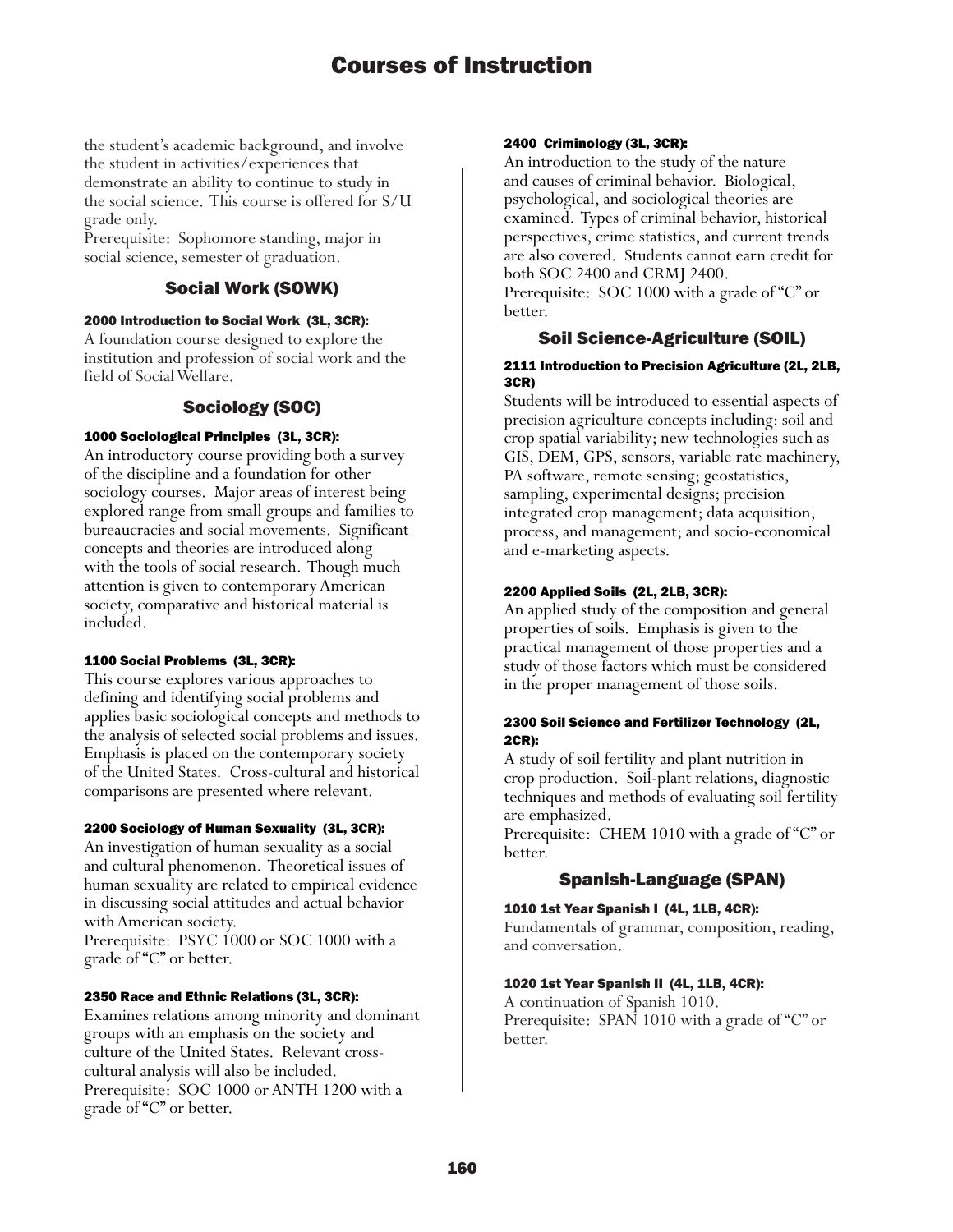the student's academic background, and involve the student in activities/experiences that demonstrate an ability to continue to study in the social science. This course is offered for S/U grade only.
Prerequisite: Sophomore standing, major in social science, semester of graduation.

## Social Work (SOWK)

#### 2000 Introduction to Social Work (3L, 3CR):

A foundation course designed to explore the institution and profession of social work and the field of Social Welfare.

## Sociology (SOC)

#### 1000 Sociological Principles (3L, 3CR):

An introductory course providing both a survey of the discipline and a foundation for other sociology courses. Major areas of interest being explored range from small groups and families to bureaucracies and social movements. Significant concepts and theories are introduced along with the tools of social research. Though much attention is given to contemporary American society, comparative and historical material is included.

#### 1100 Social Problems (3L, 3CR):

This course explores various approaches to defining and identifying social problems and applies basic sociological concepts and methods to the analysis of selected social problems and issues. Emphasis is placed on the contemporary society of the United States. Cross-cultural and historical comparisons are presented where relevant.

#### 2200 Sociology of Human Sexuality (3L, 3CR):

An investigation of human sexuality as a social and cultural phenomenon. Theoretical issues of human sexuality are related to empirical evidence in discussing social attitudes and actual behavior with American society.
Prerequisite: PSYC 1000 or SOC 1000 with a grade of "C" or better.

#### 2350 Race and Ethnic Relations (3L, 3CR):

Examines relations among minority and dominant groups with an emphasis on the society and culture of the United States. Relevant cross-cultural analysis will also be included.
Prerequisite: SOC 1000 or ANTH 1200 with a grade of "C" or better.

#### 2400 Criminology (3L, 3CR):

An introduction to the study of the nature and causes of criminal behavior. Biological, psychological, and sociological theories are examined. Types of criminal behavior, historical perspectives, crime statistics, and current trends are also covered. Students cannot earn credit for both SOC 2400 and CRMJ 2400.
Prerequisite: SOC 1000 with a grade of "C" or better.

## Soil Science-Agriculture (SOIL)

#### 2111 Introduction to Precision Agriculture (2L, 2LB, 3CR)

Students will be introduced to essential aspects of precision agriculture concepts including: soil and crop spatial variability; new technologies such as GIS, DEM, GPS, sensors, variable rate machinery, PA software, remote sensing; geostatistics, sampling, experimental designs; precision integrated crop management; data acquisition, process, and management; and socio-economical and e-marketing aspects.

#### 2200 Applied Soils (2L, 2LB, 3CR):

An applied study of the composition and general properties of soils. Emphasis is given to the practical management of those properties and a study of those factors which must be considered in the proper management of those soils.

#### 2300 Soil Science and Fertilizer Technology (2L, 2CR):

A study of soil fertility and plant nutrition in crop production. Soil-plant relations, diagnostic techniques and methods of evaluating soil fertility are emphasized.
Prerequisite: CHEM 1010 with a grade of "C" or better.

## Spanish-Language (SPAN)

#### 1010 1st Year Spanish I (4L, 1LB, 4CR):

Fundamentals of grammar, composition, reading, and conversation.

#### 1020 1st Year Spanish II (4L, 1LB, 4CR):

A continuation of Spanish 1010.
Prerequisite: SPAN 1010 with a grade of "C" or better.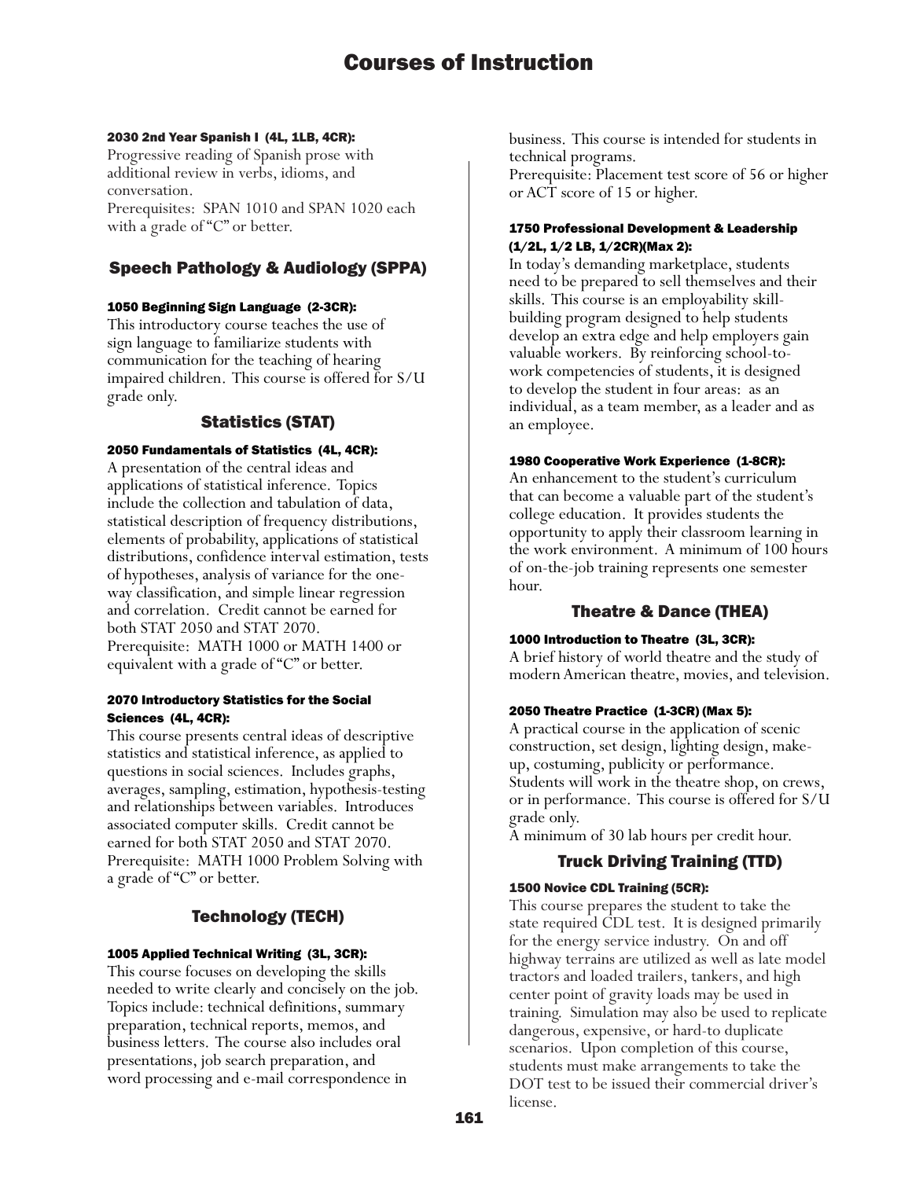#### 2030 2nd Year Spanish I (4L, 1LB, 4CR):

Progressive reading of Spanish prose with additional review in verbs, idioms, and conversation.
Prerequisites: SPAN 1010 and SPAN 1020 each with a grade of "C" or better.

## Speech Pathology & Audiology (SPPA)

#### 1050 Beginning Sign Language (2-3CR):

This introductory course teaches the use of sign language to familiarize students with communication for the teaching of hearing impaired children. This course is offered for S/U grade only.

## Statistics (STAT)

#### 2050 Fundamentals of Statistics (4L, 4CR):

A presentation of the central ideas and applications of statistical inference. Topics include the collection and tabulation of data, statistical description of frequency distributions, elements of probability, applications of statistical distributions, confidence interval estimation, tests of hypotheses, analysis of variance for the one-way classification, and simple linear regression and correlation. Credit cannot be earned for both STAT 2050 and STAT 2070.
Prerequisite: MATH 1000 or MATH 1400 or equivalent with a grade of "C" or better.

#### 2070 Introductory Statistics for the Social Sciences (4L, 4CR):

This course presents central ideas of descriptive statistics and statistical inference, as applied to questions in social sciences. Includes graphs, averages, sampling, estimation, hypothesis-testing and relationships between variables. Introduces associated computer skills. Credit cannot be earned for both STAT 2050 and STAT 2070.
Prerequisite: MATH 1000 Problem Solving with a grade of "C" or better.

## Technology (TECH)

#### 1005 Applied Technical Writing (3L, 3CR):

This course focuses on developing the skills needed to write clearly and concisely on the job. Topics include: technical definitions, summary preparation, technical reports, memos, and business letters. The course also includes oral presentations, job search preparation, and word processing and e-mail correspondence in business. This course is intended for students in technical programs.
Prerequisite: Placement test score of 56 or higher or ACT score of 15 or higher.

#### 1750 Professional Development & Leadership (1/2L, 1/2 LB, 1/2CR)(Max 2):

In today's demanding marketplace, students need to be prepared to sell themselves and their skills. This course is an employability skill-building program designed to help students develop an extra edge and help employers gain valuable workers. By reinforcing school-to-work competencies of students, it is designed to develop the student in four areas: as an individual, as a team member, as a leader and as an employee.

#### 1980 Cooperative Work Experience (1-8CR):

An enhancement to the student's curriculum that can become a valuable part of the student's college education. It provides students the opportunity to apply their classroom learning in the work environment. A minimum of 100 hours of on-the-job training represents one semester hour.

## Theatre & Dance (THEA)

#### 1000 Introduction to Theatre (3L, 3CR):

A brief history of world theatre and the study of modern American theatre, movies, and television.

#### 2050 Theatre Practice (1-3CR) (Max 5):

A practical course in the application of scenic construction, set design, lighting design, make-up, costuming, publicity or performance. Students will work in the theatre shop, on crews, or in performance. This course is offered for S/U grade only.
A minimum of 30 lab hours per credit hour.

## Truck Driving Training (TTD)

#### 1500 Novice CDL Training (5CR):

This course prepares the student to take the state required CDL test. It is designed primarily for the energy service industry. On and off highway terrains are utilized as well as late model tractors and loaded trailers, tankers, and high center point of gravity loads may be used in training. Simulation may also be used to replicate dangerous, expensive, or hard-to duplicate scenarios. Upon completion of this course, students must make arrangements to take the DOT test to be issued their commercial driver's license.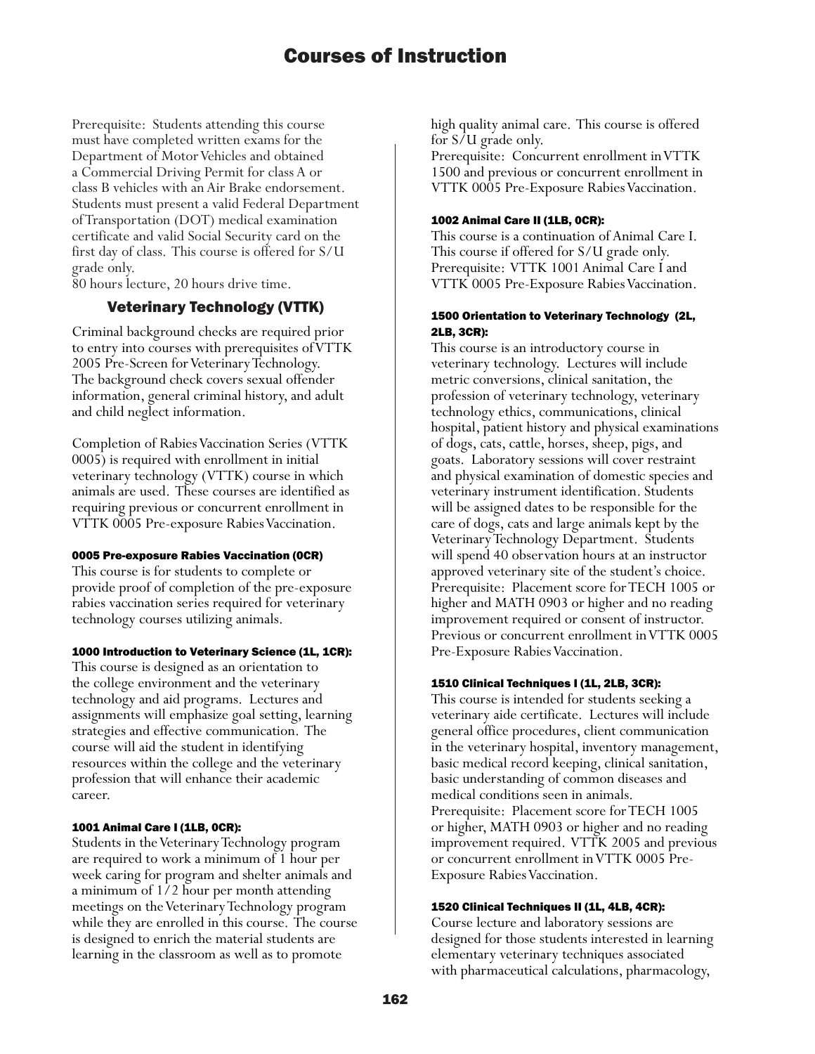Prerequisite: Students attending this course must have completed written exams for the Department of Motor Vehicles and obtained a Commercial Driving Permit for class A or class B vehicles with an Air Brake endorsement. Students must present a valid Federal Department of Transportation (DOT) medical examination certificate and valid Social Security card on the first day of class. This course is offered for S/U grade only.
80 hours lecture, 20 hours drive time.

## Veterinary Technology (VTTK)

Criminal background checks are required prior to entry into courses with prerequisites of VTTK 2005 Pre-Screen for Veterinary Technology. The background check covers sexual offender information, general criminal history, and adult and child neglect information.

Completion of Rabies Vaccination Series (VTTK 0005) is required with enrollment in initial veterinary technology (VTTK) course in which animals are used. These courses are identified as requiring previous or concurrent enrollment in VTTK 0005 Pre-exposure Rabies Vaccination.

#### 0005 Pre-exposure Rabies Vaccination (0CR)

This course is for students to complete or provide proof of completion of the pre-exposure rabies vaccination series required for veterinary technology courses utilizing animals.

#### 1000 Introduction to Veterinary Science (1L, 1CR):

This course is designed as an orientation to the college environment and the veterinary technology and aid programs. Lectures and assignments will emphasize goal setting, learning strategies and effective communication. The course will aid the student in identifying resources within the college and the veterinary profession that will enhance their academic career.

#### 1001 Animal Care I (1LB, 0CR):

Students in the Veterinary Technology program are required to work a minimum of 1 hour per week caring for program and shelter animals and a minimum of 1/2 hour per month attending meetings on the Veterinary Technology program while they are enrolled in this course. The course is designed to enrich the material students are learning in the classroom as well as to promote high quality animal care. This course is offered for S/U grade only.
Prerequisite: Concurrent enrollment in VTTK 1500 and previous or concurrent enrollment in VTTK 0005 Pre-Exposure Rabies Vaccination.

#### 1002 Animal Care II (1LB, 0CR):

This course is a continuation of Animal Care I. This course if offered for S/U grade only.
Prerequisite: VTTK 1001 Animal Care I and VTTK 0005 Pre-Exposure Rabies Vaccination.

#### 1500 Orientation to Veterinary Technology (2L, 2LB, 3CR):

This course is an introductory course in veterinary technology. Lectures will include metric conversions, clinical sanitation, the profession of veterinary technology, veterinary technology ethics, communications, clinical hospital, patient history and physical examinations of dogs, cats, cattle, horses, sheep, pigs, and goats. Laboratory sessions will cover restraint and physical examination of domestic species and veterinary instrument identification. Students will be assigned dates to be responsible for the care of dogs, cats and large animals kept by the Veterinary Technology Department. Students will spend 40 observation hours at an instructor approved veterinary site of the student's choice.
Prerequisite: Placement score for TECH 1005 or higher and MATH 0903 or higher and no reading improvement required or consent of instructor. Previous or concurrent enrollment in VTTK 0005 Pre-Exposure Rabies Vaccination.

#### 1510 Clinical Techniques I (1L, 2LB, 3CR):

This course is intended for students seeking a veterinary aide certificate. Lectures will include general office procedures, client communication in the veterinary hospital, inventory management, basic medical record keeping, clinical sanitation, basic understanding of common diseases and medical conditions seen in animals.
Prerequisite: Placement score for TECH 1005 or higher, MATH 0903 or higher and no reading improvement required. VTTK 2005 and previous or concurrent enrollment in VTTK 0005 Pre-Exposure Rabies Vaccination.

#### 1520 Clinical Techniques II (1L, 4LB, 4CR):

Course lecture and laboratory sessions are designed for those students interested in learning elementary veterinary techniques associated with pharmaceutical calculations, pharmacology,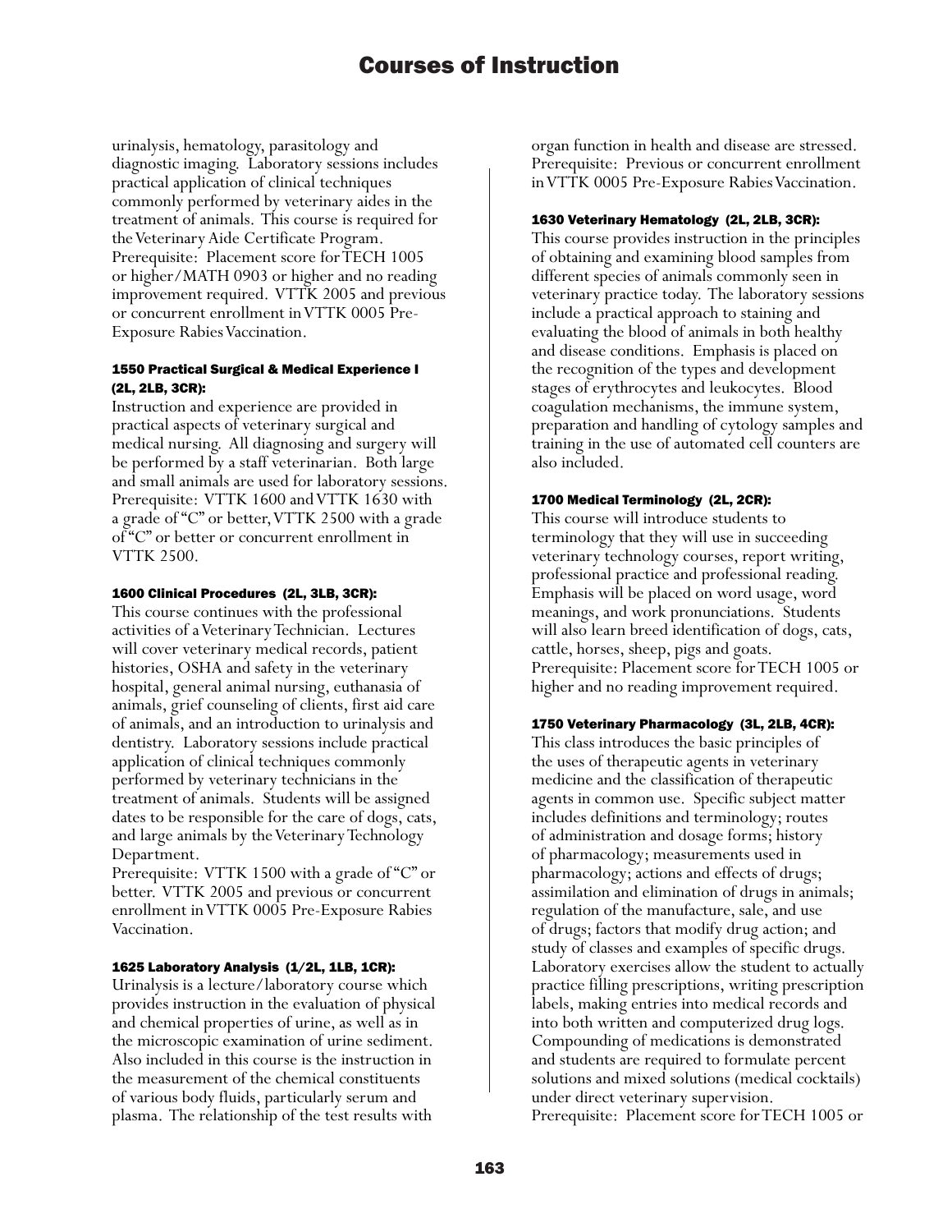urinalysis, hematology, parasitology and diagnostic imaging. Laboratory sessions includes practical application of clinical techniques commonly performed by veterinary aides in the treatment of animals. This course is required for the Veterinary Aide Certificate Program. Prerequisite: Placement score for TECH 1005 or higher/MATH 0903 or higher and no reading improvement required. VTTK 2005 and previous or concurrent enrollment in VTTK 0005 Pre-Exposure Rabies Vaccination.

#### 1550 Practical Surgical & Medical Experience I (2L, 2LB, 3CR):

Instruction and experience are provided in practical aspects of veterinary surgical and medical nursing. All diagnosing and surgery will be performed by a staff veterinarian. Both large and small animals are used for laboratory sessions. Prerequisite: VTTK 1600 and VTTK 1630 with a grade of "C" or better, VTTK 2500 with a grade of "C" or better or concurrent enrollment in VTTK 2500.

#### 1600 Clinical Procedures (2L, 3LB, 3CR):

This course continues with the professional activities of a Veterinary Technician. Lectures will cover veterinary medical records, patient histories, OSHA and safety in the veterinary hospital, general animal nursing, euthanasia of animals, grief counseling of clients, first aid care of animals, and an introduction to urinalysis and dentistry. Laboratory sessions include practical application of clinical techniques commonly performed by veterinary technicians in the treatment of animals. Students will be assigned dates to be responsible for the care of dogs, cats, and large animals by the Veterinary Technology Department.
Prerequisite: VTTK 1500 with a grade of "C" or better. VTTK 2005 and previous or concurrent enrollment in VTTK 0005 Pre-Exposure Rabies Vaccination.

#### 1625 Laboratory Analysis (1/2L, 1LB, 1CR):

Urinalysis is a lecture/laboratory course which provides instruction in the evaluation of physical and chemical properties of urine, as well as in the microscopic examination of urine sediment. Also included in this course is the instruction in the measurement of the chemical constituents of various body fluids, particularly serum and plasma. The relationship of the test results with organ function in health and disease are stressed. Prerequisite: Previous or concurrent enrollment in VTTK 0005 Pre-Exposure Rabies Vaccination.

#### 1630 Veterinary Hematology (2L, 2LB, 3CR):

This course provides instruction in the principles of obtaining and examining blood samples from different species of animals commonly seen in veterinary practice today. The laboratory sessions include a practical approach to staining and evaluating the blood of animals in both healthy and disease conditions. Emphasis is placed on the recognition of the types and development stages of erythrocytes and leukocytes. Blood coagulation mechanisms, the immune system, preparation and handling of cytology samples and training in the use of automated cell counters are also included.

#### 1700 Medical Terminology (2L, 2CR):

This course will introduce students to terminology that they will use in succeeding veterinary technology courses, report writing, professional practice and professional reading. Emphasis will be placed on word usage, word meanings, and work pronunciations. Students will also learn breed identification of dogs, cats, cattle, horses, sheep, pigs and goats. Prerequisite: Placement score for TECH 1005 or higher and no reading improvement required.

#### 1750 Veterinary Pharmacology (3L, 2LB, 4CR):

This class introduces the basic principles of the uses of therapeutic agents in veterinary medicine and the classification of therapeutic agents in common use. Specific subject matter includes definitions and terminology; routes of administration and dosage forms; history of pharmacology; measurements used in pharmacology; actions and effects of drugs; assimilation and elimination of drugs in animals; regulation of the manufacture, sale, and use of drugs; factors that modify drug action; and study of classes and examples of specific drugs. Laboratory exercises allow the student to actually practice filling prescriptions, writing prescription labels, making entries into medical records and into both written and computerized drug logs. Compounding of medications is demonstrated and students are required to formulate percent solutions and mixed solutions (medical cocktails) under direct veterinary supervision.
Prerequisite: Placement score for TECH 1005 or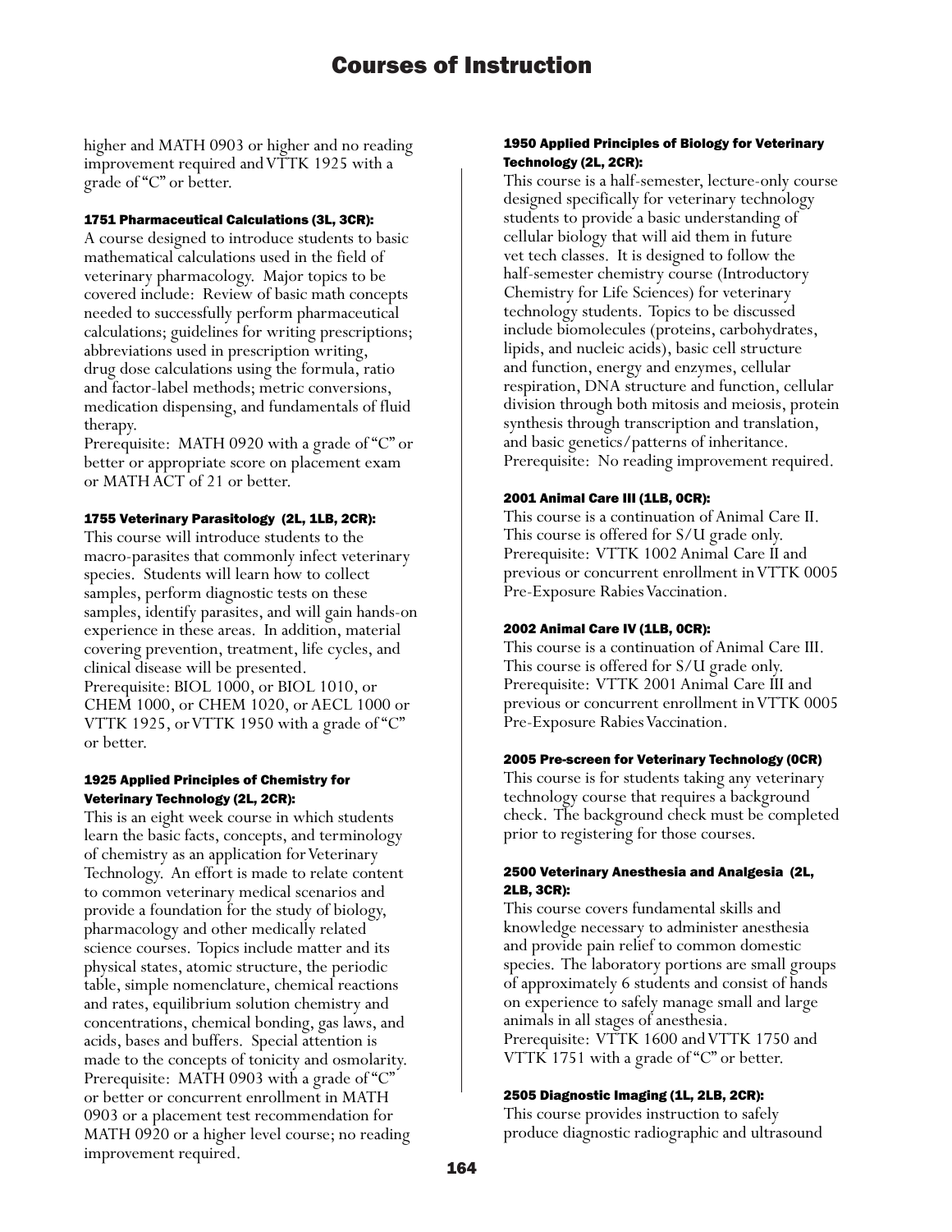higher and MATH 0903 or higher and no reading improvement required and VTTK 1925 with a grade of "C" or better.

#### 1751 Pharmaceutical Calculations (3L, 3CR):

A course designed to introduce students to basic mathematical calculations used in the field of veterinary pharmacology. Major topics to be covered include: Review of basic math concepts needed to successfully perform pharmaceutical calculations; guidelines for writing prescriptions; abbreviations used in prescription writing, drug dose calculations using the formula, ratio and factor-label methods; metric conversions, medication dispensing, and fundamentals of fluid therapy.
Prerequisite: MATH 0920 with a grade of "C" or better or appropriate score on placement exam or MATH ACT of 21 or better.

#### 1755 Veterinary Parasitology (2L, 1LB, 2CR):

This course will introduce students to the macro-parasites that commonly infect veterinary species. Students will learn how to collect samples, perform diagnostic tests on these samples, identify parasites, and will gain hands-on experience in these areas. In addition, material covering prevention, treatment, life cycles, and clinical disease will be presented.
Prerequisite: BIOL 1000, or BIOL 1010, or CHEM 1000, or CHEM 1020, or AECL 1000 or VTTK 1925, or VTTK 1950 with a grade of "C" or better.

#### 1925 Applied Principles of Chemistry for Veterinary Technology (2L, 2CR):

This is an eight week course in which students learn the basic facts, concepts, and terminology of chemistry as an application for Veterinary Technology. An effort is made to relate content to common veterinary medical scenarios and provide a foundation for the study of biology, pharmacology and other medically related science courses. Topics include matter and its physical states, atomic structure, the periodic table, simple nomenclature, chemical reactions and rates, equilibrium solution chemistry and concentrations, chemical bonding, gas laws, and acids, bases and buffers. Special attention is made to the concepts of tonicity and osmolarity.
Prerequisite: MATH 0903 with a grade of "C" or better or concurrent enrollment in MATH 0903 or a placement test recommendation for MATH 0920 or a higher level course; no reading improvement required.

#### 1950 Applied Principles of Biology for Veterinary Technology (2L, 2CR):

This course is a half-semester, lecture-only course designed specifically for veterinary technology students to provide a basic understanding of cellular biology that will aid them in future vet tech classes. It is designed to follow the half-semester chemistry course (Introductory Chemistry for Life Sciences) for veterinary technology students. Topics to be discussed include biomolecules (proteins, carbohydrates, lipids, and nucleic acids), basic cell structure and function, energy and enzymes, cellular respiration, DNA structure and function, cellular division through both mitosis and meiosis, protein synthesis through transcription and translation, and basic genetics/patterns of inheritance.
Prerequisite: No reading improvement required.

#### 2001 Animal Care III (1LB, 0CR):

This course is a continuation of Animal Care II. This course is offered for S/U grade only.
Prerequisite: VTTK 1002 Animal Care II and previous or concurrent enrollment in VTTK 0005 Pre-Exposure Rabies Vaccination.

#### 2002 Animal Care IV (1LB, 0CR):

This course is a continuation of Animal Care III. This course is offered for S/U grade only.
Prerequisite: VTTK 2001 Animal Care III and previous or concurrent enrollment in VTTK 0005 Pre-Exposure Rabies Vaccination.

#### 2005 Pre-screen for Veterinary Technology (0CR)

This course is for students taking any veterinary technology course that requires a background check. The background check must be completed prior to registering for those courses.

#### 2500 Veterinary Anesthesia and Analgesia (2L, 2LB, 3CR):

This course covers fundamental skills and knowledge necessary to administer anesthesia and provide pain relief to common domestic species. The laboratory portions are small groups of approximately 6 students and consist of hands on experience to safely manage small and large animals in all stages of anesthesia.
Prerequisite: VTTK 1600 and VTTK 1750 and VTTK 1751 with a grade of "C" or better.

#### 2505 Diagnostic Imaging (1L, 2LB, 2CR):

This course provides instruction to safely produce diagnostic radiographic and ultrasound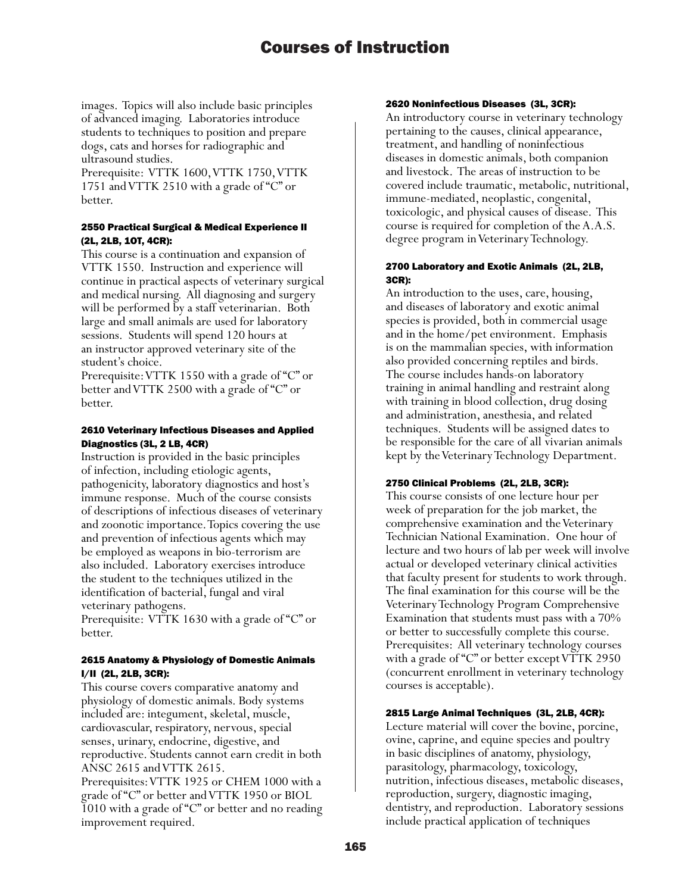images. Topics will also include basic principles of advanced imaging. Laboratories introduce students to techniques to position and prepare dogs, cats and horses for radiographic and ultrasound studies.
Prerequisite: VTTK 1600, VTTK 1750, VTTK 1751 and VTTK 2510 with a grade of "C" or better.

#### 2550 Practical Surgical & Medical Experience II (2L, 2LB, 10T, 4CR):

This course is a continuation and expansion of VTTK 1550. Instruction and experience will continue in practical aspects of veterinary surgical and medical nursing. All diagnosing and surgery will be performed by a staff veterinarian. Both large and small animals are used for laboratory sessions. Students will spend 120 hours at an instructor approved veterinary site of the student's choice.
Prerequisite: VTTK 1550 with a grade of "C" or better and VTTK 2500 with a grade of "C" or better.

#### 2610 Veterinary Infectious Diseases and Applied Diagnostics (3L, 2 LB, 4CR)

Instruction is provided in the basic principles of infection, including etiologic agents, pathogenicity, laboratory diagnostics and host's immune response. Much of the course consists of descriptions of infectious diseases of veterinary and zoonotic importance. Topics covering the use and prevention of infectious agents which may be employed as weapons in bio-terrorism are also included. Laboratory exercises introduce the student to the techniques utilized in the identification of bacterial, fungal and viral veterinary pathogens.
Prerequisite: VTTK 1630 with a grade of "C" or better.

#### 2615 Anatomy & Physiology of Domestic Animals I/II (2L, 2LB, 3CR):

This course covers comparative anatomy and physiology of domestic animals. Body systems included are: integument, skeletal, muscle, cardiovascular, respiratory, nervous, special senses, urinary, endocrine, digestive, and reproductive. Students cannot earn credit in both ANSC 2615 and VTTK 2615.
Prerequisites: VTTK 1925 or CHEM 1000 with a grade of "C" or better and VTTK 1950 or BIOL 1010 with a grade of "C" or better and no reading improvement required.

#### 2620 Noninfectious Diseases (3L, 3CR):

An introductory course in veterinary technology pertaining to the causes, clinical appearance, treatment, and handling of noninfectious diseases in domestic animals, both companion and livestock. The areas of instruction to be covered include traumatic, metabolic, nutritional, immune-mediated, neoplastic, congenital, toxicologic, and physical causes of disease. This course is required for completion of the A.A.S. degree program in Veterinary Technology.

#### 2700 Laboratory and Exotic Animals (2L, 2LB, 3CR):

An introduction to the uses, care, housing, and diseases of laboratory and exotic animal species is provided, both in commercial usage and in the home/pet environment. Emphasis is on the mammalian species, with information also provided concerning reptiles and birds. The course includes hands-on laboratory training in animal handling and restraint along with training in blood collection, drug dosing and administration, anesthesia, and related techniques. Students will be assigned dates to be responsible for the care of all vivarian animals kept by the Veterinary Technology Department.

#### 2750 Clinical Problems (2L, 2LB, 3CR):

This course consists of one lecture hour per week of preparation for the job market, the comprehensive examination and the Veterinary Technician National Examination. One hour of lecture and two hours of lab per week will involve actual or developed veterinary clinical activities that faculty present for students to work through. The final examination for this course will be the Veterinary Technology Program Comprehensive Examination that students must pass with a 70% or better to successfully complete this course.
Prerequisites: All veterinary technology courses with a grade of "C" or better except VTTK 2950 (concurrent enrollment in veterinary technology courses is acceptable).

#### 2815 Large Animal Techniques (3L, 2LB, 4CR):

Lecture material will cover the bovine, porcine, ovine, caprine, and equine species and poultry in basic disciplines of anatomy, physiology, parasitology, pharmacology, toxicology, nutrition, infectious diseases, metabolic diseases, reproduction, surgery, diagnostic imaging, dentistry, and reproduction. Laboratory sessions include practical application of techniques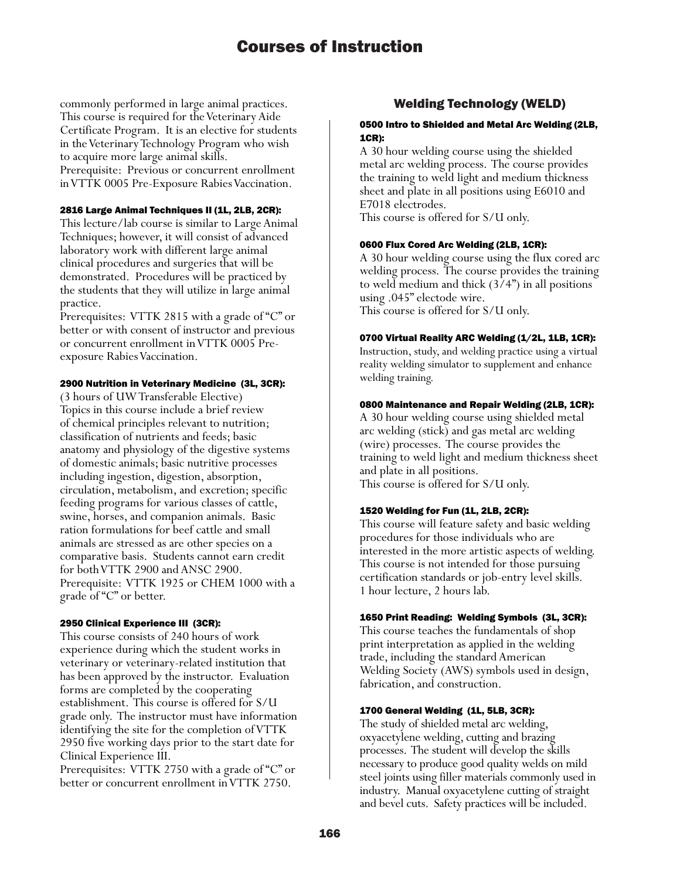commonly performed in large animal practices. This course is required for the Veterinary Aide Certificate Program. It is an elective for students in the Veterinary Technology Program who wish to acquire more large animal skills.
Prerequisite: Previous or concurrent enrollment in VTTK 0005 Pre-Exposure Rabies Vaccination.

#### 2816 Large Animal Techniques II (1L, 2LB, 2CR):

This lecture/lab course is similar to Large Animal Techniques; however, it will consist of advanced laboratory work with different large animal clinical procedures and surgeries that will be demonstrated. Procedures will be practiced by the students that they will utilize in large animal practice.
Prerequisites: VTTK 2815 with a grade of "C" or better or with consent of instructor and previous or concurrent enrollment in VTTK 0005 Pre-exposure Rabies Vaccination.

#### 2900 Nutrition in Veterinary Medicine (3L, 3CR):

(3 hours of UW Transferable Elective)
Topics in this course include a brief review of chemical principles relevant to nutrition; classification of nutrients and feeds; basic anatomy and physiology of the digestive systems of domestic animals; basic nutritive processes including ingestion, digestion, absorption, circulation, metabolism, and excretion; specific feeding programs for various classes of cattle, swine, horses, and companion animals. Basic ration formulations for beef cattle and small animals are stressed as are other species on a comparative basis. Students cannot earn credit for both VTTK 2900 and ANSC 2900.
Prerequisite: VTTK 1925 or CHEM 1000 with a grade of "C" or better.

#### 2950 Clinical Experience III (3CR):

This course consists of 240 hours of work experience during which the student works in veterinary or veterinary-related institution that has been approved by the instructor. Evaluation forms are completed by the cooperating establishment. This course is offered for S/U grade only. The instructor must have information identifying the site for the completion of VTTK 2950 five working days prior to the start date for Clinical Experience III.
Prerequisites: VTTK 2750 with a grade of "C" or better or concurrent enrollment in VTTK 2750.

## Welding Technology (WELD)

#### 0500 Intro to Shielded and Metal Arc Welding (2LB, 1CR):

A 30 hour welding course using the shielded metal arc welding process. The course provides the training to weld light and medium thickness sheet and plate in all positions using E6010 and E7018 electrodes.
This course is offered for S/U only.

#### 0600 Flux Cored Arc Welding (2LB, 1CR):

A 30 hour welding course using the flux cored arc welding process. The course provides the training to weld medium and thick (3/4") in all positions using .045" electode wire.
This course is offered for S/U only.

#### 0700 Virtual Reality ARC Welding (1/2L, 1LB, 1CR):

Instruction, study, and welding practice using a virtual reality welding simulator to supplement and enhance welding training.

#### 0800 Maintenance and Repair Welding (2LB, 1CR):

A 30 hour welding course using shielded metal arc welding (stick) and gas metal arc welding (wire) processes. The course provides the training to weld light and medium thickness sheet and plate in all positions.
This course is offered for S/U only.

#### 1520 Welding for Fun (1L, 2LB, 2CR):

This course will feature safety and basic welding procedures for those individuals who are interested in the more artistic aspects of welding. This course is not intended for those pursuing certification standards or job-entry level skills.
1 hour lecture, 2 hours lab.

#### 1650 Print Reading: Welding Symbols (3L, 3CR):

This course teaches the fundamentals of shop print interpretation as applied in the welding trade, including the standard American Welding Society (AWS) symbols used in design, fabrication, and construction.

#### 1700 General Welding (1L, 5LB, 3CR):

The study of shielded metal arc welding, oxyacetylene welding, cutting and brazing processes. The student will develop the skills necessary to produce good quality welds on mild steel joints using filler materials commonly used in industry. Manual oxyacetylene cutting of straight and bevel cuts. Safety practices will be included.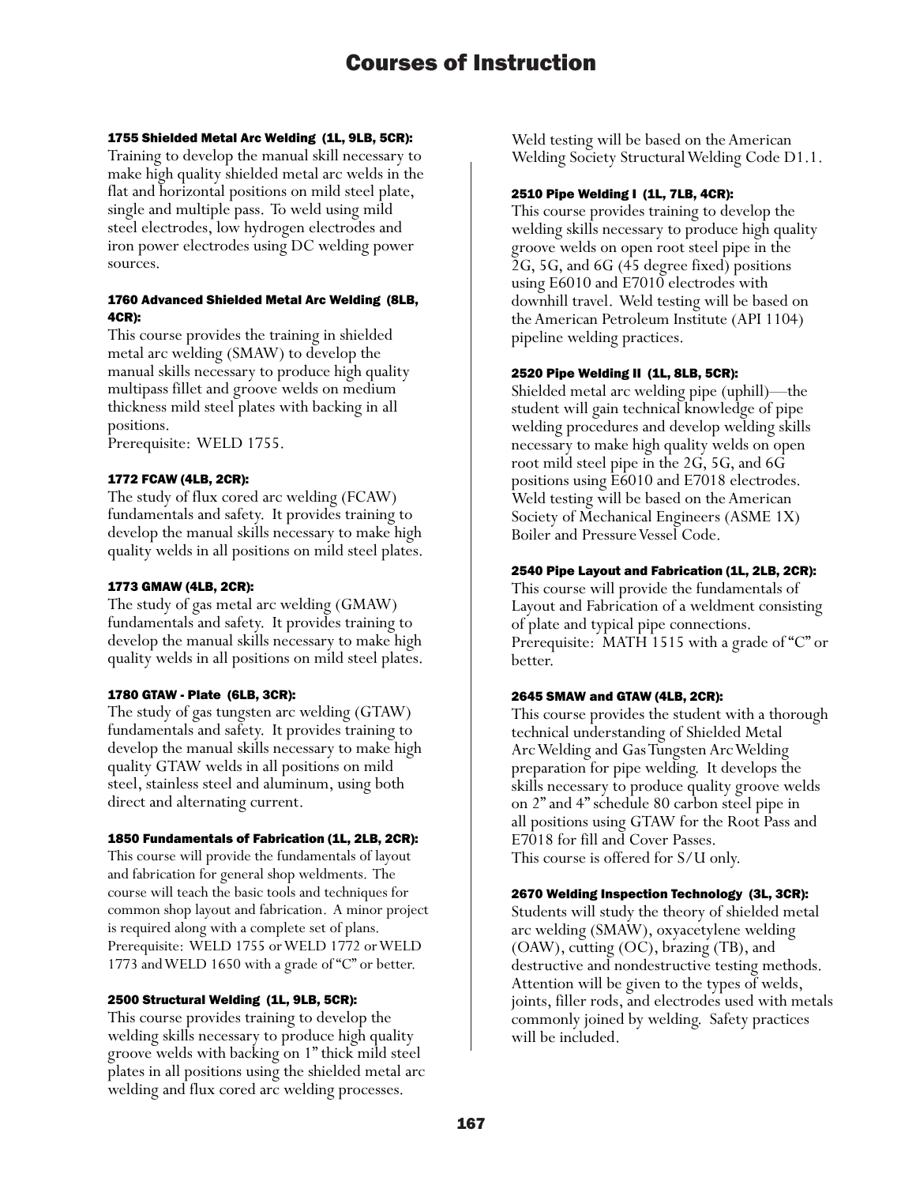# Courses of Instruction

#### 1755 Shielded Metal Arc Welding (1L, 9LB, 5CR):

Training to develop the manual skill necessary to make high quality shielded metal arc welds in the flat and horizontal positions on mild steel plate, single and multiple pass. To weld using mild steel electrodes, low hydrogen electrodes and iron power electrodes using DC welding power sources.

#### 1760 Advanced Shielded Metal Arc Welding (8LB, 4CR):

This course provides the training in shielded metal arc welding (SMAW) to develop the manual skills necessary to produce high quality multipass fillet and groove welds on medium thickness mild steel plates with backing in all positions.
Prerequisite: WELD 1755.

#### 1772 FCAW (4LB, 2CR):

The study of flux cored arc welding (FCAW) fundamentals and safety. It provides training to develop the manual skills necessary to make high quality welds in all positions on mild steel plates.

#### 1773 GMAW (4LB, 2CR):

The study of gas metal arc welding (GMAW) fundamentals and safety. It provides training to develop the manual skills necessary to make high quality welds in all positions on mild steel plates.

#### 1780 GTAW - Plate (6LB, 3CR):

The study of gas tungsten arc welding (GTAW) fundamentals and safety. It provides training to develop the manual skills necessary to make high quality GTAW welds in all positions on mild steel, stainless steel and aluminum, using both direct and alternating current.

#### 1850 Fundamentals of Fabrication (1L, 2LB, 2CR):

This course will provide the fundamentals of layout and fabrication for general shop weldments. The course will teach the basic tools and techniques for common shop layout and fabrication. A minor project is required along with a complete set of plans.
Prerequisite: WELD 1755 or WELD 1772 or WELD 1773 and WELD 1650 with a grade of "C" or better.

#### 2500 Structural Welding (1L, 9LB, 5CR):

This course provides training to develop the welding skills necessary to produce high quality groove welds with backing on 1" thick mild steel plates in all positions using the shielded metal arc welding and flux cored arc welding processes. Weld testing will be based on the American Welding Society Structural Welding Code D1.1.

#### 2510 Pipe Welding I (1L, 7LB, 4CR):

This course provides training to develop the welding skills necessary to produce high quality groove welds on open root steel pipe in the 2G, 5G, and 6G (45 degree fixed) positions using E6010 and E7010 electrodes with downhill travel. Weld testing will be based on the American Petroleum Institute (API 1104) pipeline welding practices.

#### 2520 Pipe Welding II (1L, 8LB, 5CR):

Shielded metal arc welding pipe (uphill)—the student will gain technical knowledge of pipe welding procedures and develop welding skills necessary to make high quality welds on open root mild steel pipe in the 2G, 5G, and 6G positions using E6010 and E7018 electrodes. Weld testing will be based on the American Society of Mechanical Engineers (ASME 1X) Boiler and Pressure Vessel Code.

#### 2540 Pipe Layout and Fabrication (1L, 2LB, 2CR):

This course will provide the fundamentals of Layout and Fabrication of a weldment consisting of plate and typical pipe connections.
Prerequisite: MATH 1515 with a grade of "C" or better.

#### 2645 SMAW and GTAW (4LB, 2CR):

This course provides the student with a thorough technical understanding of Shielded Metal Arc Welding and Gas Tungsten Arc Welding preparation for pipe welding. It develops the skills necessary to produce quality groove welds on 2" and 4" schedule 80 carbon steel pipe in all positions using GTAW for the Root Pass and E7018 for fill and Cover Passes.
This course is offered for S/U only.

#### 2670 Welding Inspection Technology (3L, 3CR):

Students will study the theory of shielded metal arc welding (SMAW), oxyacetylene welding (OAW), cutting (OC), brazing (TB), and destructive and nondestructive testing methods. Attention will be given to the types of welds, joints, filler rods, and electrodes used with metals commonly joined by welding. Safety practices will be included.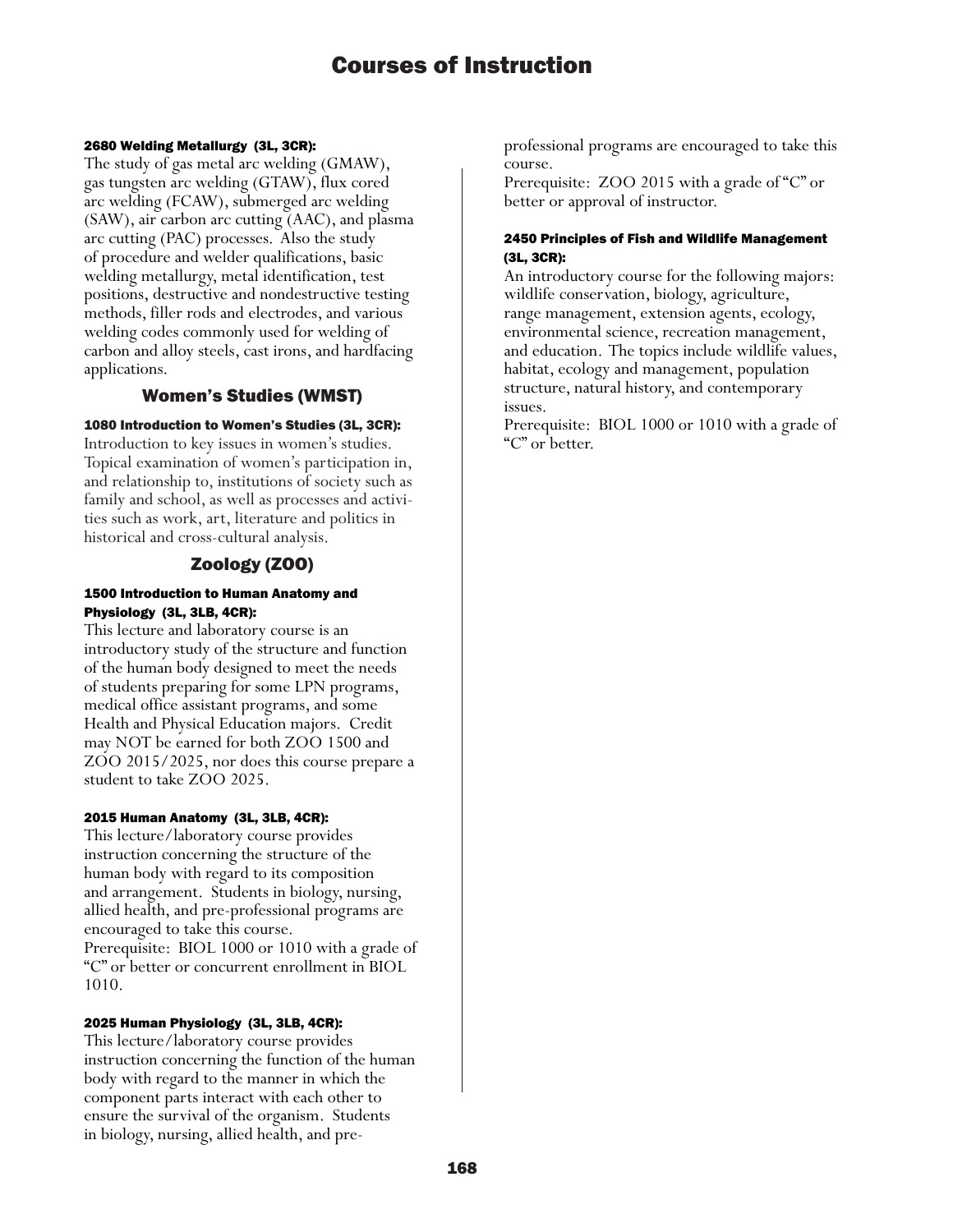**2680 Welding Metallurgy (3L, 3CR):**
The study of gas metal arc welding (GMAW), gas tungsten arc welding (GTAW), flux cored arc welding (FCAW), submerged arc welding (SAW), air carbon arc cutting (AAC), and plasma arc cutting (PAC) processes. Also the study of procedure and welder qualifications, basic welding metallurgy, metal identification, test positions, destructive and nondestructive testing methods, filler rods and electrodes, and various welding codes commonly used for welding of carbon and alloy steels, cast irons, and hardfacing applications.

## Women's Studies (WMST)

**1080 Introduction to Women's Studies (3L, 3CR):**
Introduction to key issues in women's studies. Topical examination of women's participation in, and relationship to, institutions of society such as family and school, as well as processes and activities such as work, art, literature and politics in historical and cross-cultural analysis.

## Zoology (ZOO)

**1500 Introduction to Human Anatomy and Physiology (3L, 3LB, 4CR):**
This lecture and laboratory course is an introductory study of the structure and function of the human body designed to meet the needs of students preparing for some LPN programs, medical office assistant programs, and some Health and Physical Education majors. Credit may NOT be earned for both ZOO 1500 and ZOO 2015/2025, nor does this course prepare a student to take ZOO 2025.

**2015 Human Anatomy (3L, 3LB, 4CR):**
This lecture/laboratory course provides instruction concerning the structure of the human body with regard to its composition and arrangement. Students in biology, nursing, allied health, and pre-professional programs are encouraged to take this course.
Prerequisite: BIOL 1000 or 1010 with a grade of "C" or better or concurrent enrollment in BIOL 1010.

**2025 Human Physiology (3L, 3LB, 4CR):**
This lecture/laboratory course provides instruction concerning the function of the human body with regard to the manner in which the component parts interact with each other to ensure the survival of the organism. Students in biology, nursing, allied health, and pre-professional programs are encouraged to take this course.
Prerequisite: ZOO 2015 with a grade of "C" or better or approval of instructor.

**2450 Principles of Fish and Wildlife Management (3L, 3CR):**
An introductory course for the following majors: wildlife conservation, biology, agriculture, range management, extension agents, ecology, environmental science, recreation management, and education. The topics include wildlife values, habitat, ecology and management, population structure, natural history, and contemporary issues.
Prerequisite: BIOL 1000 or 1010 with a grade of "C" or better.